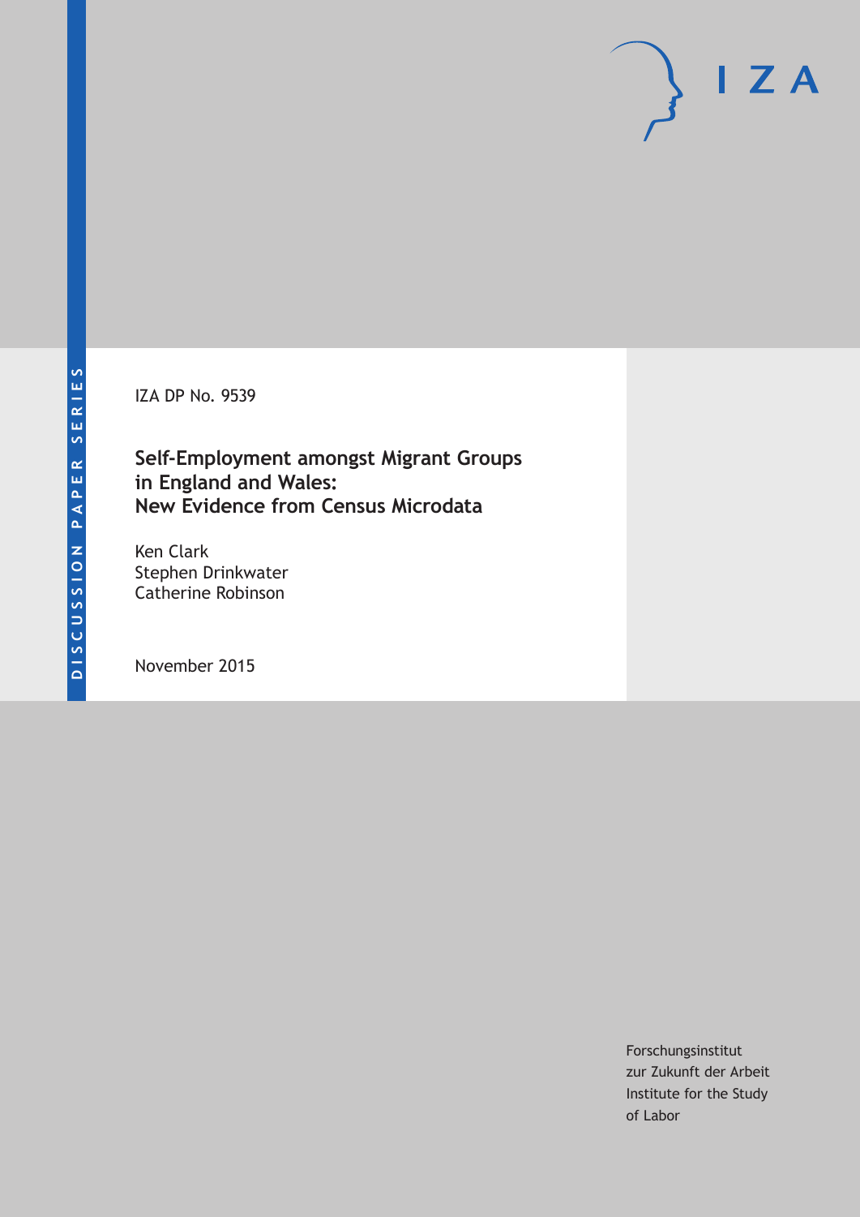DISCUSSION PAPER SERIES

IZA DP No. 9539

# Self-Employment amongst Migrant Groups in England and Wales: New Evidence from Census Microdata

Ken Clark
Stephen Drinkwater
Catherine Robinson

November 2015

IZA

Forschungsinstitut
zur Zukunft der Arbeit
Institute for the Study
of Labor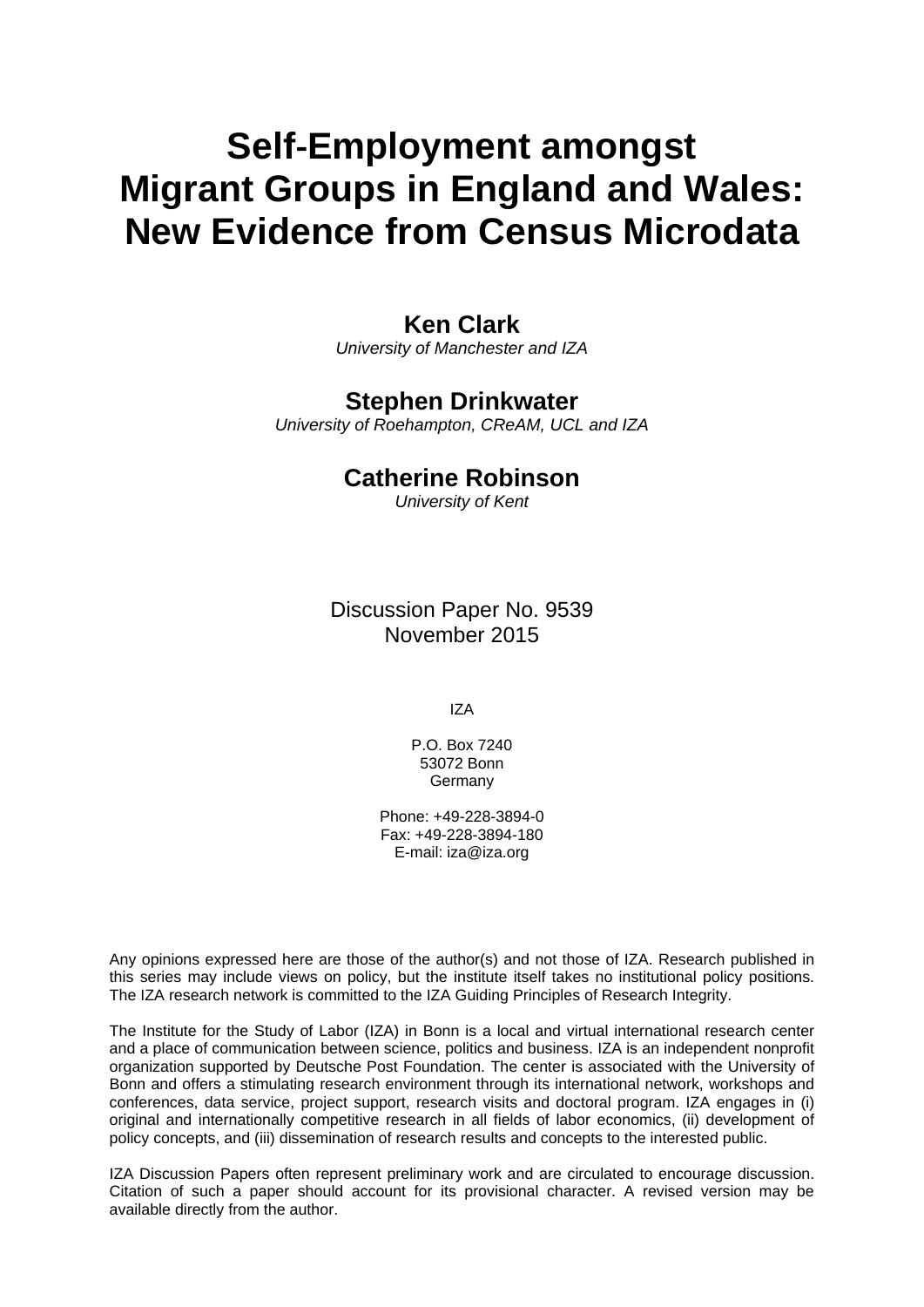# Self-Employment amongst Migrant Groups in England and Wales: New Evidence from Census Microdata

**Ken Clark**
*University of Manchester and IZA*

**Stephen Drinkwater**
*University of Roehampton, CReAM, UCL and IZA*

**Catherine Robinson**
*University of Kent*

Discussion Paper No. 9539
November 2015

IZA

P.O. Box 7240
53072 Bonn
Germany

Phone: +49-228-3894-0
Fax: +49-228-3894-180
E-mail: iza@iza.org

Any opinions expressed here are those of the author(s) and not those of IZA. Research published in this series may include views on policy, but the institute itself takes no institutional policy positions. The IZA research network is committed to the IZA Guiding Principles of Research Integrity.

The Institute for the Study of Labor (IZA) in Bonn is a local and virtual international research center and a place of communication between science, politics and business. IZA is an independent nonprofit organization supported by Deutsche Post Foundation. The center is associated with the University of Bonn and offers a stimulating research environment through its international network, workshops and conferences, data service, project support, research visits and doctoral program. IZA engages in (i) original and internationally competitive research in all fields of labor economics, (ii) development of policy concepts, and (iii) dissemination of research results and concepts to the interested public.

IZA Discussion Papers often represent preliminary work and are circulated to encourage discussion. Citation of such a paper should account for its provisional character. A revised version may be available directly from the author.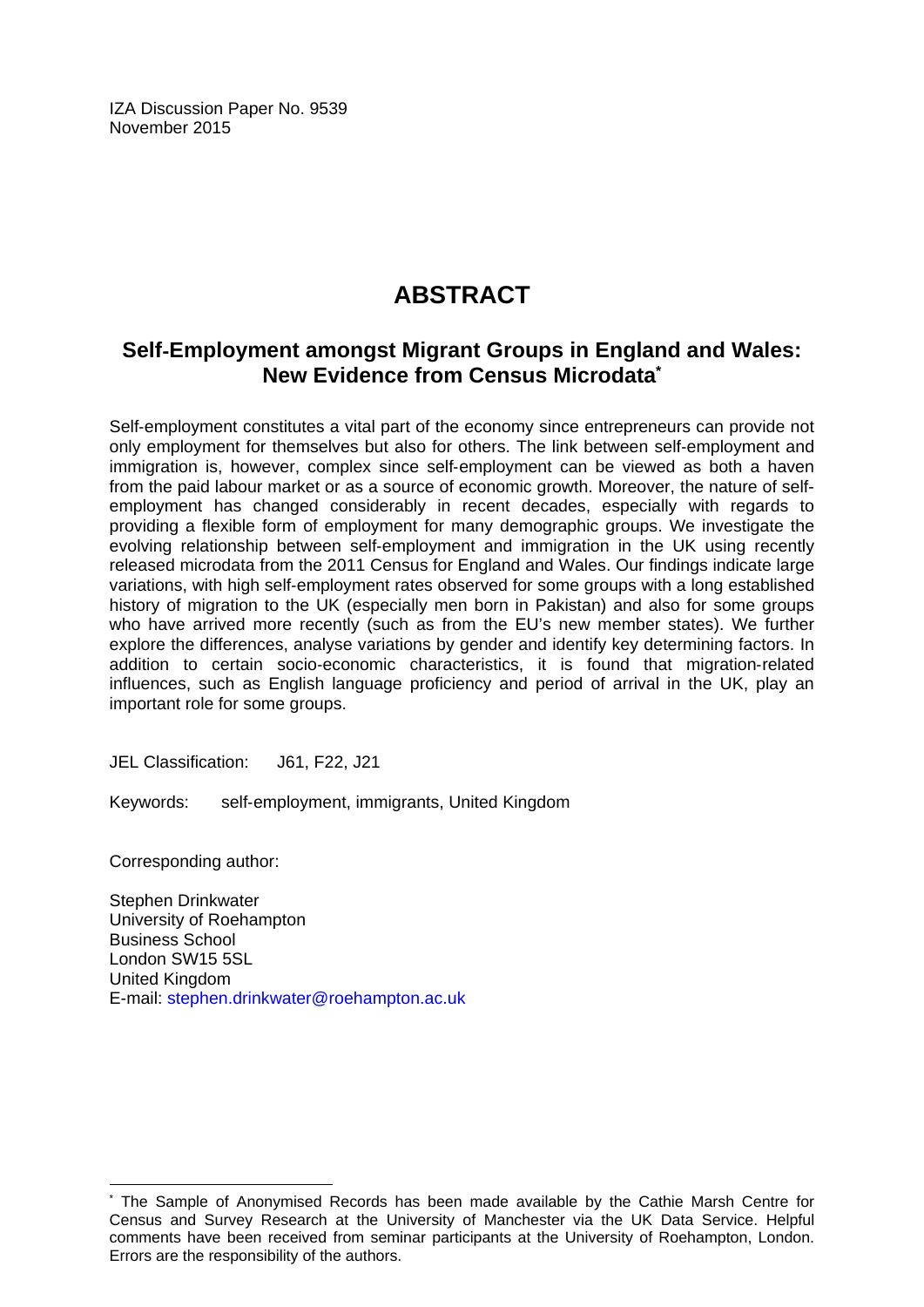IZA Discussion Paper No. 9539
November 2015

# ABSTRACT

## Self-Employment amongst Migrant Groups in England and Wales: New Evidence from Census Microdata*

Self-employment constitutes a vital part of the economy since entrepreneurs can provide not only employment for themselves but also for others. The link between self-employment and immigration is, however, complex since self-employment can be viewed as both a haven from the paid labour market or as a source of economic growth. Moreover, the nature of self-employment has changed considerably in recent decades, especially with regards to providing a flexible form of employment for many demographic groups. We investigate the evolving relationship between self-employment and immigration in the UK using recently released microdata from the 2011 Census for England and Wales. Our findings indicate large variations, with high self-employment rates observed for some groups with a long established history of migration to the UK (especially men born in Pakistan) and also for some groups who have arrived more recently (such as from the EU's new member states). We further explore the differences, analyse variations by gender and identify key determining factors. In addition to certain socio-economic characteristics, it is found that migration-related influences, such as English language proficiency and period of arrival in the UK, play an important role for some groups.

JEL Classification: J61, F22, J21

Keywords: self-employment, immigrants, United Kingdom

Corresponding author:

Stephen Drinkwater
University of Roehampton
Business School
London SW15 5SL
United Kingdom
E-mail: stephen.drinkwater@roehampton.ac.uk

---

* The Sample of Anonymised Records has been made available by the Cathie Marsh Centre for Census and Survey Research at the University of Manchester via the UK Data Service. Helpful comments have been received from seminar participants at the University of Roehampton, London. Errors are the responsibility of the authors.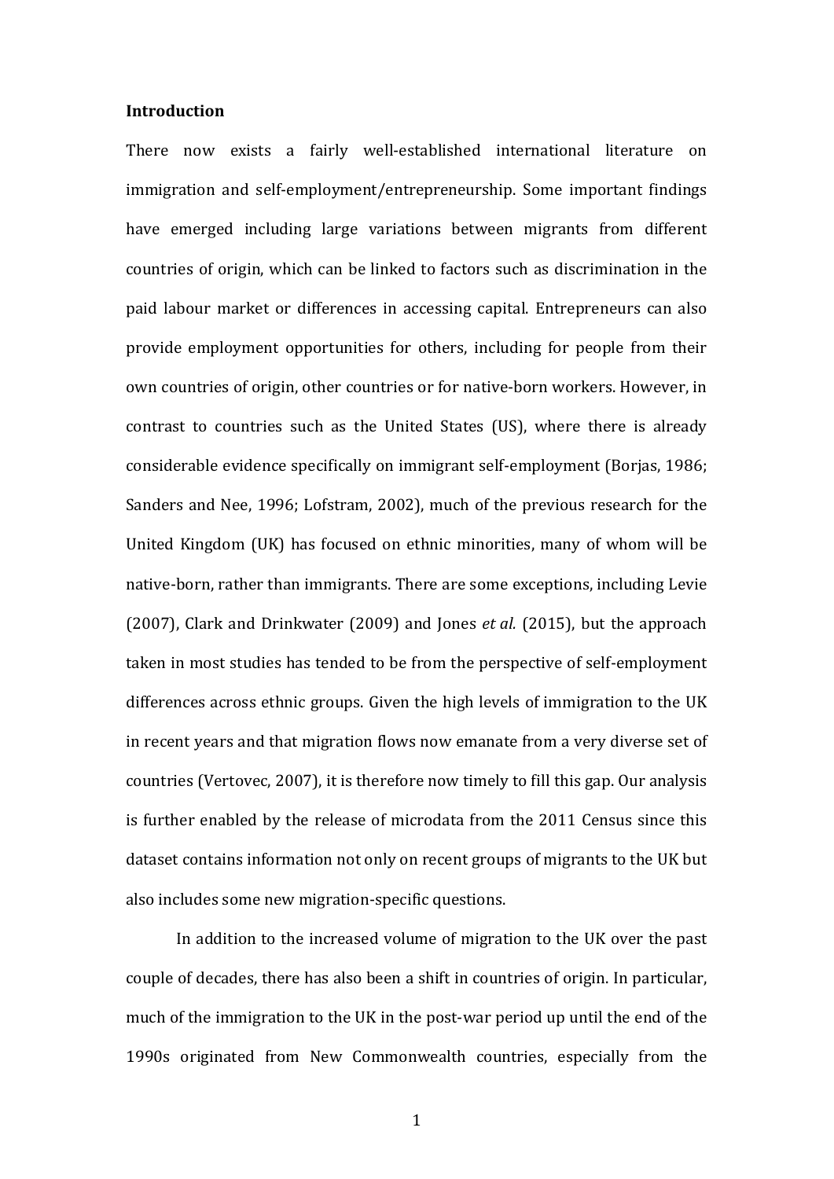## Introduction

There now exists a fairly well-established international literature on immigration and self-employment/entrepreneurship. Some important findings have emerged including large variations between migrants from different countries of origin, which can be linked to factors such as discrimination in the paid labour market or differences in accessing capital. Entrepreneurs can also provide employment opportunities for others, including for people from their own countries of origin, other countries or for native-born workers. However, in contrast to countries such as the United States (US), where there is already considerable evidence specifically on immigrant self-employment (Borjas, 1986; Sanders and Nee, 1996; Lofstram, 2002), much of the previous research for the United Kingdom (UK) has focused on ethnic minorities, many of whom will be native-born, rather than immigrants. There are some exceptions, including Levie (2007), Clark and Drinkwater (2009) and Jones *et al.* (2015), but the approach taken in most studies has tended to be from the perspective of self-employment differences across ethnic groups. Given the high levels of immigration to the UK in recent years and that migration flows now emanate from a very diverse set of countries (Vertovec, 2007), it is therefore now timely to fill this gap. Our analysis is further enabled by the release of microdata from the 2011 Census since this dataset contains information not only on recent groups of migrants to the UK but also includes some new migration-specific questions.

In addition to the increased volume of migration to the UK over the past couple of decades, there has also been a shift in countries of origin. In particular, much of the immigration to the UK in the post-war period up until the end of the 1990s originated from New Commonwealth countries, especially from the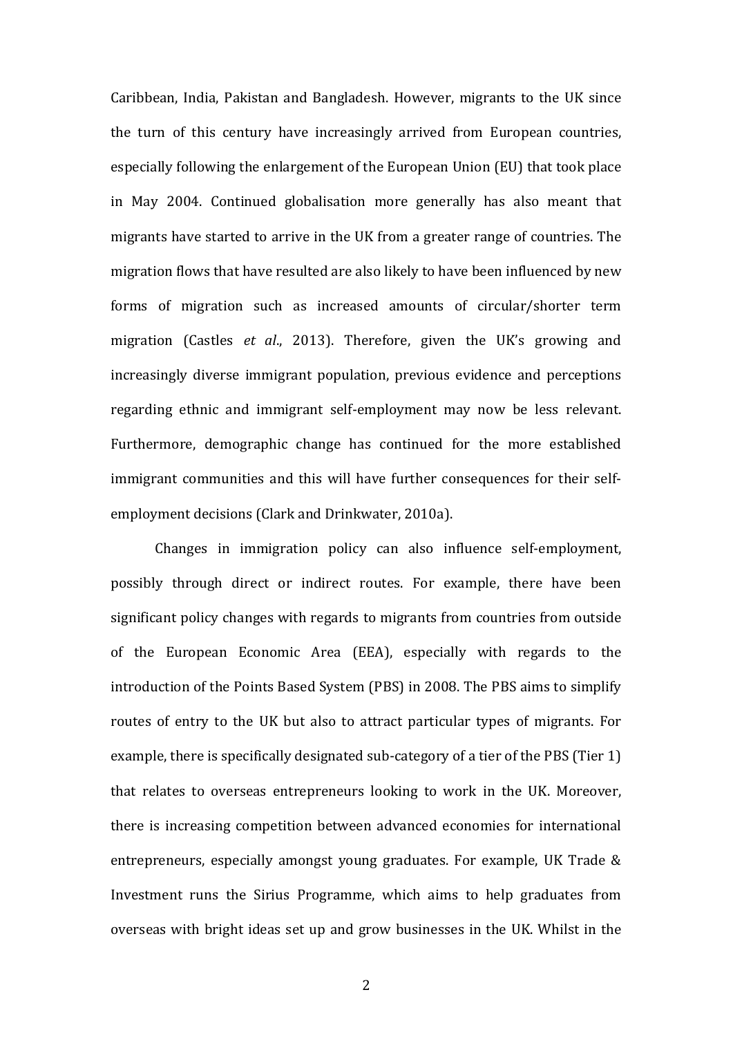Caribbean, India, Pakistan and Bangladesh. However, migrants to the UK since the turn of this century have increasingly arrived from European countries, especially following the enlargement of the European Union (EU) that took place in May 2004. Continued globalisation more generally has also meant that migrants have started to arrive in the UK from a greater range of countries. The migration flows that have resulted are also likely to have been influenced by new forms of migration such as increased amounts of circular/shorter term migration (Castles *et al*., 2013). Therefore, given the UK's growing and increasingly diverse immigrant population, previous evidence and perceptions regarding ethnic and immigrant self-employment may now be less relevant. Furthermore, demographic change has continued for the more established immigrant communities and this will have further consequences for their self-employment decisions (Clark and Drinkwater, 2010a).

Changes in immigration policy can also influence self-employment, possibly through direct or indirect routes. For example, there have been significant policy changes with regards to migrants from countries from outside of the European Economic Area (EEA), especially with regards to the introduction of the Points Based System (PBS) in 2008. The PBS aims to simplify routes of entry to the UK but also to attract particular types of migrants. For example, there is specifically designated sub-category of a tier of the PBS (Tier 1) that relates to overseas entrepreneurs looking to work in the UK. Moreover, there is increasing competition between advanced economies for international entrepreneurs, especially amongst young graduates. For example, UK Trade & Investment runs the Sirius Programme, which aims to help graduates from overseas with bright ideas set up and grow businesses in the UK. Whilst in the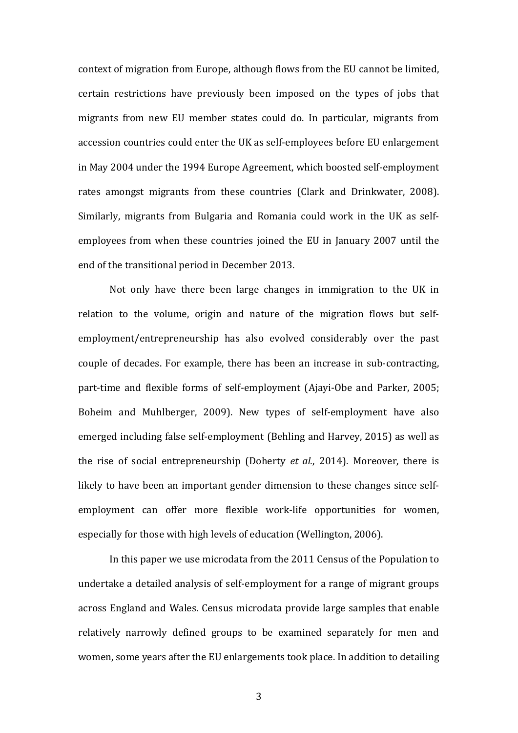context of migration from Europe, although flows from the EU cannot be limited, certain restrictions have previously been imposed on the types of jobs that migrants from new EU member states could do. In particular, migrants from accession countries could enter the UK as self-employees before EU enlargement in May 2004 under the 1994 Europe Agreement, which boosted self-employment rates amongst migrants from these countries (Clark and Drinkwater, 2008). Similarly, migrants from Bulgaria and Romania could work in the UK as self-employees from when these countries joined the EU in January 2007 until the end of the transitional period in December 2013.

Not only have there been large changes in immigration to the UK in relation to the volume, origin and nature of the migration flows but self-employment/entrepreneurship has also evolved considerably over the past couple of decades. For example, there has been an increase in sub-contracting, part-time and flexible forms of self-employment (Ajayi-Obe and Parker, 2005; Boheim and Muhlberger, 2009). New types of self-employment have also emerged including false self-employment (Behling and Harvey, 2015) as well as the rise of social entrepreneurship (Doherty *et al.*, 2014). Moreover, there is likely to have been an important gender dimension to these changes since self-employment can offer more flexible work-life opportunities for women, especially for those with high levels of education (Wellington, 2006).

In this paper we use microdata from the 2011 Census of the Population to undertake a detailed analysis of self-employment for a range of migrant groups across England and Wales. Census microdata provide large samples that enable relatively narrowly defined groups to be examined separately for men and women, some years after the EU enlargements took place. In addition to detailing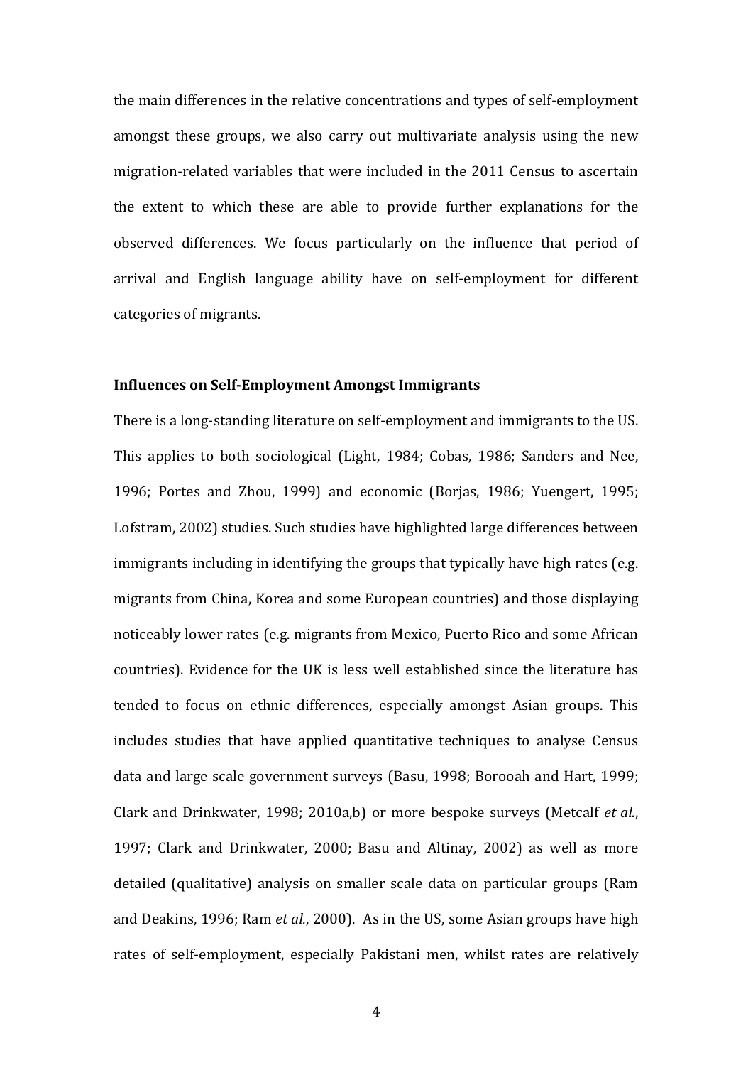the main differences in the relative concentrations and types of self-employment amongst these groups, we also carry out multivariate analysis using the new migration-related variables that were included in the 2011 Census to ascertain the extent to which these are able to provide further explanations for the observed differences. We focus particularly on the influence that period of arrival and English language ability have on self-employment for different categories of migrants.

**Influences on Self-Employment Amongst Immigrants**

There is a long-standing literature on self-employment and immigrants to the US. This applies to both sociological (Light, 1984; Cobas, 1986; Sanders and Nee, 1996; Portes and Zhou, 1999) and economic (Borjas, 1986; Yuengert, 1995; Lofstram, 2002) studies. Such studies have highlighted large differences between immigrants including in identifying the groups that typically have high rates (e.g. migrants from China, Korea and some European countries) and those displaying noticeably lower rates (e.g. migrants from Mexico, Puerto Rico and some African countries). Evidence for the UK is less well established since the literature has tended to focus on ethnic differences, especially amongst Asian groups. This includes studies that have applied quantitative techniques to analyse Census data and large scale government surveys (Basu, 1998; Borooah and Hart, 1999; Clark and Drinkwater, 1998; 2010a,b) or more bespoke surveys (Metcalf *et al.*, 1997; Clark and Drinkwater, 2000; Basu and Altinay, 2002) as well as more detailed (qualitative) analysis on smaller scale data on particular groups (Ram and Deakins, 1996; Ram *et al.*, 2000). As in the US, some Asian groups have high rates of self-employment, especially Pakistani men, whilst rates are relatively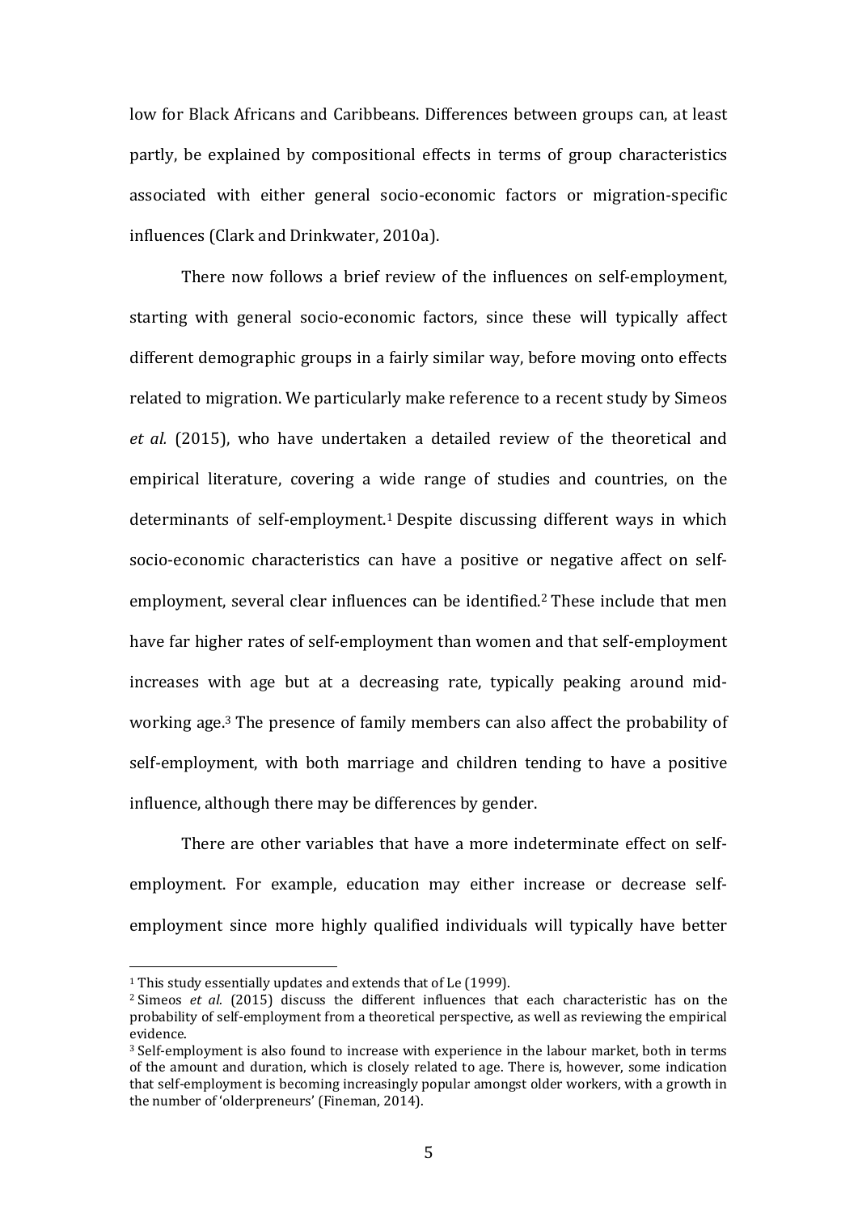low for Black Africans and Caribbeans. Differences between groups can, at least partly, be explained by compositional effects in terms of group characteristics associated with either general socio-economic factors or migration-specific influences (Clark and Drinkwater, 2010a).

There now follows a brief review of the influences on self-employment, starting with general socio-economic factors, since these will typically affect different demographic groups in a fairly similar way, before moving onto effects related to migration. We particularly make reference to a recent study by Simeos *et al.* (2015), who have undertaken a detailed review of the theoretical and empirical literature, covering a wide range of studies and countries, on the determinants of self-employment.[1] Despite discussing different ways in which socio-economic characteristics can have a positive or negative affect on self-employment, several clear influences can be identified.[2] These include that men have far higher rates of self-employment than women and that self-employment increases with age but at a decreasing rate, typically peaking around mid-working age.[3] The presence of family members can also affect the probability of self-employment, with both marriage and children tending to have a positive influence, although there may be differences by gender.

There are other variables that have a more indeterminate effect on self-employment. For example, education may either increase or decrease self-employment since more highly qualified individuals will typically have better

---

[1] This study essentially updates and extends that of Le (1999).

[2] Simeos *et al.* (2015) discuss the different influences that each characteristic has on the probability of self-employment from a theoretical perspective, as well as reviewing the empirical evidence.

[3] Self-employment is also found to increase with experience in the labour market, both in terms of the amount and duration, which is closely related to age. There is, however, some indication that self-employment is becoming increasingly popular amongst older workers, with a growth in the number of 'olderpreneurs' (Fineman, 2014).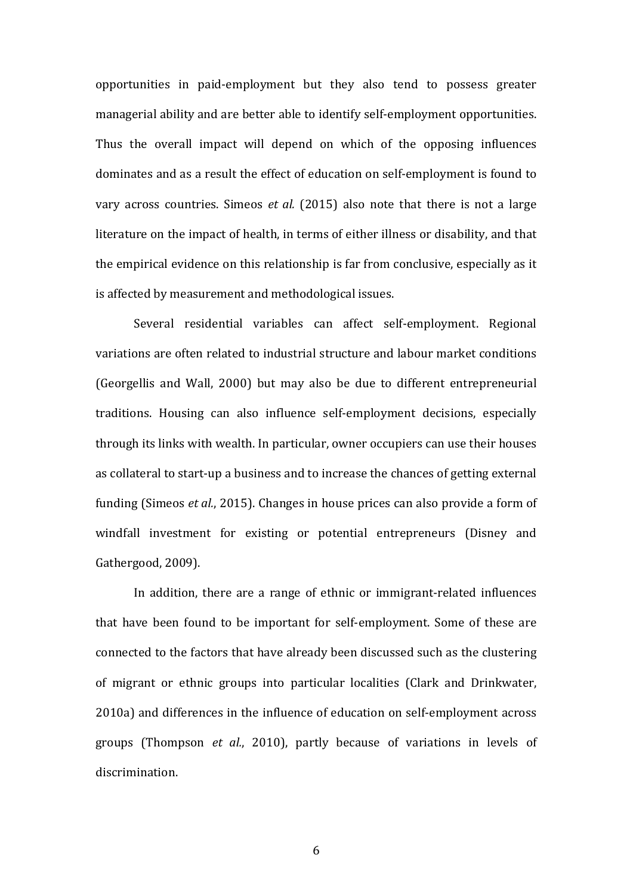opportunities in paid-employment but they also tend to possess greater managerial ability and are better able to identify self-employment opportunities. Thus the overall impact will depend on which of the opposing influences dominates and as a result the effect of education on self-employment is found to vary across countries. Simeos *et al.* (2015) also note that there is not a large literature on the impact of health, in terms of either illness or disability, and that the empirical evidence on this relationship is far from conclusive, especially as it is affected by measurement and methodological issues.

Several residential variables can affect self-employment. Regional variations are often related to industrial structure and labour market conditions (Georgellis and Wall, 2000) but may also be due to different entrepreneurial traditions. Housing can also influence self-employment decisions, especially through its links with wealth. In particular, owner occupiers can use their houses as collateral to start-up a business and to increase the chances of getting external funding (Simeos *et al.*, 2015). Changes in house prices can also provide a form of windfall investment for existing or potential entrepreneurs (Disney and Gathergood, 2009).

In addition, there are a range of ethnic or immigrant-related influences that have been found to be important for self-employment. Some of these are connected to the factors that have already been discussed such as the clustering of migrant or ethnic groups into particular localities (Clark and Drinkwater, 2010a) and differences in the influence of education on self-employment across groups (Thompson *et al.*, 2010), partly because of variations in levels of discrimination.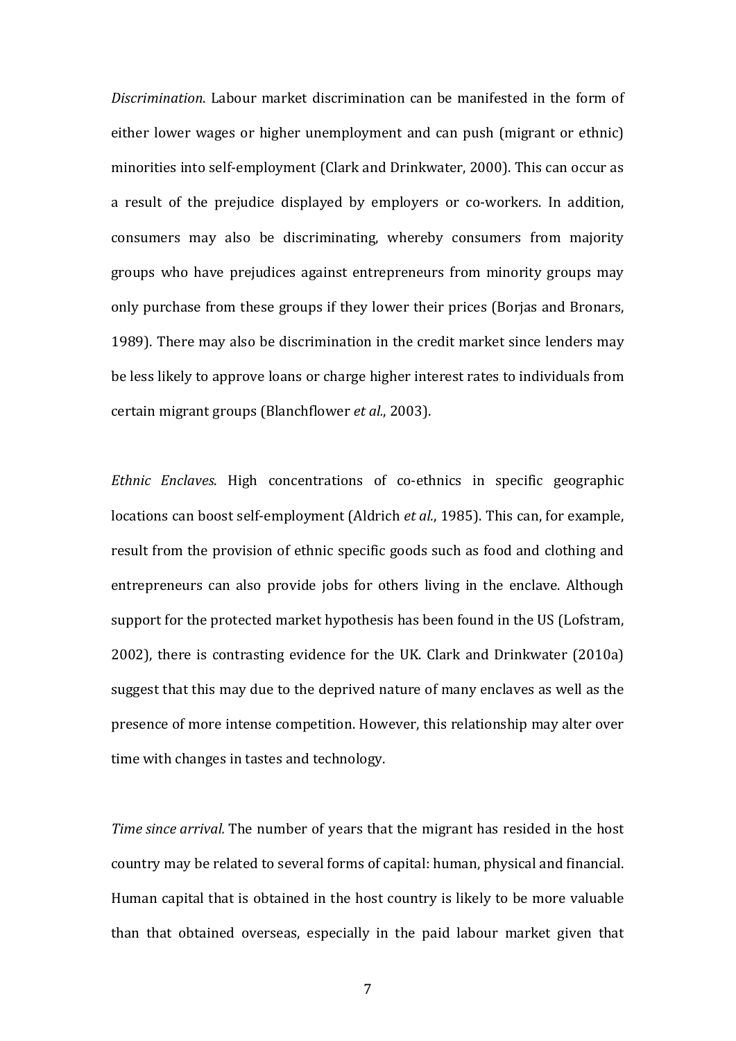*Discrimination*. Labour market discrimination can be manifested in the form of either lower wages or higher unemployment and can push (migrant or ethnic) minorities into self-employment (Clark and Drinkwater, 2000). This can occur as a result of the prejudice displayed by employers or co-workers. In addition, consumers may also be discriminating, whereby consumers from majority groups who have prejudices against entrepreneurs from minority groups may only purchase from these groups if they lower their prices (Borjas and Bronars, 1989). There may also be discrimination in the credit market since lenders may be less likely to approve loans or charge higher interest rates to individuals from certain migrant groups (Blanchflower *et al*., 2003).

*Ethnic Enclaves*. High concentrations of co-ethnics in specific geographic locations can boost self-employment (Aldrich *et al*., 1985). This can, for example, result from the provision of ethnic specific goods such as food and clothing and entrepreneurs can also provide jobs for others living in the enclave. Although support for the protected market hypothesis has been found in the US (Lofstram, 2002), there is contrasting evidence for the UK. Clark and Drinkwater (2010a) suggest that this may due to the deprived nature of many enclaves as well as the presence of more intense competition. However, this relationship may alter over time with changes in tastes and technology.

*Time since arrival.* The number of years that the migrant has resided in the host country may be related to several forms of capital: human, physical and financial. Human capital that is obtained in the host country is likely to be more valuable than that obtained overseas, especially in the paid labour market given that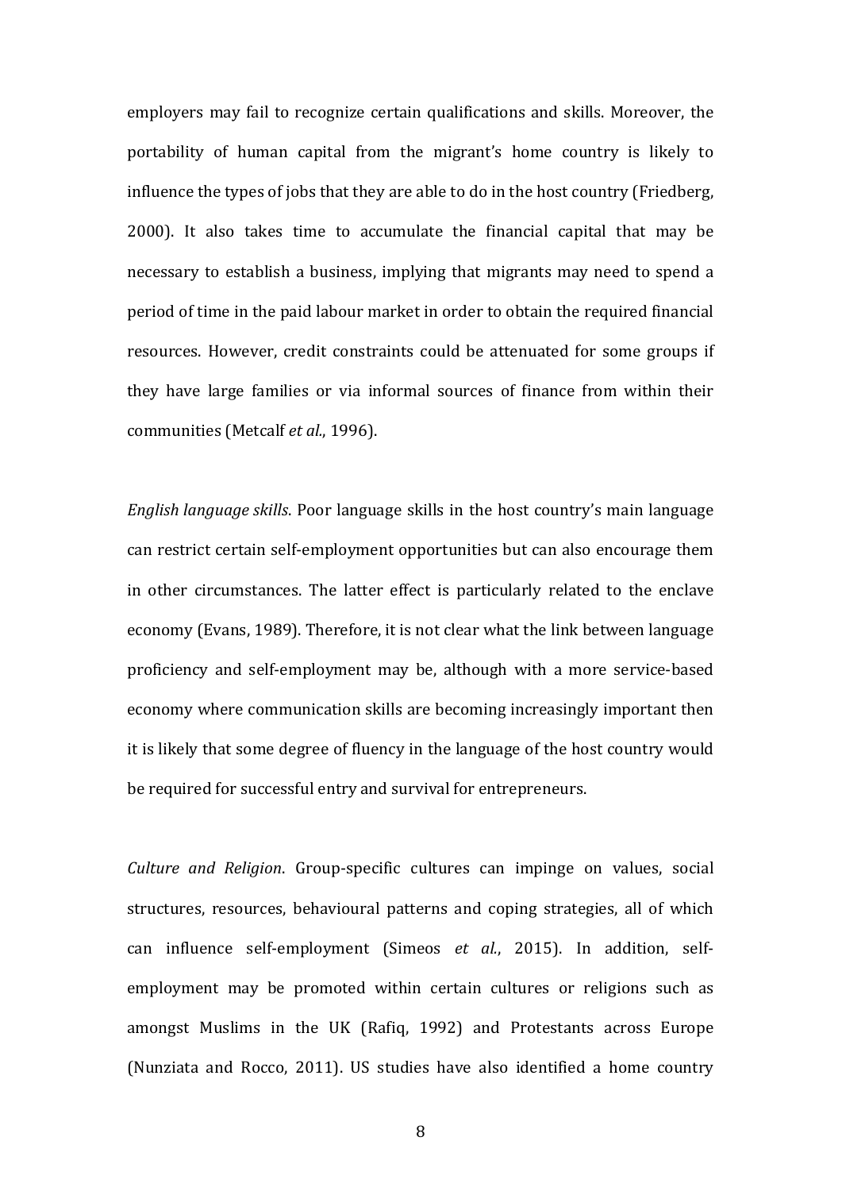employers may fail to recognize certain qualifications and skills. Moreover, the portability of human capital from the migrant's home country is likely to influence the types of jobs that they are able to do in the host country (Friedberg, 2000). It also takes time to accumulate the financial capital that may be necessary to establish a business, implying that migrants may need to spend a period of time in the paid labour market in order to obtain the required financial resources. However, credit constraints could be attenuated for some groups if they have large families or via informal sources of finance from within their communities (Metcalf *et al.*, 1996).

*English language skills*. Poor language skills in the host country's main language can restrict certain self-employment opportunities but can also encourage them in other circumstances. The latter effect is particularly related to the enclave economy (Evans, 1989). Therefore, it is not clear what the link between language proficiency and self-employment may be, although with a more service-based economy where communication skills are becoming increasingly important then it is likely that some degree of fluency in the language of the host country would be required for successful entry and survival for entrepreneurs.

*Culture and Religion*. Group-specific cultures can impinge on values, social structures, resources, behavioural patterns and coping strategies, all of which can influence self-employment (Simeos *et al.*, 2015). In addition, self-employment may be promoted within certain cultures or religions such as amongst Muslims in the UK (Rafiq, 1992) and Protestants across Europe (Nunziata and Rocco, 2011). US studies have also identified a home country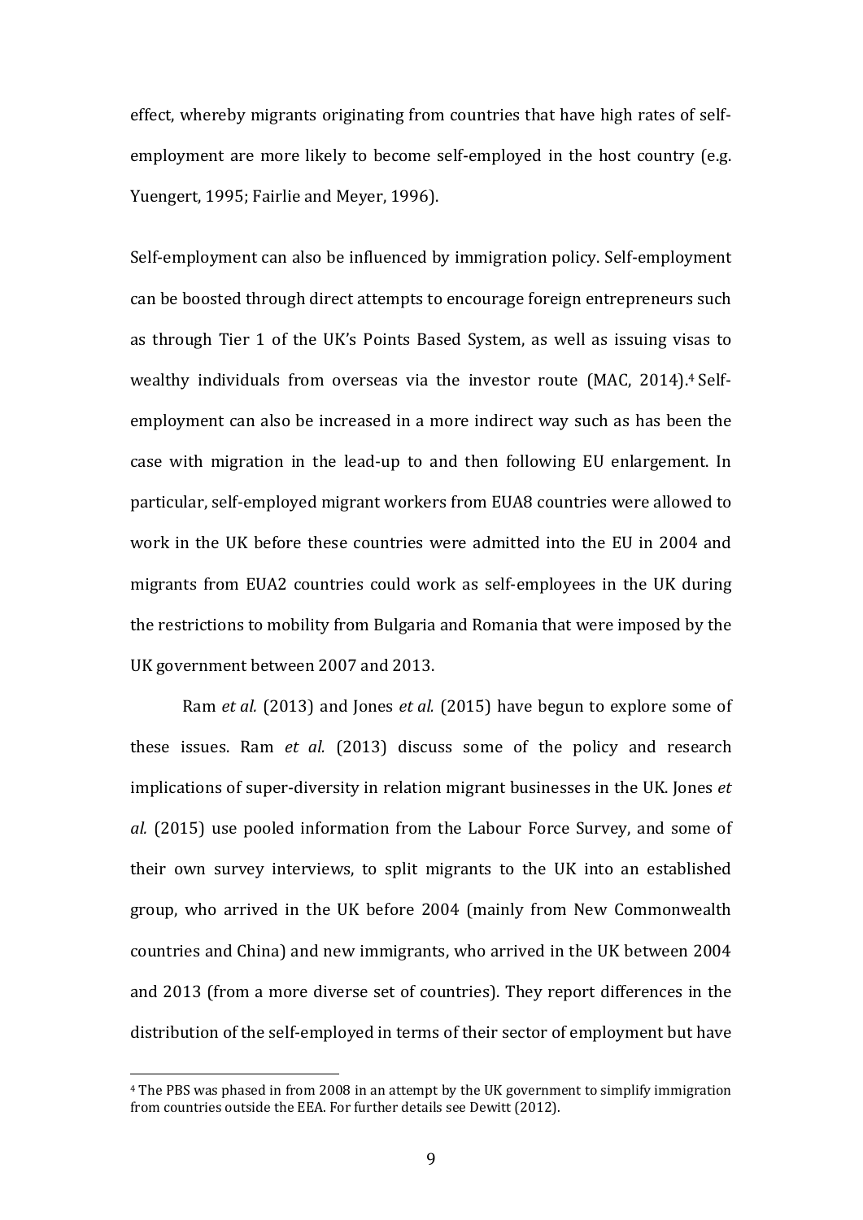effect, whereby migrants originating from countries that have high rates of self-employment are more likely to become self-employed in the host country (e.g. Yuengert, 1995; Fairlie and Meyer, 1996).

Self-employment can also be influenced by immigration policy. Self-employment can be boosted through direct attempts to encourage foreign entrepreneurs such as through Tier 1 of the UK's Points Based System, as well as issuing visas to wealthy individuals from overseas via the investor route (MAC, 2014).[4] Self-employment can also be increased in a more indirect way such as has been the case with migration in the lead-up to and then following EU enlargement. In particular, self-employed migrant workers from EUA8 countries were allowed to work in the UK before these countries were admitted into the EU in 2004 and migrants from EUA2 countries could work as self-employees in the UK during the restrictions to mobility from Bulgaria and Romania that were imposed by the UK government between 2007 and 2013.

Ram *et al.* (2013) and Jones *et al.* (2015) have begun to explore some of these issues. Ram *et al.* (2013) discuss some of the policy and research implications of super-diversity in relation migrant businesses in the UK. Jones *et al.* (2015) use pooled information from the Labour Force Survey, and some of their own survey interviews, to split migrants to the UK into an established group, who arrived in the UK before 2004 (mainly from New Commonwealth countries and China) and new immigrants, who arrived in the UK between 2004 and 2013 (from a more diverse set of countries). They report differences in the distribution of the self-employed in terms of their sector of employment but have

[4] The PBS was phased in from 2008 in an attempt by the UK government to simplify immigration from countries outside the EEA. For further details see Dewitt (2012).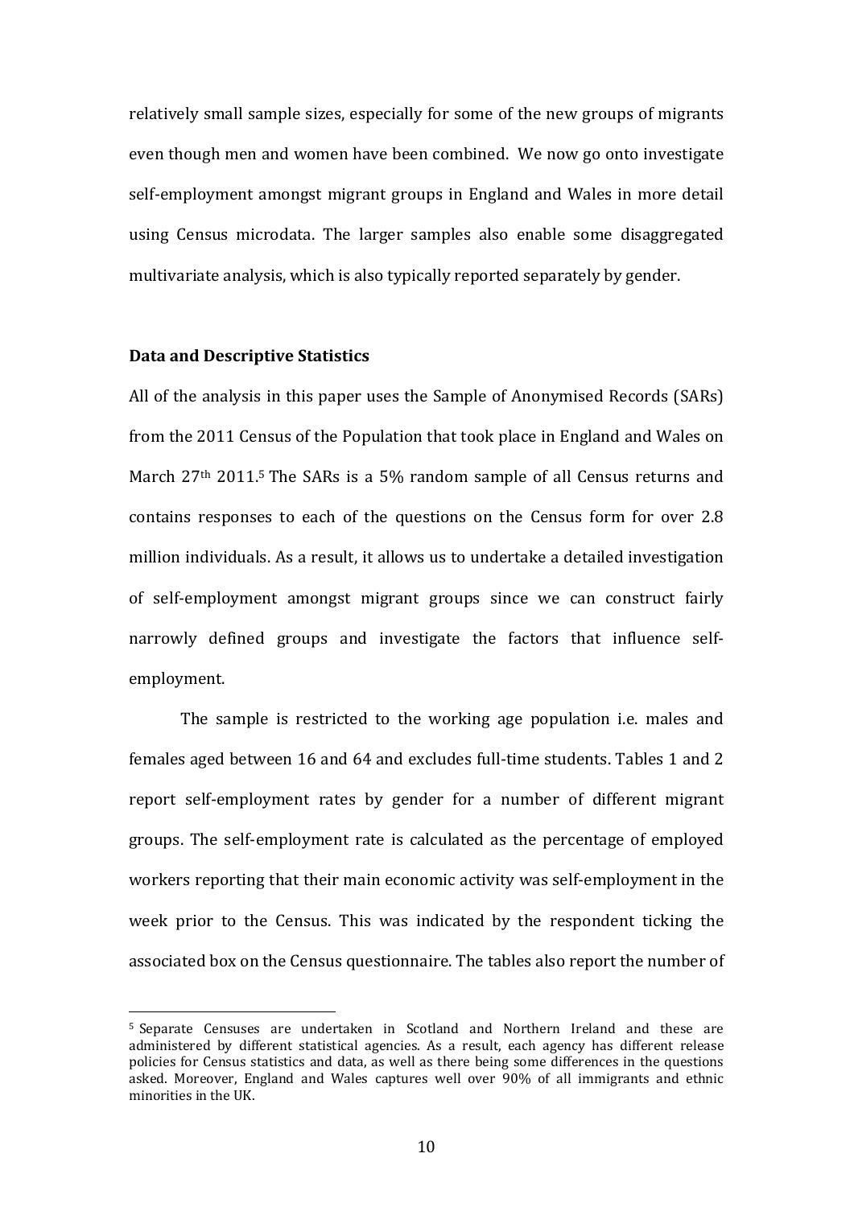relatively small sample sizes, especially for some of the new groups of migrants even though men and women have been combined. We now go onto investigate self-employment amongst migrant groups in England and Wales in more detail using Census microdata. The larger samples also enable some disaggregated multivariate analysis, which is also typically reported separately by gender.

**Data and Descriptive Statistics**

All of the analysis in this paper uses the Sample of Anonymised Records (SARs) from the 2011 Census of the Population that took place in England and Wales on March 27th 2011.[5] The SARs is a 5% random sample of all Census returns and contains responses to each of the questions on the Census form for over 2.8 million individuals. As a result, it allows us to undertake a detailed investigation of self-employment amongst migrant groups since we can construct fairly narrowly defined groups and investigate the factors that influence self-employment.

The sample is restricted to the working age population i.e. males and females aged between 16 and 64 and excludes full-time students. Tables 1 and 2 report self-employment rates by gender for a number of different migrant groups. The self-employment rate is calculated as the percentage of employed workers reporting that their main economic activity was self-employment in the week prior to the Census. This was indicated by the respondent ticking the associated box on the Census questionnaire. The tables also report the number of

[5] Separate Censuses are undertaken in Scotland and Northern Ireland and these are administered by different statistical agencies. As a result, each agency has different release policies for Census statistics and data, as well as there being some differences in the questions asked. Moreover, England and Wales captures well over 90% of all immigrants and ethnic minorities in the UK.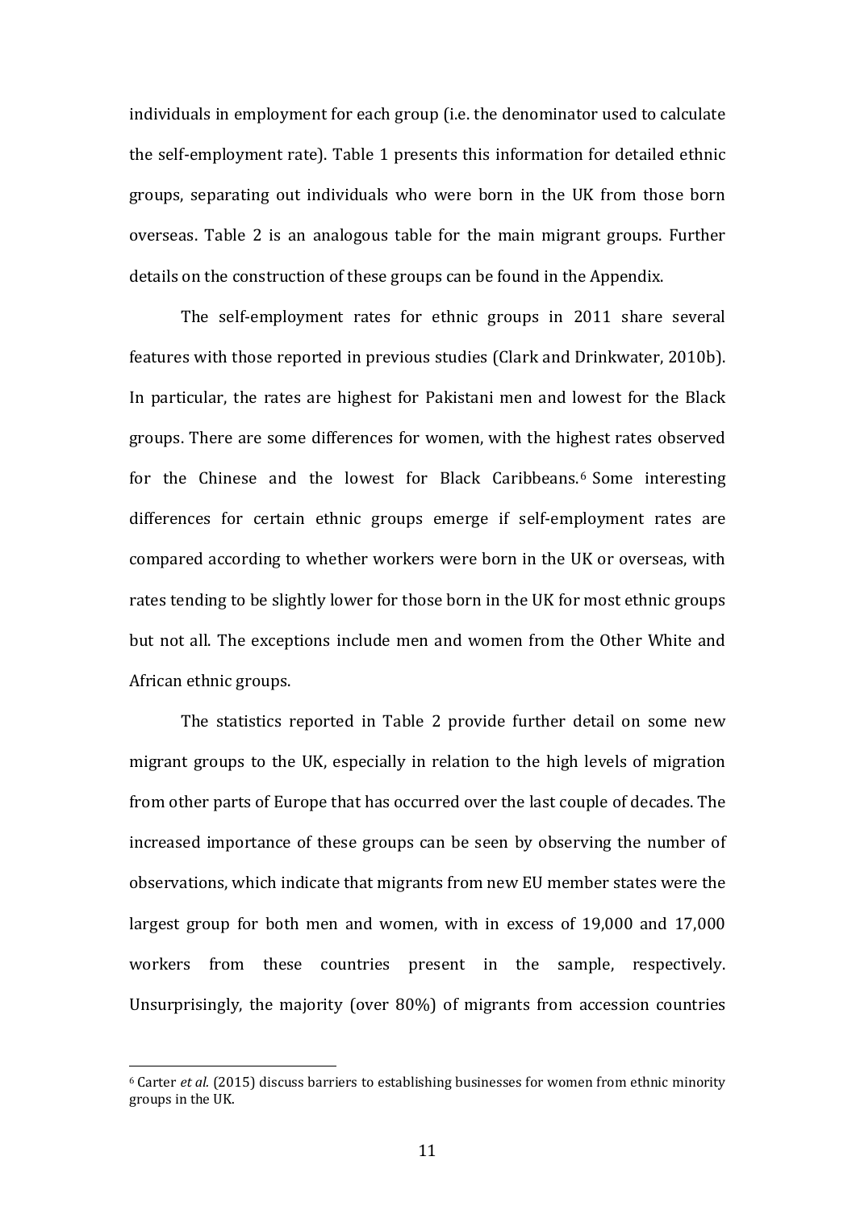individuals in employment for each group (i.e. the denominator used to calculate the self-employment rate). Table 1 presents this information for detailed ethnic groups, separating out individuals who were born in the UK from those born overseas. Table 2 is an analogous table for the main migrant groups. Further details on the construction of these groups can be found in the Appendix.

The self-employment rates for ethnic groups in 2011 share several features with those reported in previous studies (Clark and Drinkwater, 2010b). In particular, the rates are highest for Pakistani men and lowest for the Black groups. There are some differences for women, with the highest rates observed for the Chinese and the lowest for Black Caribbeans.[6] Some interesting differences for certain ethnic groups emerge if self-employment rates are compared according to whether workers were born in the UK or overseas, with rates tending to be slightly lower for those born in the UK for most ethnic groups but not all. The exceptions include men and women from the Other White and African ethnic groups.

The statistics reported in Table 2 provide further detail on some new migrant groups to the UK, especially in relation to the high levels of migration from other parts of Europe that has occurred over the last couple of decades. The increased importance of these groups can be seen by observing the number of observations, which indicate that migrants from new EU member states were the largest group for both men and women, with in excess of 19,000 and 17,000 workers from these countries present in the sample, respectively. Unsurprisingly, the majority (over 80%) of migrants from accession countries

[6] Carter *et al.* (2015) discuss barriers to establishing businesses for women from ethnic minority groups in the UK.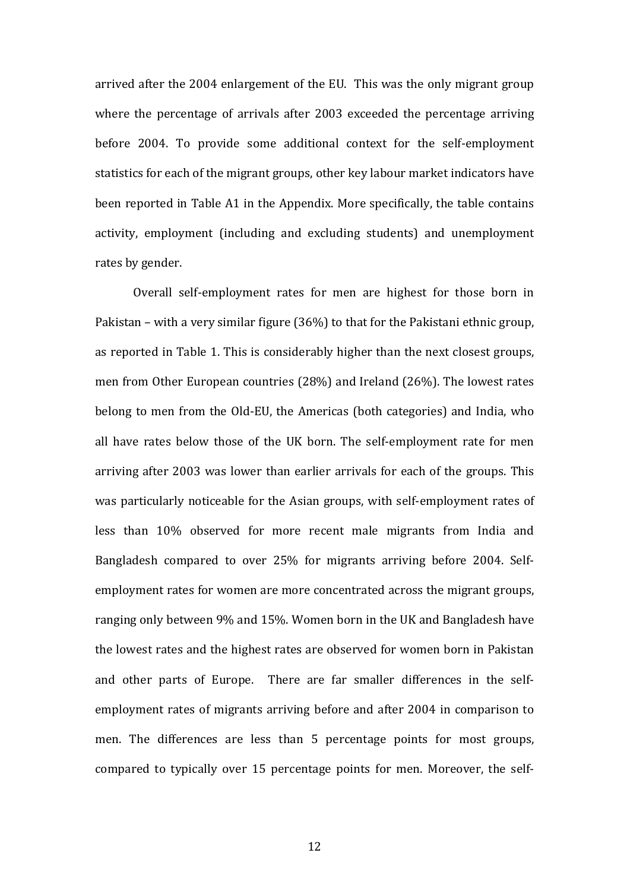arrived after the 2004 enlargement of the EU. This was the only migrant group where the percentage of arrivals after 2003 exceeded the percentage arriving before 2004. To provide some additional context for the self-employment statistics for each of the migrant groups, other key labour market indicators have been reported in Table A1 in the Appendix. More specifically, the table contains activity, employment (including and excluding students) and unemployment rates by gender.

Overall self-employment rates for men are highest for those born in Pakistan – with a very similar figure (36%) to that for the Pakistani ethnic group, as reported in Table 1. This is considerably higher than the next closest groups, men from Other European countries (28%) and Ireland (26%). The lowest rates belong to men from the Old-EU, the Americas (both categories) and India, who all have rates below those of the UK born. The self-employment rate for men arriving after 2003 was lower than earlier arrivals for each of the groups. This was particularly noticeable for the Asian groups, with self-employment rates of less than 10% observed for more recent male migrants from India and Bangladesh compared to over 25% for migrants arriving before 2004. Self-employment rates for women are more concentrated across the migrant groups, ranging only between 9% and 15%. Women born in the UK and Bangladesh have the lowest rates and the highest rates are observed for women born in Pakistan and other parts of Europe. There are far smaller differences in the self-employment rates of migrants arriving before and after 2004 in comparison to men. The differences are less than 5 percentage points for most groups, compared to typically over 15 percentage points for men. Moreover, the self-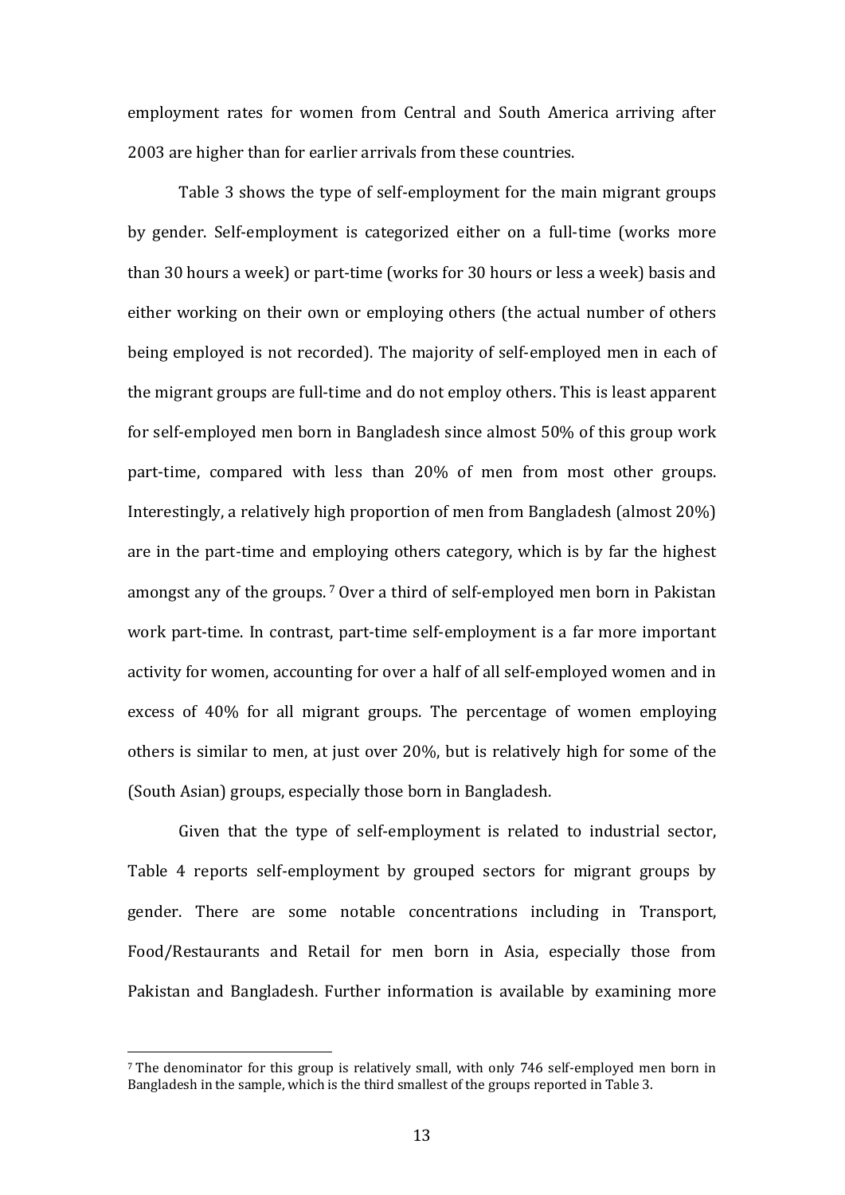employment rates for women from Central and South America arriving after 2003 are higher than for earlier arrivals from these countries.

Table 3 shows the type of self-employment for the main migrant groups by gender. Self-employment is categorized either on a full-time (works more than 30 hours a week) or part-time (works for 30 hours or less a week) basis and either working on their own or employing others (the actual number of others being employed is not recorded). The majority of self-employed men in each of the migrant groups are full-time and do not employ others. This is least apparent for self-employed men born in Bangladesh since almost 50% of this group work part-time, compared with less than 20% of men from most other groups. Interestingly, a relatively high proportion of men from Bangladesh (almost 20%) are in the part-time and employing others category, which is by far the highest amongst any of the groups. [7] Over a third of self-employed men born in Pakistan work part-time. In contrast, part-time self-employment is a far more important activity for women, accounting for over a half of all self-employed women and in excess of 40% for all migrant groups. The percentage of women employing others is similar to men, at just over 20%, but is relatively high for some of the (South Asian) groups, especially those born in Bangladesh.

Given that the type of self-employment is related to industrial sector, Table 4 reports self-employment by grouped sectors for migrant groups by gender. There are some notable concentrations including in Transport, Food/Restaurants and Retail for men born in Asia, especially those from Pakistan and Bangladesh. Further information is available by examining more

[7] The denominator for this group is relatively small, with only 746 self-employed men born in Bangladesh in the sample, which is the third smallest of the groups reported in Table 3.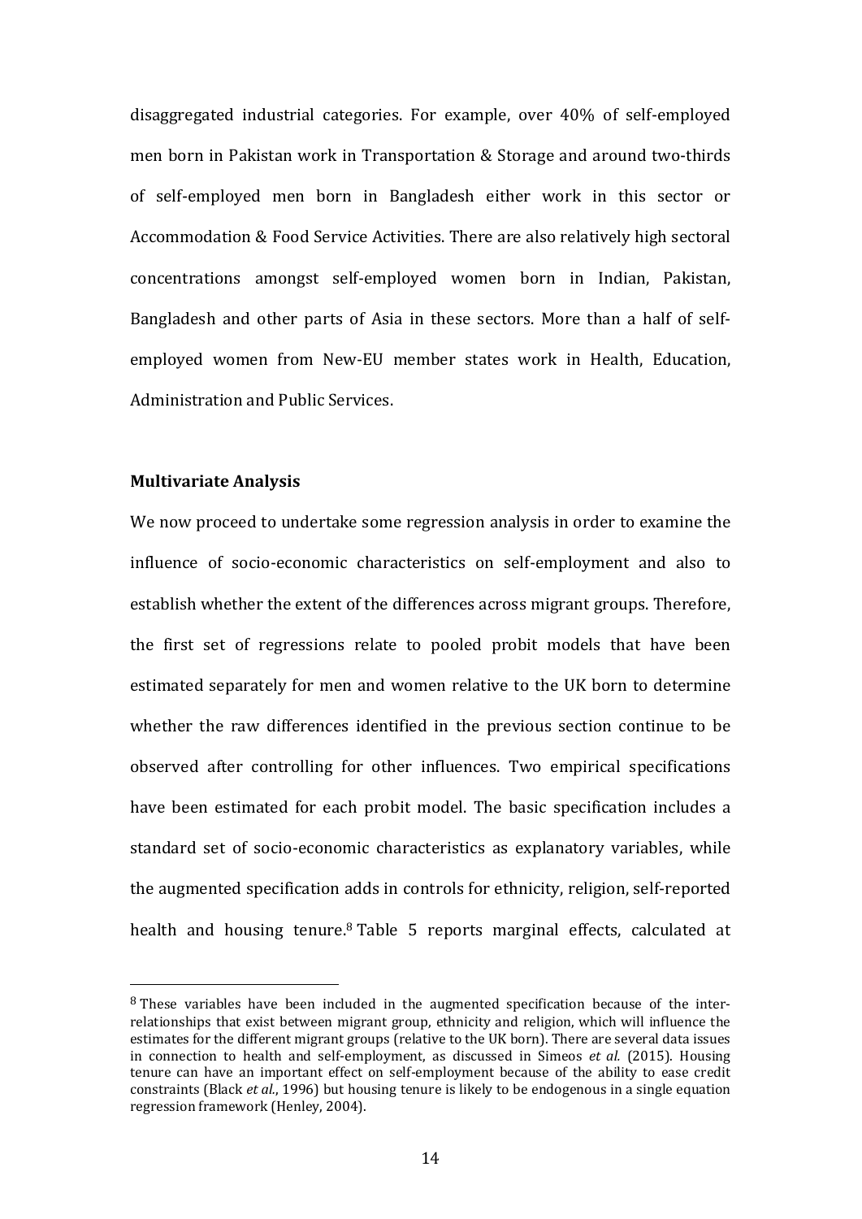disaggregated industrial categories. For example, over 40% of self-employed men born in Pakistan work in Transportation & Storage and around two-thirds of self-employed men born in Bangladesh either work in this sector or Accommodation & Food Service Activities. There are also relatively high sectoral concentrations amongst self-employed women born in Indian, Pakistan, Bangladesh and other parts of Asia in these sectors. More than a half of self-employed women from New-EU member states work in Health, Education, Administration and Public Services.

**Multivariate Analysis**

We now proceed to undertake some regression analysis in order to examine the influence of socio-economic characteristics on self-employment and also to establish whether the extent of the differences across migrant groups. Therefore, the first set of regressions relate to pooled probit models that have been estimated separately for men and women relative to the UK born to determine whether the raw differences identified in the previous section continue to be observed after controlling for other influences. Two empirical specifications have been estimated for each probit model. The basic specification includes a standard set of socio-economic characteristics as explanatory variables, while the augmented specification adds in controls for ethnicity, religion, self-reported health and housing tenure.[8] Table 5 reports marginal effects, calculated at

[8] These variables have been included in the augmented specification because of the inter-relationships that exist between migrant group, ethnicity and religion, which will influence the estimates for the different migrant groups (relative to the UK born). There are several data issues in connection to health and self-employment, as discussed in Simeos *et al.* (2015). Housing tenure can have an important effect on self-employment because of the ability to ease credit constraints (Black *et al.*, 1996) but housing tenure is likely to be endogenous in a single equation regression framework (Henley, 2004).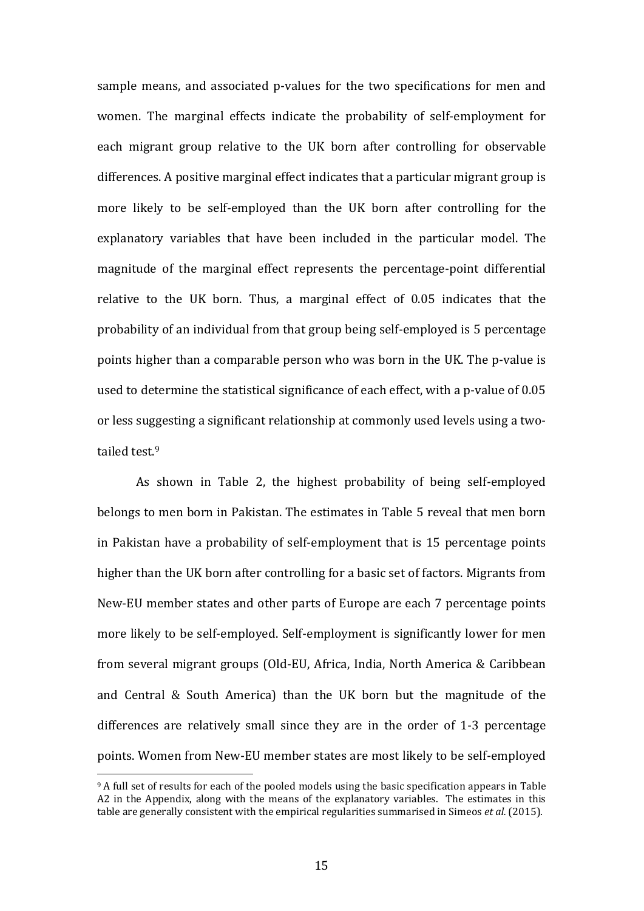sample means, and associated p-values for the two specifications for men and women. The marginal effects indicate the probability of self-employment for each migrant group relative to the UK born after controlling for observable differences. A positive marginal effect indicates that a particular migrant group is more likely to be self-employed than the UK born after controlling for the explanatory variables that have been included in the particular model. The magnitude of the marginal effect represents the percentage-point differential relative to the UK born. Thus, a marginal effect of 0.05 indicates that the probability of an individual from that group being self-employed is 5 percentage points higher than a comparable person who was born in the UK. The p-value is used to determine the statistical significance of each effect, with a p-value of 0.05 or less suggesting a significant relationship at commonly used levels using a two-tailed test.[9]

As shown in Table 2, the highest probability of being self-employed belongs to men born in Pakistan. The estimates in Table 5 reveal that men born in Pakistan have a probability of self-employment that is 15 percentage points higher than the UK born after controlling for a basic set of factors. Migrants from New-EU member states and other parts of Europe are each 7 percentage points more likely to be self-employed. Self-employment is significantly lower for men from several migrant groups (Old-EU, Africa, India, North America & Caribbean and Central & South America) than the UK born but the magnitude of the differences are relatively small since they are in the order of 1-3 percentage points. Women from New-EU member states are most likely to be self-employed

[9] A full set of results for each of the pooled models using the basic specification appears in Table A2 in the Appendix, along with the means of the explanatory variables. The estimates in this table are generally consistent with the empirical regularities summarised in Simeos *et al.* (2015).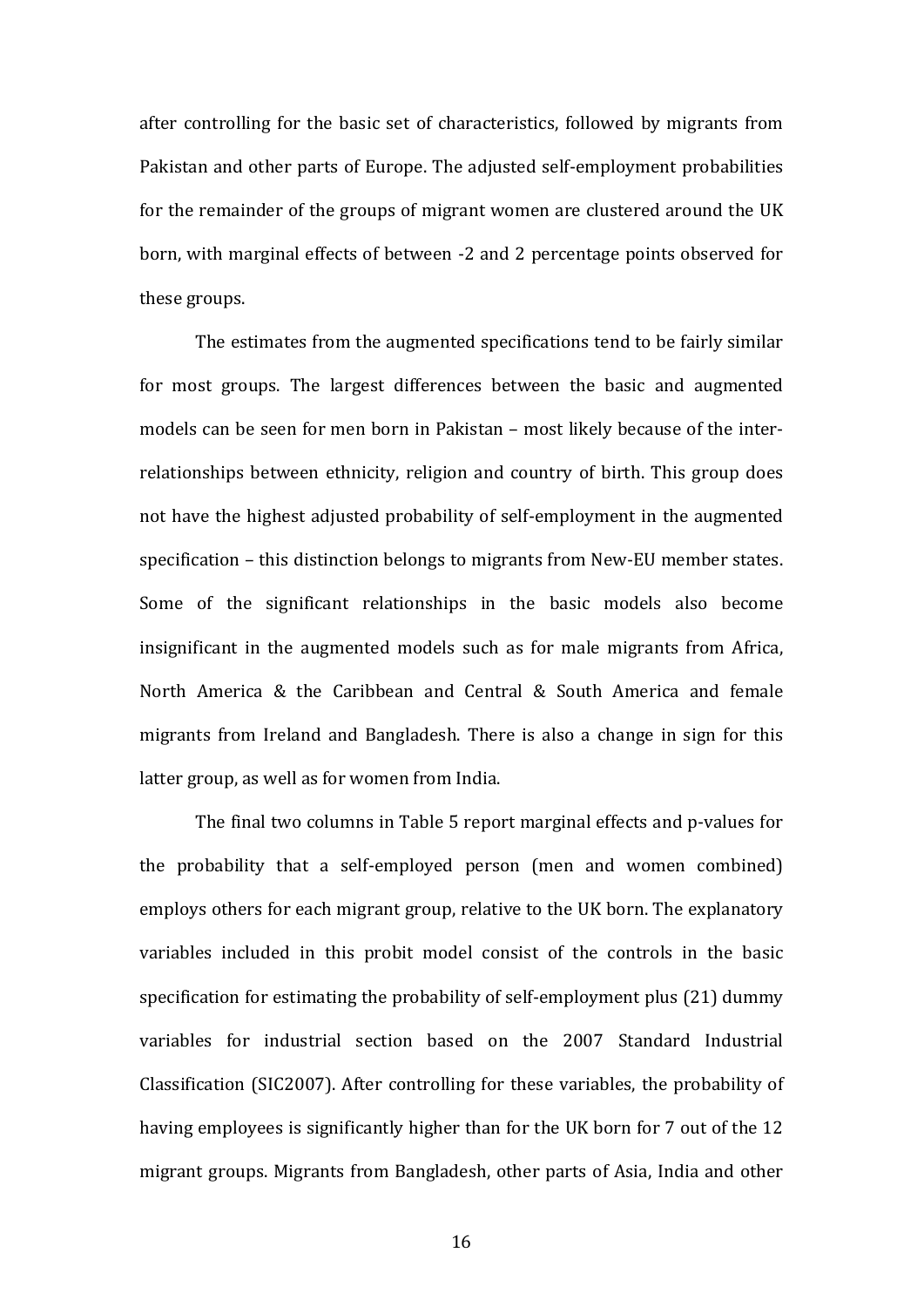after controlling for the basic set of characteristics, followed by migrants from Pakistan and other parts of Europe. The adjusted self-employment probabilities for the remainder of the groups of migrant women are clustered around the UK born, with marginal effects of between -2 and 2 percentage points observed for these groups.

The estimates from the augmented specifications tend to be fairly similar for most groups. The largest differences between the basic and augmented models can be seen for men born in Pakistan – most likely because of the inter-relationships between ethnicity, religion and country of birth. This group does not have the highest adjusted probability of self-employment in the augmented specification – this distinction belongs to migrants from New-EU member states. Some of the significant relationships in the basic models also become insignificant in the augmented models such as for male migrants from Africa, North America & the Caribbean and Central & South America and female migrants from Ireland and Bangladesh. There is also a change in sign for this latter group, as well as for women from India.

The final two columns in Table 5 report marginal effects and p-values for the probability that a self-employed person (men and women combined) employs others for each migrant group, relative to the UK born. The explanatory variables included in this probit model consist of the controls in the basic specification for estimating the probability of self-employment plus (21) dummy variables for industrial section based on the 2007 Standard Industrial Classification (SIC2007). After controlling for these variables, the probability of having employees is significantly higher than for the UK born for 7 out of the 12 migrant groups. Migrants from Bangladesh, other parts of Asia, India and other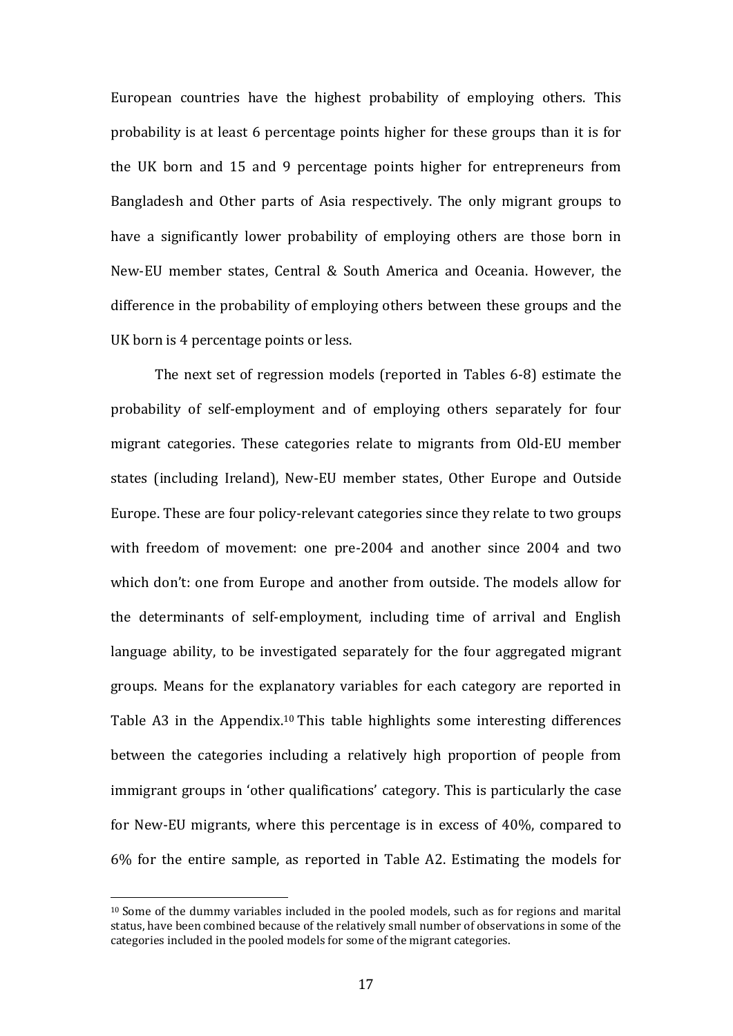European countries have the highest probability of employing others. This probability is at least 6 percentage points higher for these groups than it is for the UK born and 15 and 9 percentage points higher for entrepreneurs from Bangladesh and Other parts of Asia respectively. The only migrant groups to have a significantly lower probability of employing others are those born in New-EU member states, Central & South America and Oceania. However, the difference in the probability of employing others between these groups and the UK born is 4 percentage points or less.

The next set of regression models (reported in Tables 6-8) estimate the probability of self-employment and of employing others separately for four migrant categories. These categories relate to migrants from Old-EU member states (including Ireland), New-EU member states, Other Europe and Outside Europe. These are four policy-relevant categories since they relate to two groups with freedom of movement: one pre-2004 and another since 2004 and two which don't: one from Europe and another from outside. The models allow for the determinants of self-employment, including time of arrival and English language ability, to be investigated separately for the four aggregated migrant groups. Means for the explanatory variables for each category are reported in Table A3 in the Appendix.[10] This table highlights some interesting differences between the categories including a relatively high proportion of people from immigrant groups in 'other qualifications' category. This is particularly the case for New-EU migrants, where this percentage is in excess of 40%, compared to 6% for the entire sample, as reported in Table A2. Estimating the models for

[10] Some of the dummy variables included in the pooled models, such as for regions and marital status, have been combined because of the relatively small number of observations in some of the categories included in the pooled models for some of the migrant categories.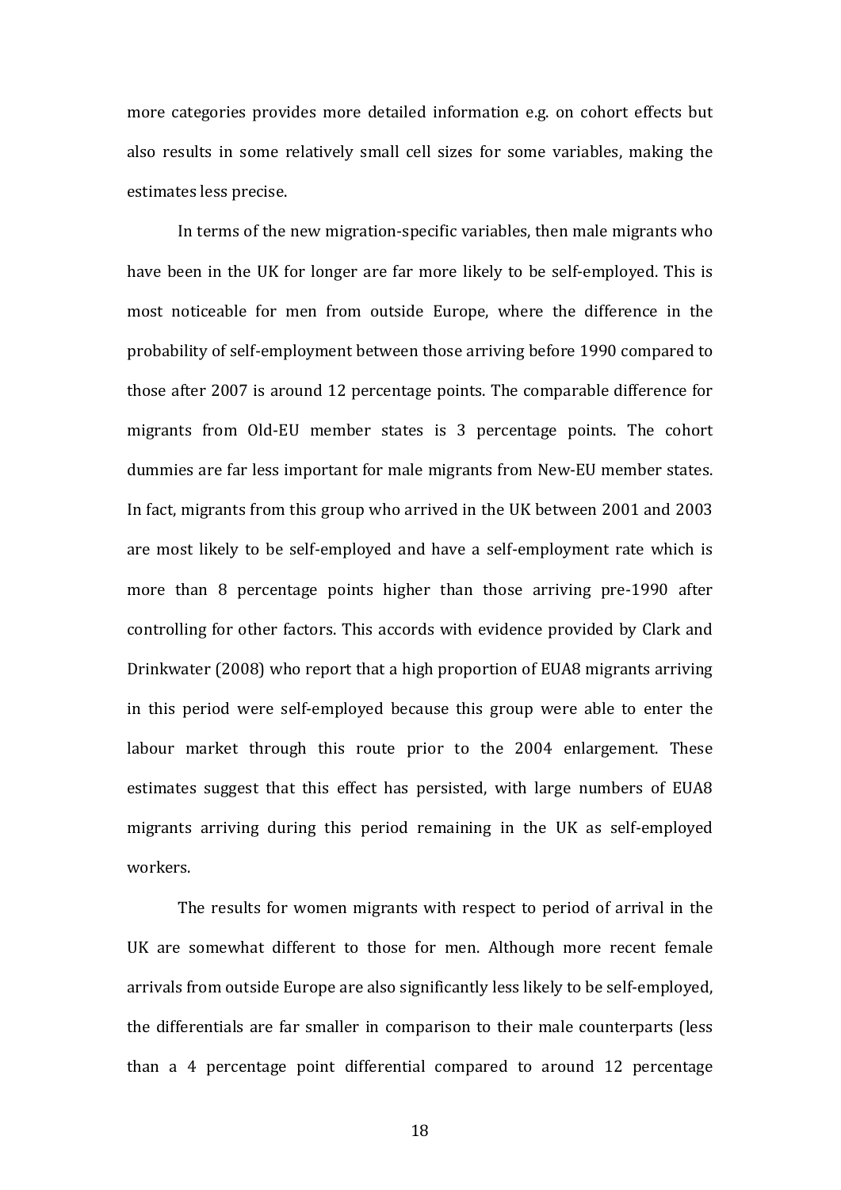more categories provides more detailed information e.g. on cohort effects but also results in some relatively small cell sizes for some variables, making the estimates less precise.

In terms of the new migration-specific variables, then male migrants who have been in the UK for longer are far more likely to be self-employed. This is most noticeable for men from outside Europe, where the difference in the probability of self-employment between those arriving before 1990 compared to those after 2007 is around 12 percentage points. The comparable difference for migrants from Old-EU member states is 3 percentage points. The cohort dummies are far less important for male migrants from New-EU member states. In fact, migrants from this group who arrived in the UK between 2001 and 2003 are most likely to be self-employed and have a self-employment rate which is more than 8 percentage points higher than those arriving pre-1990 after controlling for other factors. This accords with evidence provided by Clark and Drinkwater (2008) who report that a high proportion of EUA8 migrants arriving in this period were self-employed because this group were able to enter the labour market through this route prior to the 2004 enlargement. These estimates suggest that this effect has persisted, with large numbers of EUA8 migrants arriving during this period remaining in the UK as self-employed workers.

The results for women migrants with respect to period of arrival in the UK are somewhat different to those for men. Although more recent female arrivals from outside Europe are also significantly less likely to be self-employed, the differentials are far smaller in comparison to their male counterparts (less than a 4 percentage point differential compared to around 12 percentage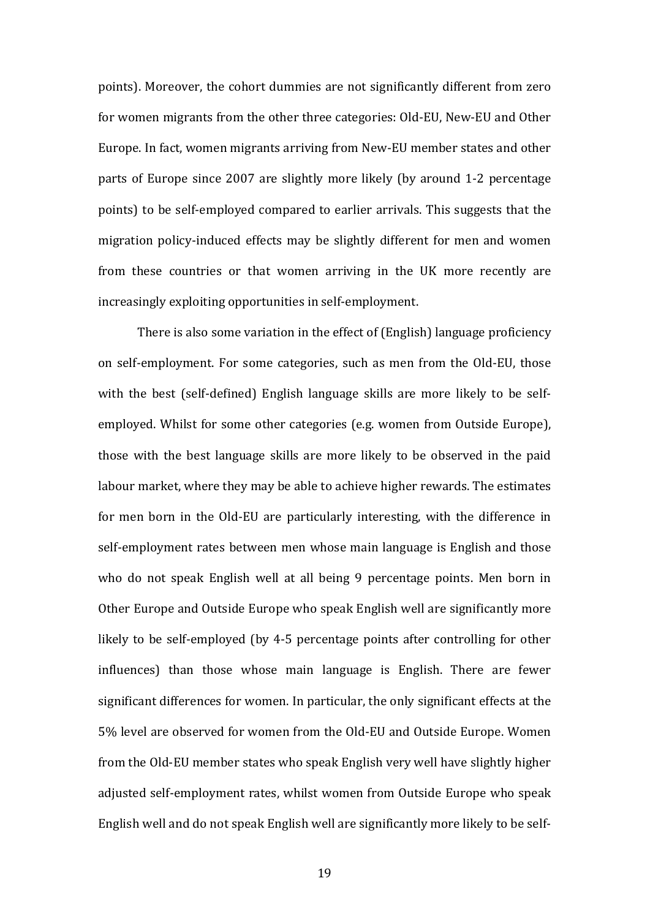points). Moreover, the cohort dummies are not significantly different from zero for women migrants from the other three categories: Old-EU, New-EU and Other Europe. In fact, women migrants arriving from New-EU member states and other parts of Europe since 2007 are slightly more likely (by around 1-2 percentage points) to be self-employed compared to earlier arrivals. This suggests that the migration policy-induced effects may be slightly different for men and women from these countries or that women arriving in the UK more recently are increasingly exploiting opportunities in self-employment.

There is also some variation in the effect of (English) language proficiency on self-employment. For some categories, such as men from the Old-EU, those with the best (self-defined) English language skills are more likely to be self-employed. Whilst for some other categories (e.g. women from Outside Europe), those with the best language skills are more likely to be observed in the paid labour market, where they may be able to achieve higher rewards. The estimates for men born in the Old-EU are particularly interesting, with the difference in self-employment rates between men whose main language is English and those who do not speak English well at all being 9 percentage points. Men born in Other Europe and Outside Europe who speak English well are significantly more likely to be self-employed (by 4-5 percentage points after controlling for other influences) than those whose main language is English. There are fewer significant differences for women. In particular, the only significant effects at the 5% level are observed for women from the Old-EU and Outside Europe. Women from the Old-EU member states who speak English very well have slightly higher adjusted self-employment rates, whilst women from Outside Europe who speak English well and do not speak English well are significantly more likely to be self-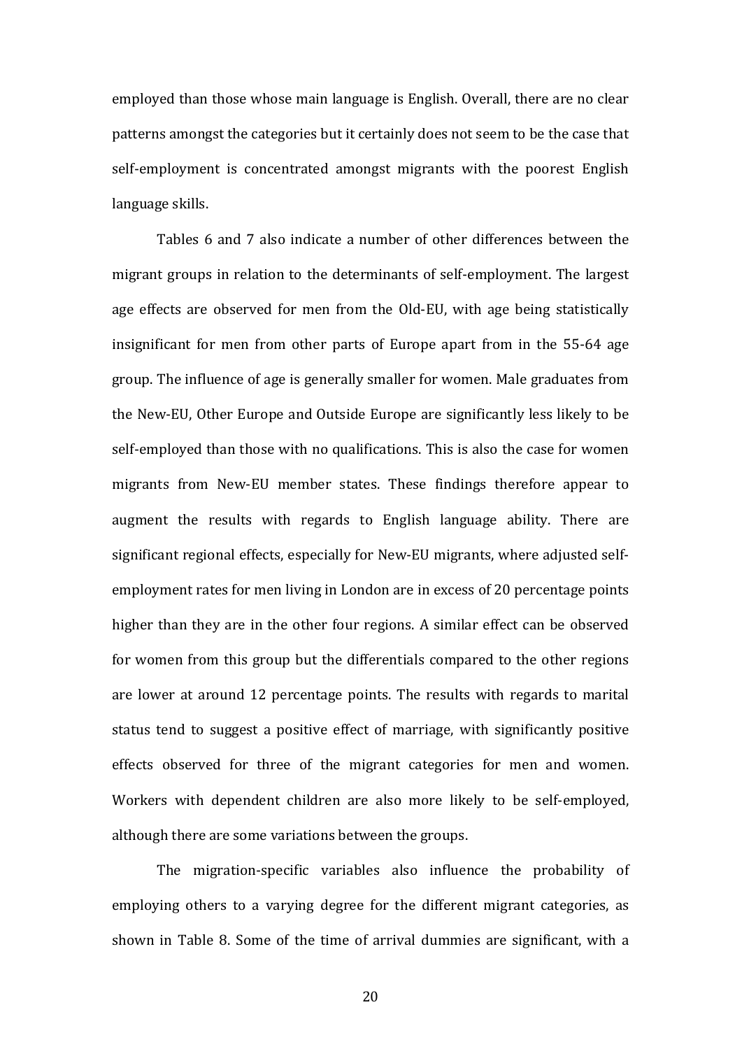employed than those whose main language is English. Overall, there are no clear patterns amongst the categories but it certainly does not seem to be the case that self-employment is concentrated amongst migrants with the poorest English language skills.

Tables 6 and 7 also indicate a number of other differences between the migrant groups in relation to the determinants of self-employment. The largest age effects are observed for men from the Old-EU, with age being statistically insignificant for men from other parts of Europe apart from in the 55-64 age group. The influence of age is generally smaller for women. Male graduates from the New-EU, Other Europe and Outside Europe are significantly less likely to be self-employed than those with no qualifications. This is also the case for women migrants from New-EU member states. These findings therefore appear to augment the results with regards to English language ability. There are significant regional effects, especially for New-EU migrants, where adjusted self-employment rates for men living in London are in excess of 20 percentage points higher than they are in the other four regions. A similar effect can be observed for women from this group but the differentials compared to the other regions are lower at around 12 percentage points. The results with regards to marital status tend to suggest a positive effect of marriage, with significantly positive effects observed for three of the migrant categories for men and women. Workers with dependent children are also more likely to be self-employed, although there are some variations between the groups.

The migration-specific variables also influence the probability of employing others to a varying degree for the different migrant categories, as shown in Table 8. Some of the time of arrival dummies are significant, with a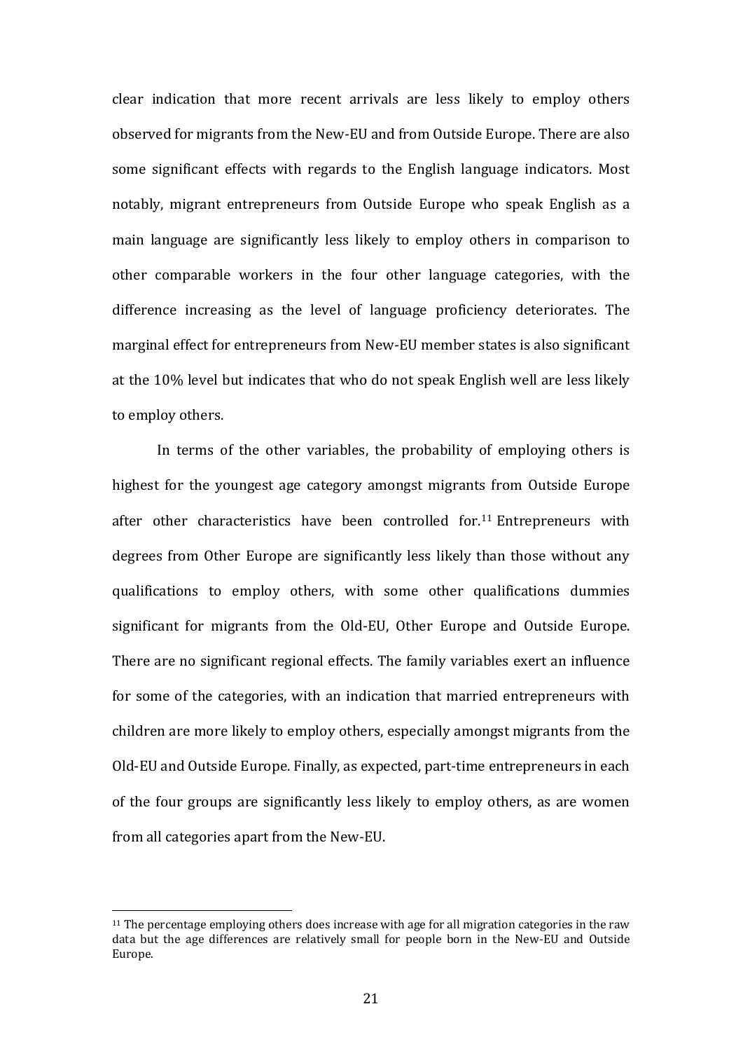clear indication that more recent arrivals are less likely to employ others observed for migrants from the New-EU and from Outside Europe. There are also some significant effects with regards to the English language indicators. Most notably, migrant entrepreneurs from Outside Europe who speak English as a main language are significantly less likely to employ others in comparison to other comparable workers in the four other language categories, with the difference increasing as the level of language proficiency deteriorates. The marginal effect for entrepreneurs from New-EU member states is also significant at the 10% level but indicates that who do not speak English well are less likely to employ others.

In terms of the other variables, the probability of employing others is highest for the youngest age category amongst migrants from Outside Europe after other characteristics have been controlled for.[11] Entrepreneurs with degrees from Other Europe are significantly less likely than those without any qualifications to employ others, with some other qualifications dummies significant for migrants from the Old-EU, Other Europe and Outside Europe. There are no significant regional effects. The family variables exert an influence for some of the categories, with an indication that married entrepreneurs with children are more likely to employ others, especially amongst migrants from the Old-EU and Outside Europe. Finally, as expected, part-time entrepreneurs in each of the four groups are significantly less likely to employ others, as are women from all categories apart from the New-EU.

[11] The percentage employing others does increase with age for all migration categories in the raw data but the age differences are relatively small for people born in the New-EU and Outside Europe.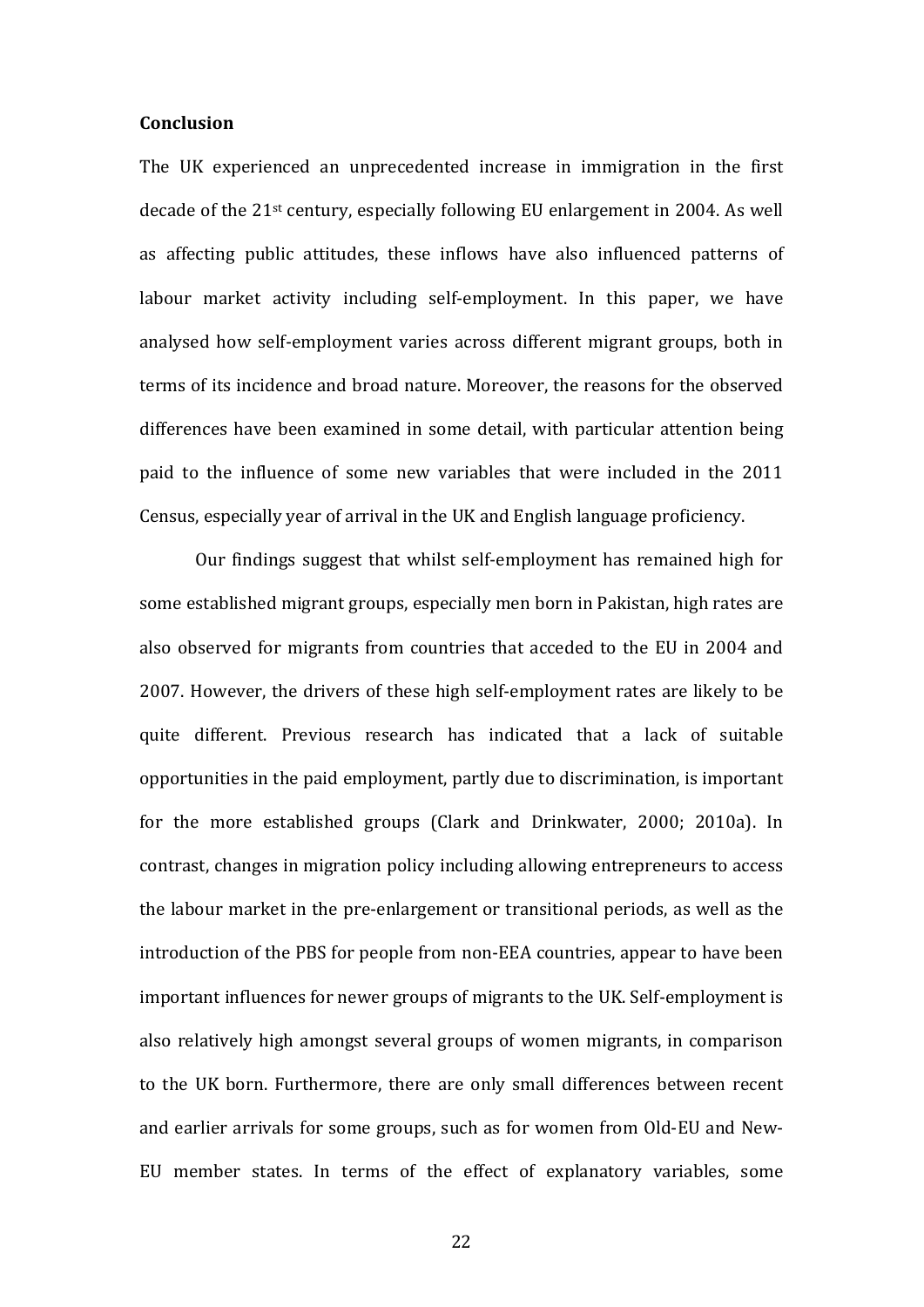**Conclusion**

The UK experienced an unprecedented increase in immigration in the first decade of the 21st century, especially following EU enlargement in 2004. As well as affecting public attitudes, these inflows have also influenced patterns of labour market activity including self-employment. In this paper, we have analysed how self-employment varies across different migrant groups, both in terms of its incidence and broad nature. Moreover, the reasons for the observed differences have been examined in some detail, with particular attention being paid to the influence of some new variables that were included in the 2011 Census, especially year of arrival in the UK and English language proficiency.

Our findings suggest that whilst self-employment has remained high for some established migrant groups, especially men born in Pakistan, high rates are also observed for migrants from countries that acceded to the EU in 2004 and 2007. However, the drivers of these high self-employment rates are likely to be quite different. Previous research has indicated that a lack of suitable opportunities in the paid employment, partly due to discrimination, is important for the more established groups (Clark and Drinkwater, 2000; 2010a). In contrast, changes in migration policy including allowing entrepreneurs to access the labour market in the pre-enlargement or transitional periods, as well as the introduction of the PBS for people from non-EEA countries, appear to have been important influences for newer groups of migrants to the UK. Self-employment is also relatively high amongst several groups of women migrants, in comparison to the UK born. Furthermore, there are only small differences between recent and earlier arrivals for some groups, such as for women from Old-EU and New-EU member states. In terms of the effect of explanatory variables, some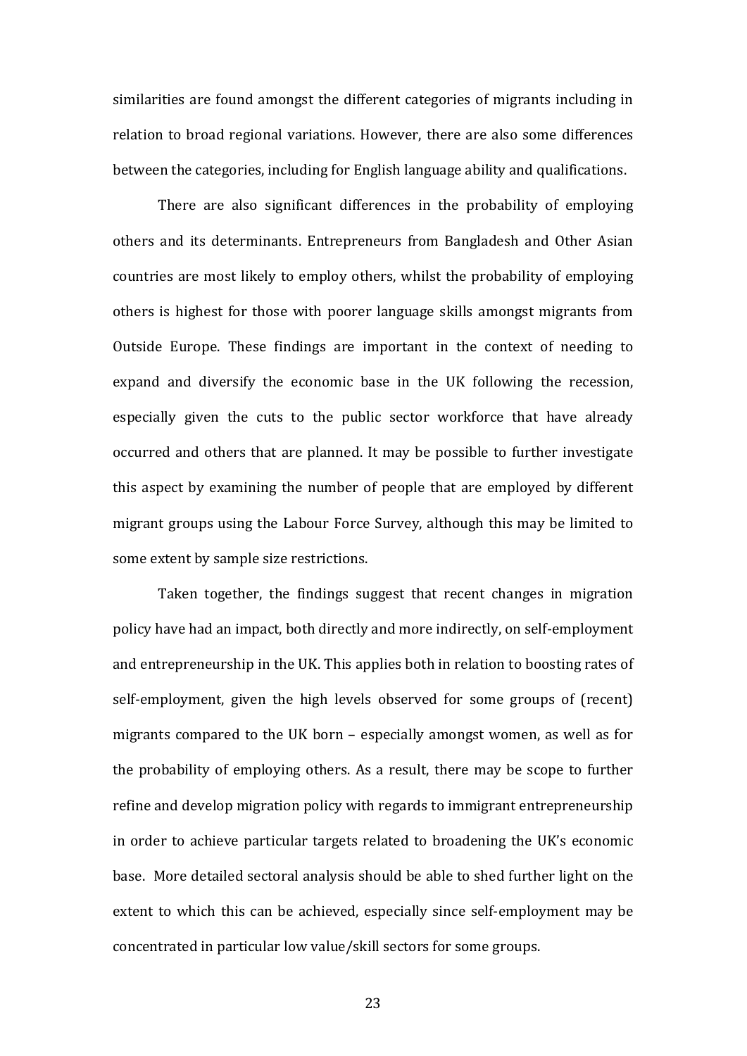similarities are found amongst the different categories of migrants including in relation to broad regional variations. However, there are also some differences between the categories, including for English language ability and qualifications.

There are also significant differences in the probability of employing others and its determinants. Entrepreneurs from Bangladesh and Other Asian countries are most likely to employ others, whilst the probability of employing others is highest for those with poorer language skills amongst migrants from Outside Europe. These findings are important in the context of needing to expand and diversify the economic base in the UK following the recession, especially given the cuts to the public sector workforce that have already occurred and others that are planned. It may be possible to further investigate this aspect by examining the number of people that are employed by different migrant groups using the Labour Force Survey, although this may be limited to some extent by sample size restrictions.

Taken together, the findings suggest that recent changes in migration policy have had an impact, both directly and more indirectly, on self-employment and entrepreneurship in the UK. This applies both in relation to boosting rates of self-employment, given the high levels observed for some groups of (recent) migrants compared to the UK born – especially amongst women, as well as for the probability of employing others. As a result, there may be scope to further refine and develop migration policy with regards to immigrant entrepreneurship in order to achieve particular targets related to broadening the UK's economic base. More detailed sectoral analysis should be able to shed further light on the extent to which this can be achieved, especially since self-employment may be concentrated in particular low value/skill sectors for some groups.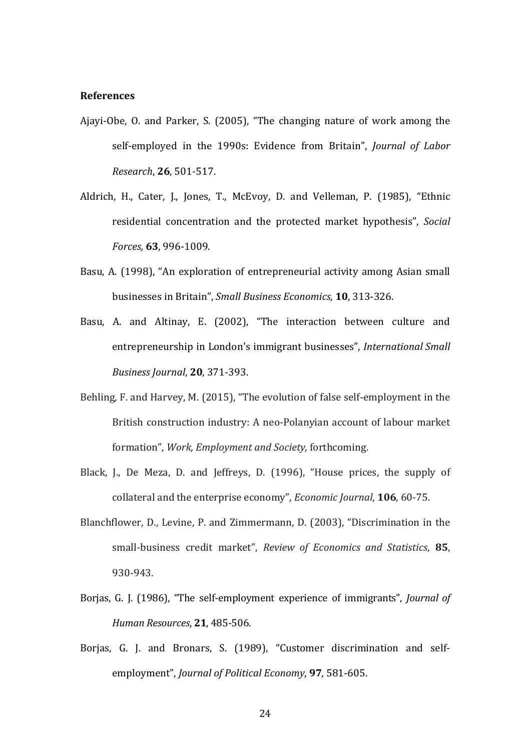**References**

Ajayi-Obe, O. and Parker, S. (2005), "The changing nature of work among the self-employed in the 1990s: Evidence from Britain", *Journal of Labor Research*, **26**, 501-517.

Aldrich, H., Cater, J., Jones, T., McEvoy, D. and Velleman, P. (1985), "Ethnic residential concentration and the protected market hypothesis", *Social Forces,* **63**, 996-1009.

Basu, A. (1998), "An exploration of entrepreneurial activity among Asian small businesses in Britain", *Small Business Economics,* **10**, 313-326.

Basu, A. and Altinay, E. (2002), "The interaction between culture and entrepreneurship in London's immigrant businesses", *International Small Business Journal*, **20**, 371-393.

Behling, F. and Harvey, M. (2015), "The evolution of false self-employment in the British construction industry: A neo-Polanyian account of labour market formation", *Work, Employment and Society,* forthcoming.

Black, J., De Meza, D. and Jeffreys, D. (1996), "House prices, the supply of collateral and the enterprise economy", *Economic Journal*, **106**, 60-75.

Blanchflower, D., Levine, P. and Zimmermann, D. (2003), "Discrimination in the small-business credit market", *Review of Economics and Statistics*, **85**, 930-943.

Borjas, G. J. (1986), "The self-employment experience of immigrants", *Journal of Human Resources*, **21**, 485-506.

Borjas, G. J. and Bronars, S. (1989), "Customer discrimination and self-employment", *Journal of Political Economy*, **97***,* 581-605.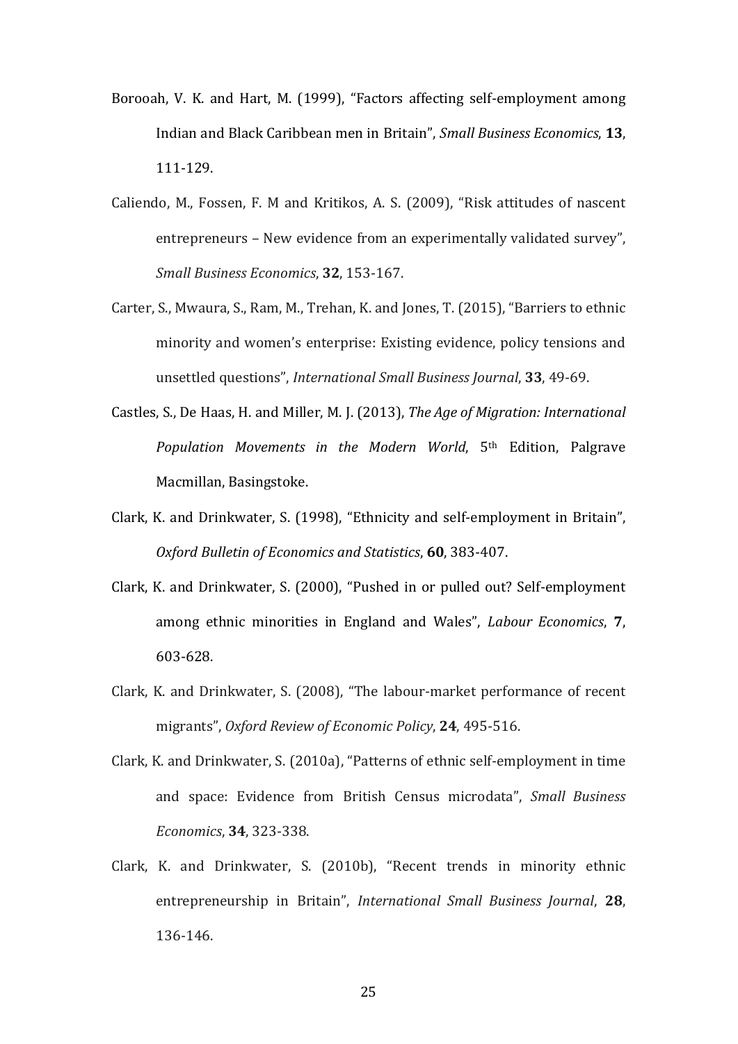Borooah, V. K. and Hart, M. (1999), "Factors affecting self-employment among Indian and Black Caribbean men in Britain", *Small Business Economics*, **13**, 111-129.

Caliendo, M., Fossen, F. M and Kritikos, A. S. (2009), "Risk attitudes of nascent entrepreneurs – New evidence from an experimentally validated survey", *Small Business Economics*, **32**, 153-167.

Carter, S., Mwaura, S., Ram, M., Trehan, K. and Jones, T. (2015), "Barriers to ethnic minority and women's enterprise: Existing evidence, policy tensions and unsettled questions", *International Small Business Journal*, **33**, 49-69.

Castles, S., De Haas, H. and Miller, M. J. (2013), *The Age of Migration: International Population Movements in the Modern World*, 5th Edition, Palgrave Macmillan, Basingstoke.

Clark, K. and Drinkwater, S. (1998), "Ethnicity and self-employment in Britain", *Oxford Bulletin of Economics and Statistics*, **60**, 383-407.

Clark, K. and Drinkwater, S. (2000), "Pushed in or pulled out? Self-employment among ethnic minorities in England and Wales", *Labour Economics*, **7**, 603-628.

Clark, K. and Drinkwater, S. (2008), "The labour-market performance of recent migrants", *Oxford Review of Economic Policy*, **24**, 495-516.

Clark, K. and Drinkwater, S. (2010a), "Patterns of ethnic self-employment in time and space: Evidence from British Census microdata", *Small Business Economics*, **34**, 323-338.

Clark, K. and Drinkwater, S. (2010b), "Recent trends in minority ethnic entrepreneurship in Britain", *International Small Business Journal*, **28**, 136-146.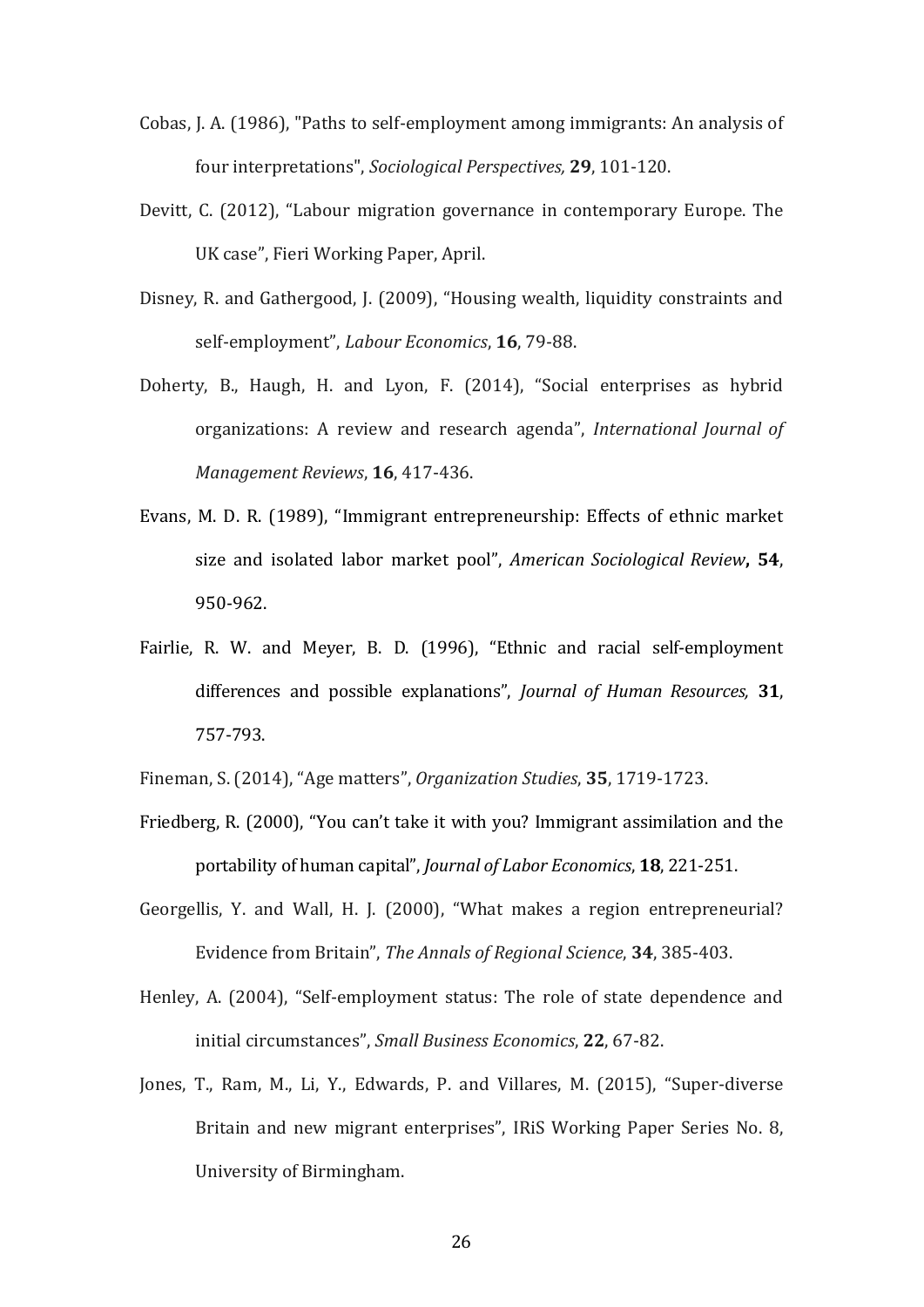Cobas, J. A. (1986), "Paths to self-employment among immigrants: An analysis of four interpretations", *Sociological Perspectives,* **29**, 101-120.

Devitt, C. (2012), "Labour migration governance in contemporary Europe. The UK case", Fieri Working Paper, April.

Disney, R. and Gathergood, J. (2009), "Housing wealth, liquidity constraints and self-employment", *Labour Economics*, **16**, 79-88.

Doherty, B., Haugh, H. and Lyon, F. (2014), "Social enterprises as hybrid organizations: A review and research agenda", *International Journal of Management Reviews*, **16**, 417-436.

Evans, M. D. R. (1989), "Immigrant entrepreneurship: Effects of ethnic market size and isolated labor market pool", *American Sociological Review***, 54**, 950-962.

Fairlie, R. W. and Meyer, B. D. (1996), "Ethnic and racial self-employment differences and possible explanations", *Journal of Human Resources,* **31**, 757-793.

Fineman, S. (2014), "Age matters", *Organization Studies*, **35**, 1719-1723.

Friedberg, R. (2000), "You can't take it with you? Immigrant assimilation and the portability of human capital", *Journal of Labor Economics*, **18**, 221-251.

Georgellis, Y. and Wall, H. J. (2000), "What makes a region entrepreneurial? Evidence from Britain", *The Annals of Regional Science*, **34**, 385-403.

Henley, A. (2004), "Self-employment status: The role of state dependence and initial circumstances", *Small Business Economics*, **22**, 67-82.

Jones, T., Ram, M., Li, Y., Edwards, P. and Villares, M. (2015), "Super-diverse Britain and new migrant enterprises", IRiS Working Paper Series No. 8, University of Birmingham.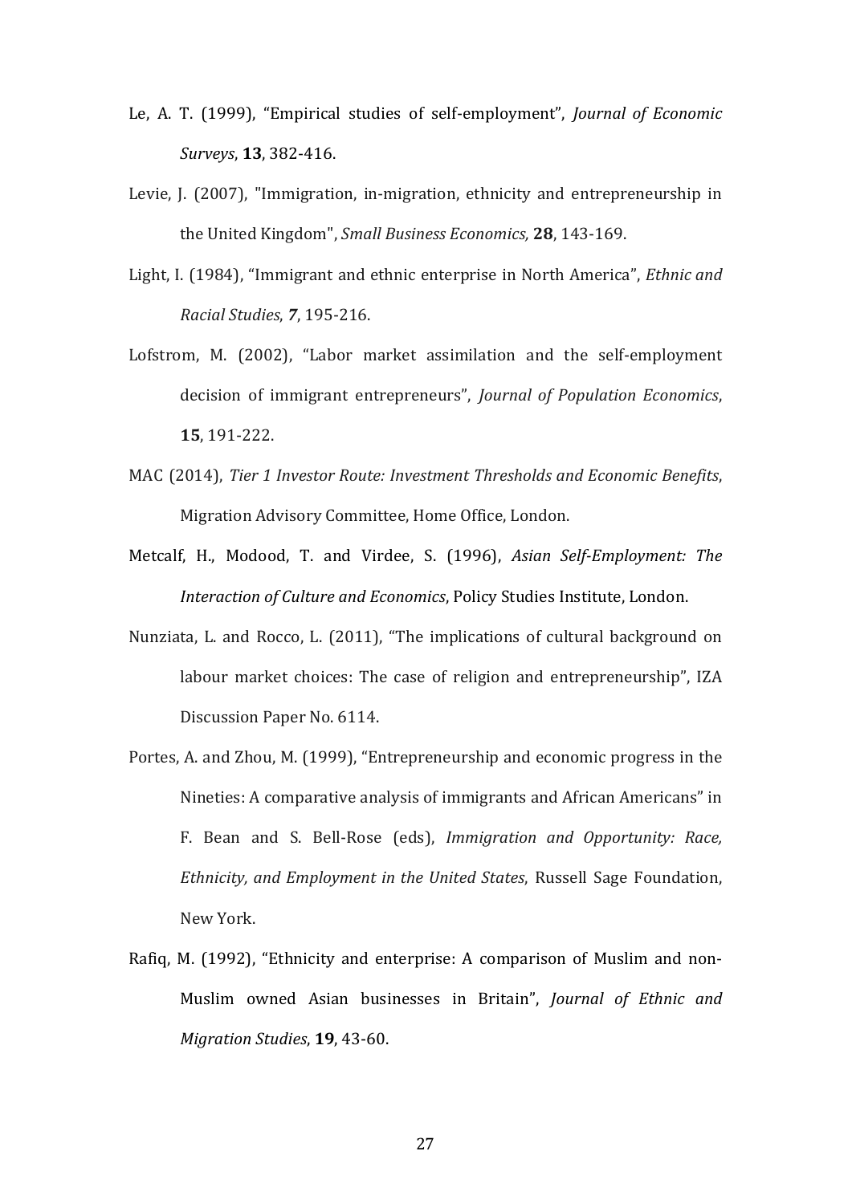Le, A. T. (1999), "Empirical studies of self-employment", *Journal of Economic Surveys*, **13**, 382-416.

Levie, J. (2007), "Immigration, in-migration, ethnicity and entrepreneurship in the United Kingdom", *Small Business Economics,* **28**, 143-169.

Light, I. (1984), "Immigrant and ethnic enterprise in North America", *Ethnic and Racial Studies*, ***7***, 195-216.

Lofstrom, M. (2002), "Labor market assimilation and the self-employment decision of immigrant entrepreneurs", *Journal of Population Economics*, **15**, 191-222.

MAC (2014), *Tier 1 Investor Route: Investment Thresholds and Economic Benefits*, Migration Advisory Committee, Home Office, London.

Metcalf, H., Modood, T. and Virdee, S. (1996), *Asian Self-Employment: The Interaction of Culture and Economics*, Policy Studies Institute, London.

Nunziata, L. and Rocco, L. (2011), "The implications of cultural background on labour market choices: The case of religion and entrepreneurship", IZA Discussion Paper No. 6114.

Portes, A. and Zhou, M. (1999), "Entrepreneurship and economic progress in the Nineties: A comparative analysis of immigrants and African Americans" in F. Bean and S. Bell-Rose (eds), *Immigration and Opportunity: Race, Ethnicity, and Employment in the United States*, Russell Sage Foundation, New York.

Rafiq, M. (1992), "Ethnicity and enterprise: A comparison of Muslim and non-Muslim owned Asian businesses in Britain", *Journal of Ethnic and Migration Studies*, **19**, 43-60.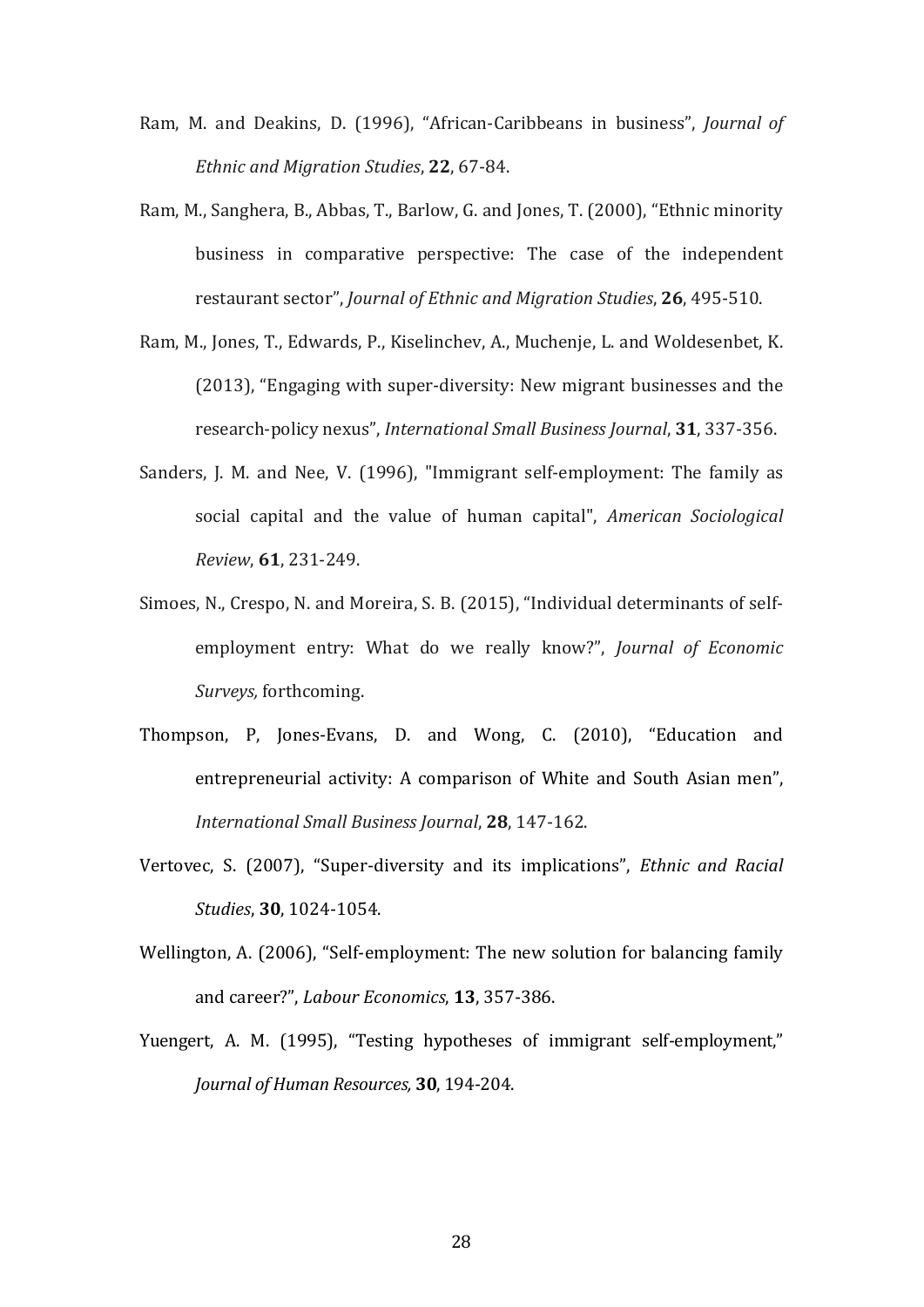Ram, M. and Deakins, D. (1996), "African-Caribbeans in business", *Journal of Ethnic and Migration Studies*, **22**, 67-84.

Ram, M., Sanghera, B., Abbas, T., Barlow, G. and Jones, T. (2000), "Ethnic minority business in comparative perspective: The case of the independent restaurant sector", *Journal of Ethnic and Migration Studies*, **26**, 495-510.

Ram, M., Jones, T., Edwards, P., Kiselinchev, A., Muchenje, L. and Woldesenbet, K. (2013), "Engaging with super-diversity: New migrant businesses and the research-policy nexus", *International Small Business Journal*, **31**, 337-356.

Sanders, J. M. and Nee, V. (1996), "Immigrant self-employment: The family as social capital and the value of human capital", *American Sociological Review*, **61**, 231-249.

Simoes, N., Crespo, N. and Moreira, S. B. (2015), "Individual determinants of self-employment entry: What do we really know?", *Journal of Economic Surveys,* forthcoming.

Thompson, P, Jones-Evans, D. and Wong, C. (2010), "Education and entrepreneurial activity: A comparison of White and South Asian men", *International Small Business Journal*, **28**, 147-162.

Vertovec, S. (2007), "Super-diversity and its implications", *Ethnic and Racial Studies*, **30**, 1024-1054.

Wellington, A. (2006), "Self-employment: The new solution for balancing family and career?", *Labour Economics*, **13**, 357-386.

Yuengert, A. M. (1995), "Testing hypotheses of immigrant self-employment," *Journal of Human Resources,* **30**, 194-204.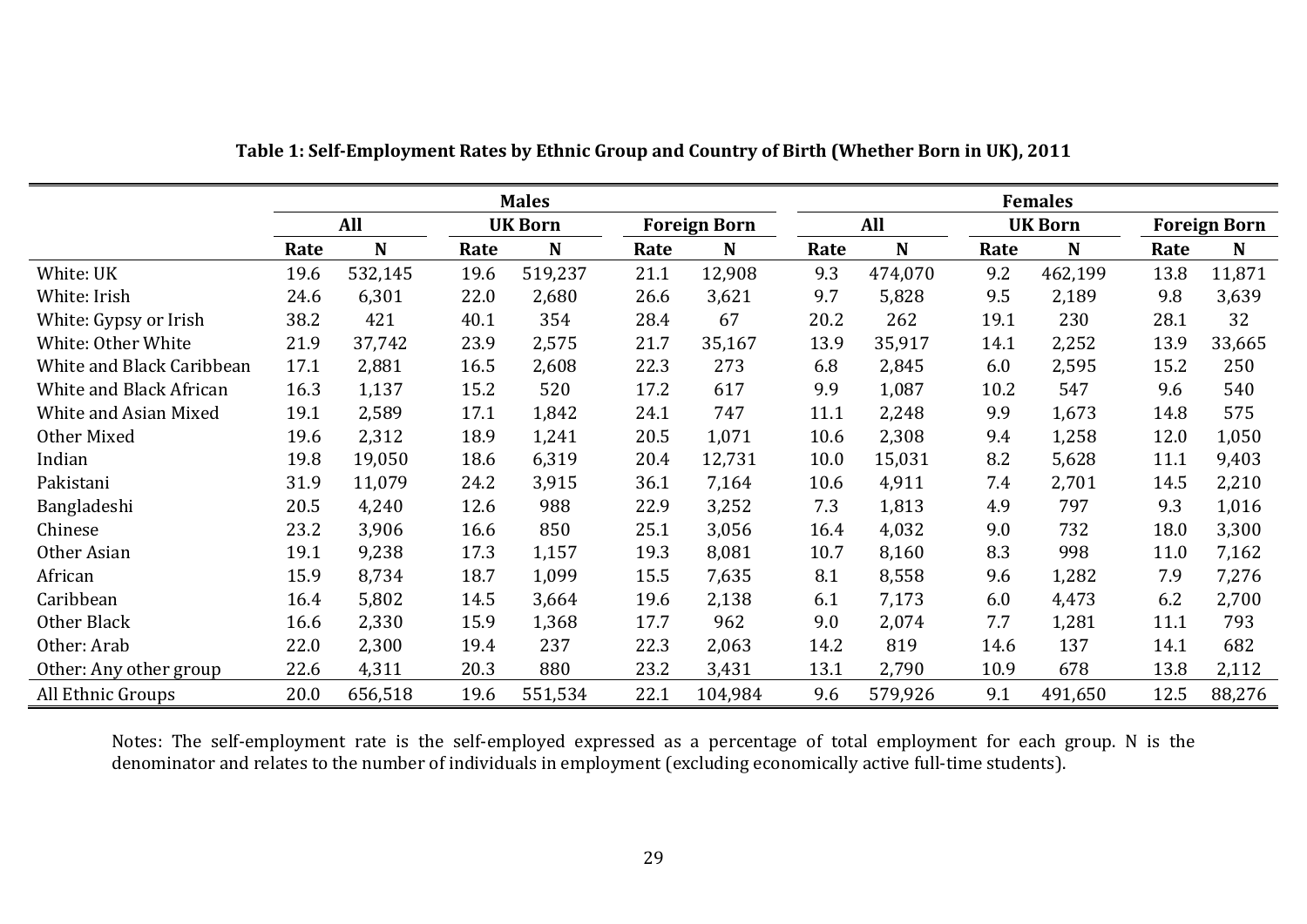**Table 1: Self-Employment Rates by Ethnic Group and Country of Birth (Whether Born in UK), 2011**

| | Males | | | | | | Females | | | | | |
|---|---|---|---|---|---|---|---|---|---|---|---|---|
| | All | | UK Born | | Foreign Born | | All | | UK Born | | Foreign Born | |
| | Rate | N | Rate | N | Rate | N | Rate | N | Rate | N | Rate | N |
| White: UK | 19.6 | 532,145 | 19.6 | 519,237 | 21.1 | 12,908 | 9.3 | 474,070 | 9.2 | 462,199 | 13.8 | 11,871 |
| White: Irish | 24.6 | 6,301 | 22.0 | 2,680 | 26.6 | 3,621 | 9.7 | 5,828 | 9.5 | 2,189 | 9.8 | 3,639 |
| White: Gypsy or Irish | 38.2 | 421 | 40.1 | 354 | 28.4 | 67 | 20.2 | 262 | 19.1 | 230 | 28.1 | 32 |
| White: Other White | 21.9 | 37,742 | 23.9 | 2,575 | 21.7 | 35,167 | 13.9 | 35,917 | 14.1 | 2,252 | 13.9 | 33,665 |
| White and Black Caribbean | 17.1 | 2,881 | 16.5 | 2,608 | 22.3 | 273 | 6.8 | 2,845 | 6.0 | 2,595 | 15.2 | 250 |
| White and Black African | 16.3 | 1,137 | 15.2 | 520 | 17.2 | 617 | 9.9 | 1,087 | 10.2 | 547 | 9.6 | 540 |
| White and Asian Mixed | 19.1 | 2,589 | 17.1 | 1,842 | 24.1 | 747 | 11.1 | 2,248 | 9.9 | 1,673 | 14.8 | 575 |
| Other Mixed | 19.6 | 2,312 | 18.9 | 1,241 | 20.5 | 1,071 | 10.6 | 2,308 | 9.4 | 1,258 | 12.0 | 1,050 |
| Indian | 19.8 | 19,050 | 18.6 | 6,319 | 20.4 | 12,731 | 10.0 | 15,031 | 8.2 | 5,628 | 11.1 | 9,403 |
| Pakistani | 31.9 | 11,079 | 24.2 | 3,915 | 36.1 | 7,164 | 10.6 | 4,911 | 7.4 | 2,701 | 14.5 | 2,210 |
| Bangladeshi | 20.5 | 4,240 | 12.6 | 988 | 22.9 | 3,252 | 7.3 | 1,813 | 4.9 | 797 | 9.3 | 1,016 |
| Chinese | 23.2 | 3,906 | 16.6 | 850 | 25.1 | 3,056 | 16.4 | 4,032 | 9.0 | 732 | 18.0 | 3,300 |
| Other Asian | 19.1 | 9,238 | 17.3 | 1,157 | 19.3 | 8,081 | 10.7 | 8,160 | 8.3 | 998 | 11.0 | 7,162 |
| African | 15.9 | 8,734 | 18.7 | 1,099 | 15.5 | 7,635 | 8.1 | 8,558 | 9.6 | 1,282 | 7.9 | 7,276 |
| Caribbean | 16.4 | 5,802 | 14.5 | 3,664 | 19.6 | 2,138 | 6.1 | 7,173 | 6.0 | 4,473 | 6.2 | 2,700 |
| Other Black | 16.6 | 2,330 | 15.9 | 1,368 | 17.7 | 962 | 9.0 | 2,074 | 7.7 | 1,281 | 11.1 | 793 |
| Other: Arab | 22.0 | 2,300 | 19.4 | 237 | 22.3 | 2,063 | 14.2 | 819 | 14.6 | 137 | 14.1 | 682 |
| Other: Any other group | 22.6 | 4,311 | 20.3 | 880 | 23.2 | 3,431 | 13.1 | 2,790 | 10.9 | 678 | 13.8 | 2,112 |
| All Ethnic Groups | 20.0 | 656,518 | 19.6 | 551,534 | 22.1 | 104,984 | 9.6 | 579,926 | 9.1 | 491,650 | 12.5 | 88,276 |

Notes: The self-employment rate is the self-employed expressed as a percentage of total employment for each group. N is the denominator and relates to the number of individuals in employment (excluding economically active full-time students).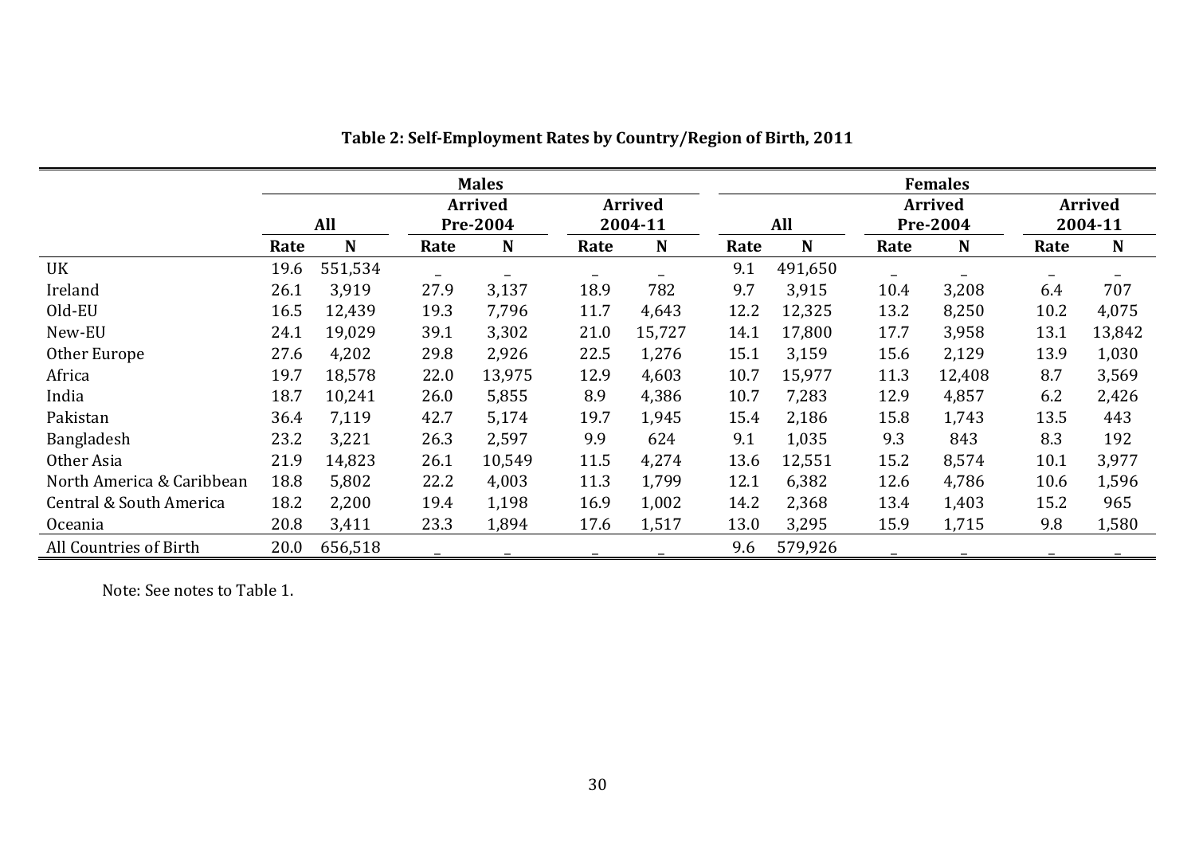**Table 2: Self-Employment Rates by Country/Region of Birth, 2011**

| | Males | | | | | | Females | | | | | |
|---|---|---|---|---|---|---|---|---|---|---|---|---|
| | All | | Arrived Pre-2004 | | Arrived 2004-11 | | All | | Arrived Pre-2004 | | Arrived 2004-11 | |
| | Rate | N | Rate | N | Rate | N | Rate | N | Rate | N | Rate | N |
| UK | 19.6 | 551,534 | _ | _ | _ | _ | 9.1 | 491,650 | _ | _ | _ | _ |
| Ireland | 26.1 | 3,919 | 27.9 | 3,137 | 18.9 | 782 | 9.7 | 3,915 | 10.4 | 3,208 | 6.4 | 707 |
| Old-EU | 16.5 | 12,439 | 19.3 | 7,796 | 11.7 | 4,643 | 12.2 | 12,325 | 13.2 | 8,250 | 10.2 | 4,075 |
| New-EU | 24.1 | 19,029 | 39.1 | 3,302 | 21.0 | 15,727 | 14.1 | 17,800 | 17.7 | 3,958 | 13.1 | 13,842 |
| Other Europe | 27.6 | 4,202 | 29.8 | 2,926 | 22.5 | 1,276 | 15.1 | 3,159 | 15.6 | 2,129 | 13.9 | 1,030 |
| Africa | 19.7 | 18,578 | 22.0 | 13,975 | 12.9 | 4,603 | 10.7 | 15,977 | 11.3 | 12,408 | 8.7 | 3,569 |
| India | 18.7 | 10,241 | 26.0 | 5,855 | 8.9 | 4,386 | 10.7 | 7,283 | 12.9 | 4,857 | 6.2 | 2,426 |
| Pakistan | 36.4 | 7,119 | 42.7 | 5,174 | 19.7 | 1,945 | 15.4 | 2,186 | 15.8 | 1,743 | 13.5 | 443 |
| Bangladesh | 23.2 | 3,221 | 26.3 | 2,597 | 9.9 | 624 | 9.1 | 1,035 | 9.3 | 843 | 8.3 | 192 |
| Other Asia | 21.9 | 14,823 | 26.1 | 10,549 | 11.5 | 4,274 | 13.6 | 12,551 | 15.2 | 8,574 | 10.1 | 3,977 |
| North America & Caribbean | 18.8 | 5,802 | 22.2 | 4,003 | 11.3 | 1,799 | 12.1 | 6,382 | 12.6 | 4,786 | 10.6 | 1,596 |
| Central & South America | 18.2 | 2,200 | 19.4 | 1,198 | 16.9 | 1,002 | 14.2 | 2,368 | 13.4 | 1,403 | 15.2 | 965 |
| Oceania | 20.8 | 3,411 | 23.3 | 1,894 | 17.6 | 1,517 | 13.0 | 3,295 | 15.9 | 1,715 | 9.8 | 1,580 |
| All Countries of Birth | 20.0 | 656,518 | _ | _ | _ | _ | 9.6 | 579,926 | _ | _ | _ | _ |

Note: See notes to Table 1.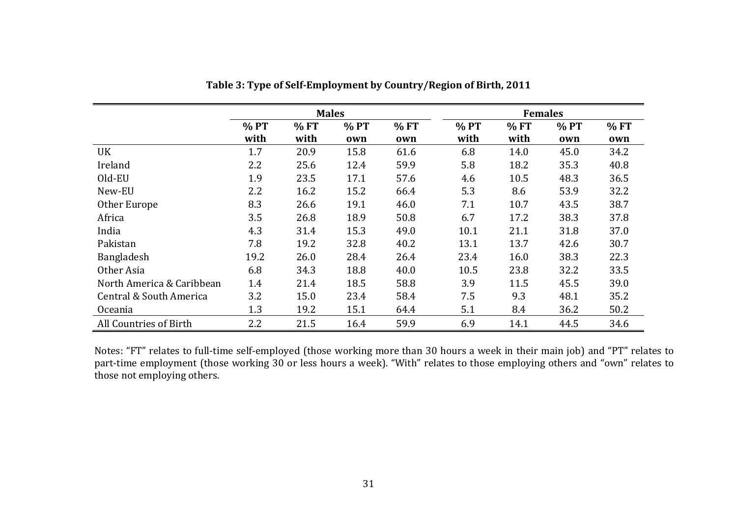**Table 3: Type of Self-Employment by Country/Region of Birth, 2011**

| | Males | | | | Females | | | |
|---|---|---|---|---|---|---|---|---|
| | % PT with | % FT with | % PT own | % FT own | % PT with | % FT with | % PT own | % FT own |
| UK | 1.7 | 20.9 | 15.8 | 61.6 | 6.8 | 14.0 | 45.0 | 34.2 |
| Ireland | 2.2 | 25.6 | 12.4 | 59.9 | 5.8 | 18.2 | 35.3 | 40.8 |
| Old-EU | 1.9 | 23.5 | 17.1 | 57.6 | 4.6 | 10.5 | 48.3 | 36.5 |
| New-EU | 2.2 | 16.2 | 15.2 | 66.4 | 5.3 | 8.6 | 53.9 | 32.2 |
| Other Europe | 8.3 | 26.6 | 19.1 | 46.0 | 7.1 | 10.7 | 43.5 | 38.7 |
| Africa | 3.5 | 26.8 | 18.9 | 50.8 | 6.7 | 17.2 | 38.3 | 37.8 |
| India | 4.3 | 31.4 | 15.3 | 49.0 | 10.1 | 21.1 | 31.8 | 37.0 |
| Pakistan | 7.8 | 19.2 | 32.8 | 40.2 | 13.1 | 13.7 | 42.6 | 30.7 |
| Bangladesh | 19.2 | 26.0 | 28.4 | 26.4 | 23.4 | 16.0 | 38.3 | 22.3 |
| Other Asia | 6.8 | 34.3 | 18.8 | 40.0 | 10.5 | 23.8 | 32.2 | 33.5 |
| North America & Caribbean | 1.4 | 21.4 | 18.5 | 58.8 | 3.9 | 11.5 | 45.5 | 39.0 |
| Central & South America | 3.2 | 15.0 | 23.4 | 58.4 | 7.5 | 9.3 | 48.1 | 35.2 |
| Oceania | 1.3 | 19.2 | 15.1 | 64.4 | 5.1 | 8.4 | 36.2 | 50.2 |
| All Countries of Birth | 2.2 | 21.5 | 16.4 | 59.9 | 6.9 | 14.1 | 44.5 | 34.6 |

Notes: "FT" relates to full-time self-employed (those working more than 30 hours a week in their main job) and "PT" relates to part-time employment (those working 30 or less hours a week). "With" relates to those employing others and "own" relates to those not employing others.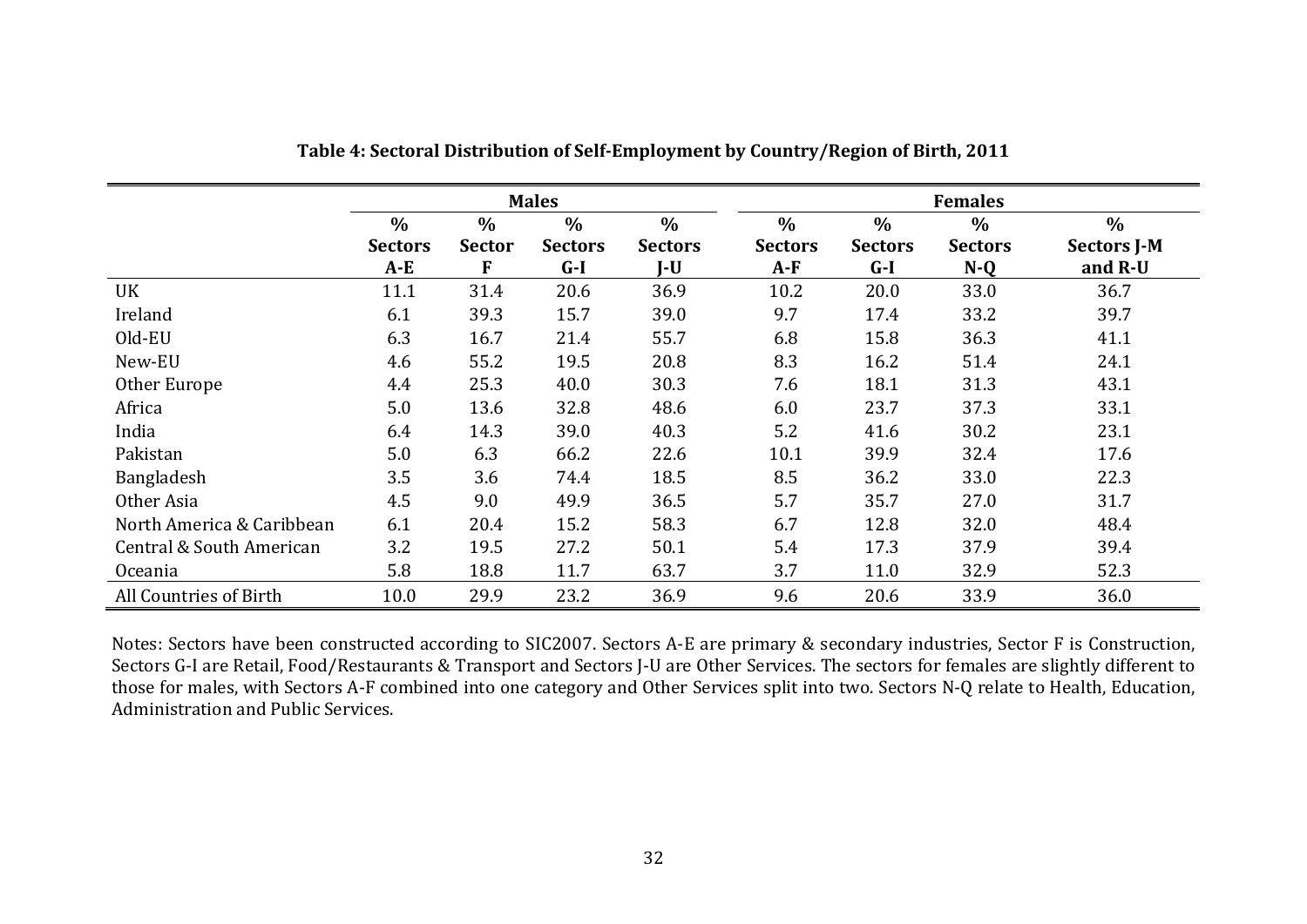**Table 4: Sectoral Distribution of Self-Employment by Country/Region of Birth, 2011**

| | Males | | | | Females | | | |
|---|---|---|---|---|---|---|---|---|
| | % Sectors A-E | % Sector F | % Sectors G-I | % Sectors J-U | % Sectors A-F | % Sectors G-I | % Sectors N-Q | % Sectors J-M and R-U |
| UK | 11.1 | 31.4 | 20.6 | 36.9 | 10.2 | 20.0 | 33.0 | 36.7 |
| Ireland | 6.1 | 39.3 | 15.7 | 39.0 | 9.7 | 17.4 | 33.2 | 39.7 |
| Old-EU | 6.3 | 16.7 | 21.4 | 55.7 | 6.8 | 15.8 | 36.3 | 41.1 |
| New-EU | 4.6 | 55.2 | 19.5 | 20.8 | 8.3 | 16.2 | 51.4 | 24.1 |
| Other Europe | 4.4 | 25.3 | 40.0 | 30.3 | 7.6 | 18.1 | 31.3 | 43.1 |
| Africa | 5.0 | 13.6 | 32.8 | 48.6 | 6.0 | 23.7 | 37.3 | 33.1 |
| India | 6.4 | 14.3 | 39.0 | 40.3 | 5.2 | 41.6 | 30.2 | 23.1 |
| Pakistan | 5.0 | 6.3 | 66.2 | 22.6 | 10.1 | 39.9 | 32.4 | 17.6 |
| Bangladesh | 3.5 | 3.6 | 74.4 | 18.5 | 8.5 | 36.2 | 33.0 | 22.3 |
| Other Asia | 4.5 | 9.0 | 49.9 | 36.5 | 5.7 | 35.7 | 27.0 | 31.7 |
| North America & Caribbean | 6.1 | 20.4 | 15.2 | 58.3 | 6.7 | 12.8 | 32.0 | 48.4 |
| Central & South American | 3.2 | 19.5 | 27.2 | 50.1 | 5.4 | 17.3 | 37.9 | 39.4 |
| Oceania | 5.8 | 18.8 | 11.7 | 63.7 | 3.7 | 11.0 | 32.9 | 52.3 |
| All Countries of Birth | 10.0 | 29.9 | 23.2 | 36.9 | 9.6 | 20.6 | 33.9 | 36.0 |

Notes: Sectors have been constructed according to SIC2007. Sectors A-E are primary & secondary industries, Sector F is Construction, Sectors G-I are Retail, Food/Restaurants & Transport and Sectors J-U are Other Services. The sectors for females are slightly different to those for males, with Sectors A-F combined into one category and Other Services split into two. Sectors N-Q relate to Health, Education, Administration and Public Services.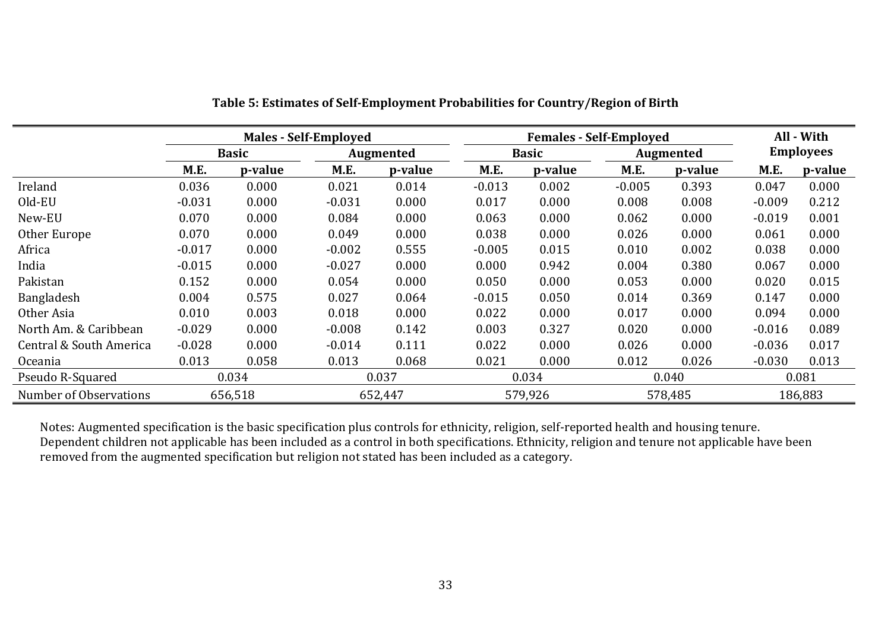**Table 5: Estimates of Self-Employment Probabilities for Country/Region of Birth**

| | Males - Self-Employed | | | | Females - Self-Employed | | | | All - With Employees | |
|---|---|---|---|---|---|---|---|---|---|---|
| | Basic | | Augmented | | Basic | | Augmented | | | |
| | M.E. | p-value | M.E. | p-value | M.E. | p-value | M.E. | p-value | M.E. | p-value |
| Ireland | 0.036 | 0.000 | 0.021 | 0.014 | -0.013 | 0.002 | -0.005 | 0.393 | 0.047 | 0.000 |
| Old-EU | -0.031 | 0.000 | -0.031 | 0.000 | 0.017 | 0.000 | 0.008 | 0.008 | -0.009 | 0.212 |
| New-EU | 0.070 | 0.000 | 0.084 | 0.000 | 0.063 | 0.000 | 0.062 | 0.000 | -0.019 | 0.001 |
| Other Europe | 0.070 | 0.000 | 0.049 | 0.000 | 0.038 | 0.000 | 0.026 | 0.000 | 0.061 | 0.000 |
| Africa | -0.017 | 0.000 | -0.002 | 0.555 | -0.005 | 0.015 | 0.010 | 0.002 | 0.038 | 0.000 |
| India | -0.015 | 0.000 | -0.027 | 0.000 | 0.000 | 0.942 | 0.004 | 0.380 | 0.067 | 0.000 |
| Pakistan | 0.152 | 0.000 | 0.054 | 0.000 | 0.050 | 0.000 | 0.053 | 0.000 | 0.020 | 0.015 |
| Bangladesh | 0.004 | 0.575 | 0.027 | 0.064 | -0.015 | 0.050 | 0.014 | 0.369 | 0.147 | 0.000 |
| Other Asia | 0.010 | 0.003 | 0.018 | 0.000 | 0.022 | 0.000 | 0.017 | 0.000 | 0.094 | 0.000 |
| North Am. & Caribbean | -0.029 | 0.000 | -0.008 | 0.142 | 0.003 | 0.327 | 0.020 | 0.000 | -0.016 | 0.089 |
| Central & South America | -0.028 | 0.000 | -0.014 | 0.111 | 0.022 | 0.000 | 0.026 | 0.000 | -0.036 | 0.017 |
| Oceania | 0.013 | 0.058 | 0.013 | 0.068 | 0.021 | 0.000 | 0.012 | 0.026 | -0.030 | 0.013 |
| Pseudo R-Squared | 0.034 | | 0.037 | | 0.034 | | 0.040 | | 0.081 | |
| Number of Observations | 656,518 | | 652,447 | | 579,926 | | 578,485 | | 186,883 | |

Notes: Augmented specification is the basic specification plus controls for ethnicity, religion, self-reported health and housing tenure. Dependent children not applicable has been included as a control in both specifications. Ethnicity, religion and tenure not applicable have been removed from the augmented specification but religion not stated has been included as a category.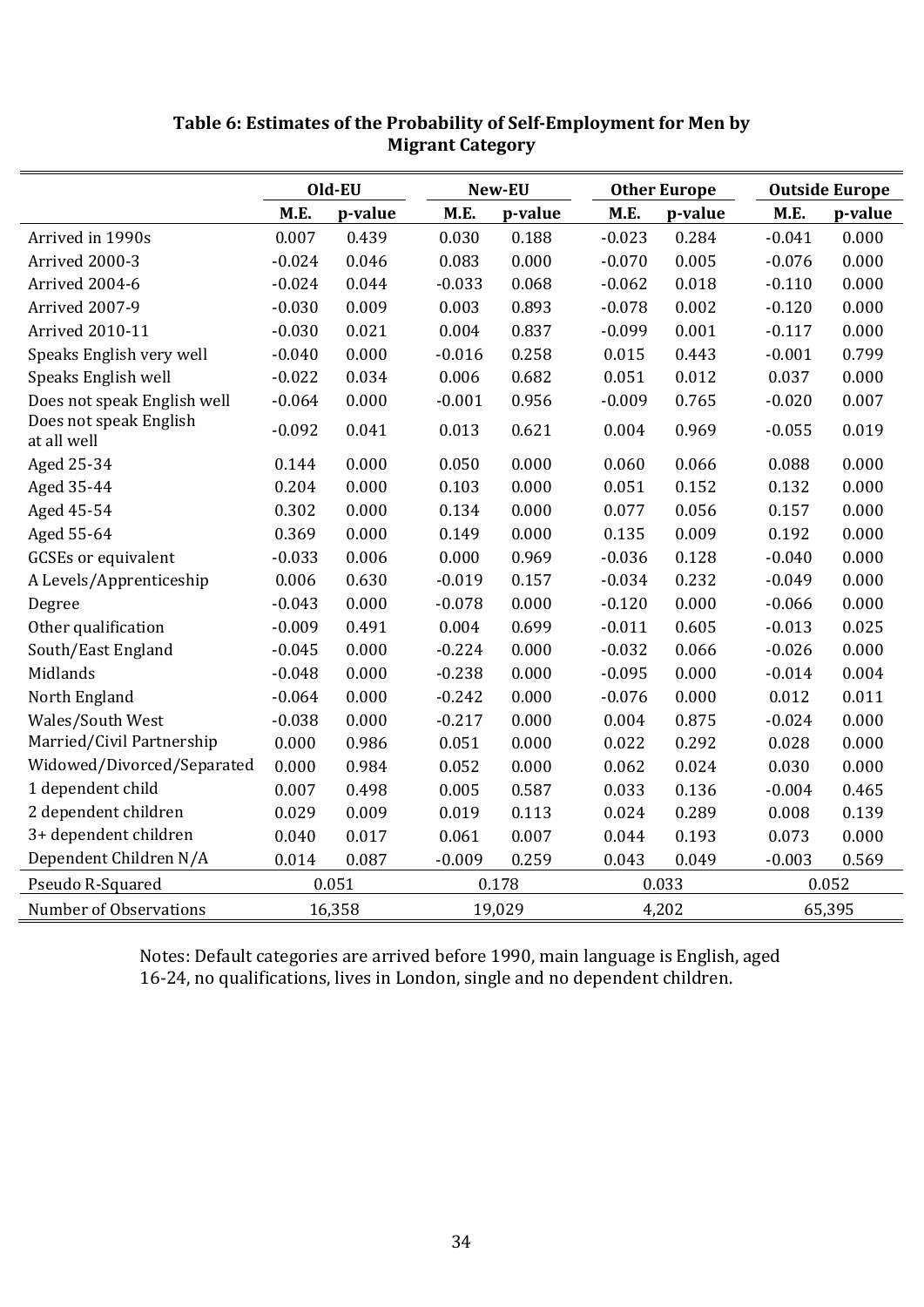**Table 6: Estimates of the Probability of Self-Employment for Men by Migrant Category**

| | Old-EU | | New-EU | | Other Europe | | Outside Europe | |
|---|---|---|---|---|---|---|---|---|
| | M.E. | p-value | M.E. | p-value | M.E. | p-value | M.E. | p-value |
| Arrived in 1990s | 0.007 | 0.439 | 0.030 | 0.188 | -0.023 | 0.284 | -0.041 | 0.000 |
| Arrived 2000-3 | -0.024 | 0.046 | 0.083 | 0.000 | -0.070 | 0.005 | -0.076 | 0.000 |
| Arrived 2004-6 | -0.024 | 0.044 | -0.033 | 0.068 | -0.062 | 0.018 | -0.110 | 0.000 |
| Arrived 2007-9 | -0.030 | 0.009 | 0.003 | 0.893 | -0.078 | 0.002 | -0.120 | 0.000 |
| Arrived 2010-11 | -0.030 | 0.021 | 0.004 | 0.837 | -0.099 | 0.001 | -0.117 | 0.000 |
| Speaks English very well | -0.040 | 0.000 | -0.016 | 0.258 | 0.015 | 0.443 | -0.001 | 0.799 |
| Speaks English well | -0.022 | 0.034 | 0.006 | 0.682 | 0.051 | 0.012 | 0.037 | 0.000 |
| Does not speak English well | -0.064 | 0.000 | -0.001 | 0.956 | -0.009 | 0.765 | -0.020 | 0.007 |
| Does not speak English at all well | -0.092 | 0.041 | 0.013 | 0.621 | 0.004 | 0.969 | -0.055 | 0.019 |
| Aged 25-34 | 0.144 | 0.000 | 0.050 | 0.000 | 0.060 | 0.066 | 0.088 | 0.000 |
| Aged 35-44 | 0.204 | 0.000 | 0.103 | 0.000 | 0.051 | 0.152 | 0.132 | 0.000 |
| Aged 45-54 | 0.302 | 0.000 | 0.134 | 0.000 | 0.077 | 0.056 | 0.157 | 0.000 |
| Aged 55-64 | 0.369 | 0.000 | 0.149 | 0.000 | 0.135 | 0.009 | 0.192 | 0.000 |
| GCSEs or equivalent | -0.033 | 0.006 | 0.000 | 0.969 | -0.036 | 0.128 | -0.040 | 0.000 |
| A Levels/Apprenticeship | 0.006 | 0.630 | -0.019 | 0.157 | -0.034 | 0.232 | -0.049 | 0.000 |
| Degree | -0.043 | 0.000 | -0.078 | 0.000 | -0.120 | 0.000 | -0.066 | 0.000 |
| Other qualification | -0.009 | 0.491 | 0.004 | 0.699 | -0.011 | 0.605 | -0.013 | 0.025 |
| South/East England | -0.045 | 0.000 | -0.224 | 0.000 | -0.032 | 0.066 | -0.026 | 0.000 |
| Midlands | -0.048 | 0.000 | -0.238 | 0.000 | -0.095 | 0.000 | -0.014 | 0.004 |
| North England | -0.064 | 0.000 | -0.242 | 0.000 | -0.076 | 0.000 | 0.012 | 0.011 |
| Wales/South West | -0.038 | 0.000 | -0.217 | 0.000 | 0.004 | 0.875 | -0.024 | 0.000 |
| Married/Civil Partnership | 0.000 | 0.986 | 0.051 | 0.000 | 0.022 | 0.292 | 0.028 | 0.000 |
| Widowed/Divorced/Separated | 0.000 | 0.984 | 0.052 | 0.000 | 0.062 | 0.024 | 0.030 | 0.000 |
| 1 dependent child | 0.007 | 0.498 | 0.005 | 0.587 | 0.033 | 0.136 | -0.004 | 0.465 |
| 2 dependent children | 0.029 | 0.009 | 0.019 | 0.113 | 0.024 | 0.289 | 0.008 | 0.139 |
| 3+ dependent children | 0.040 | 0.017 | 0.061 | 0.007 | 0.044 | 0.193 | 0.073 | 0.000 |
| Dependent Children N/A | 0.014 | 0.087 | -0.009 | 0.259 | 0.043 | 0.049 | -0.003 | 0.569 |
| Pseudo R-Squared | 0.051 | | 0.178 | | 0.033 | | 0.052 | |
| Number of Observations | 16,358 | | 19,029 | | 4,202 | | 65,395 | |

Notes: Default categories are arrived before 1990, main language is English, aged 16-24, no qualifications, lives in London, single and no dependent children.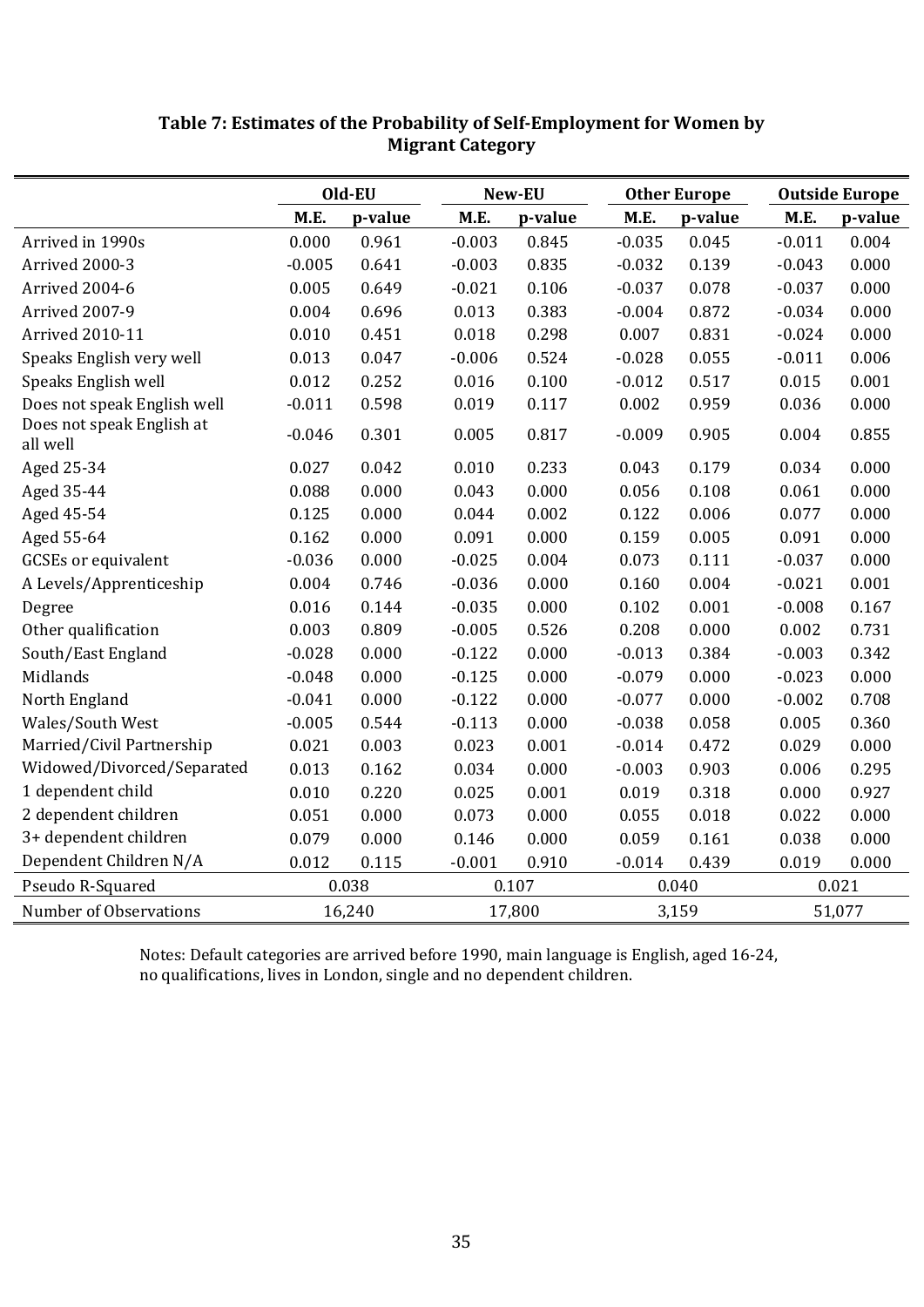**Table 7: Estimates of the Probability of Self-Employment for Women by Migrant Category**

| | Old-EU | | New-EU | | Other Europe | | Outside Europe | |
|---|---|---|---|---|---|---|---|---|
| | M.E. | p-value | M.E. | p-value | M.E. | p-value | M.E. | p-value |
| Arrived in 1990s | 0.000 | 0.961 | -0.003 | 0.845 | -0.035 | 0.045 | -0.011 | 0.004 |
| Arrived 2000-3 | -0.005 | 0.641 | -0.003 | 0.835 | -0.032 | 0.139 | -0.043 | 0.000 |
| Arrived 2004-6 | 0.005 | 0.649 | -0.021 | 0.106 | -0.037 | 0.078 | -0.037 | 0.000 |
| Arrived 2007-9 | 0.004 | 0.696 | 0.013 | 0.383 | -0.004 | 0.872 | -0.034 | 0.000 |
| Arrived 2010-11 | 0.010 | 0.451 | 0.018 | 0.298 | 0.007 | 0.831 | -0.024 | 0.000 |
| Speaks English very well | 0.013 | 0.047 | -0.006 | 0.524 | -0.028 | 0.055 | -0.011 | 0.006 |
| Speaks English well | 0.012 | 0.252 | 0.016 | 0.100 | -0.012 | 0.517 | 0.015 | 0.001 |
| Does not speak English well | -0.011 | 0.598 | 0.019 | 0.117 | 0.002 | 0.959 | 0.036 | 0.000 |
| Does not speak English at all well | -0.046 | 0.301 | 0.005 | 0.817 | -0.009 | 0.905 | 0.004 | 0.855 |
| Aged 25-34 | 0.027 | 0.042 | 0.010 | 0.233 | 0.043 | 0.179 | 0.034 | 0.000 |
| Aged 35-44 | 0.088 | 0.000 | 0.043 | 0.000 | 0.056 | 0.108 | 0.061 | 0.000 |
| Aged 45-54 | 0.125 | 0.000 | 0.044 | 0.002 | 0.122 | 0.006 | 0.077 | 0.000 |
| Aged 55-64 | 0.162 | 0.000 | 0.091 | 0.000 | 0.159 | 0.005 | 0.091 | 0.000 |
| GCSEs or equivalent | -0.036 | 0.000 | -0.025 | 0.004 | 0.073 | 0.111 | -0.037 | 0.000 |
| A Levels/Apprenticeship | 0.004 | 0.746 | -0.036 | 0.000 | 0.160 | 0.004 | -0.021 | 0.001 |
| Degree | 0.016 | 0.144 | -0.035 | 0.000 | 0.102 | 0.001 | -0.008 | 0.167 |
| Other qualification | 0.003 | 0.809 | -0.005 | 0.526 | 0.208 | 0.000 | 0.002 | 0.731 |
| South/East England | -0.028 | 0.000 | -0.122 | 0.000 | -0.013 | 0.384 | -0.003 | 0.342 |
| Midlands | -0.048 | 0.000 | -0.125 | 0.000 | -0.079 | 0.000 | -0.023 | 0.000 |
| North England | -0.041 | 0.000 | -0.122 | 0.000 | -0.077 | 0.000 | -0.002 | 0.708 |
| Wales/South West | -0.005 | 0.544 | -0.113 | 0.000 | -0.038 | 0.058 | 0.005 | 0.360 |
| Married/Civil Partnership | 0.021 | 0.003 | 0.023 | 0.001 | -0.014 | 0.472 | 0.029 | 0.000 |
| Widowed/Divorced/Separated | 0.013 | 0.162 | 0.034 | 0.000 | -0.003 | 0.903 | 0.006 | 0.295 |
| 1 dependent child | 0.010 | 0.220 | 0.025 | 0.001 | 0.019 | 0.318 | 0.000 | 0.927 |
| 2 dependent children | 0.051 | 0.000 | 0.073 | 0.000 | 0.055 | 0.018 | 0.022 | 0.000 |
| 3+ dependent children | 0.079 | 0.000 | 0.146 | 0.000 | 0.059 | 0.161 | 0.038 | 0.000 |
| Dependent Children N/A | 0.012 | 0.115 | -0.001 | 0.910 | -0.014 | 0.439 | 0.019 | 0.000 |
| Pseudo R-Squared | 0.038 | | 0.107 | | 0.040 | | 0.021 | |
| Number of Observations | 16,240 | | 17,800 | | 3,159 | | 51,077 | |

Notes: Default categories are arrived before 1990, main language is English, aged 16-24, no qualifications, lives in London, single and no dependent children.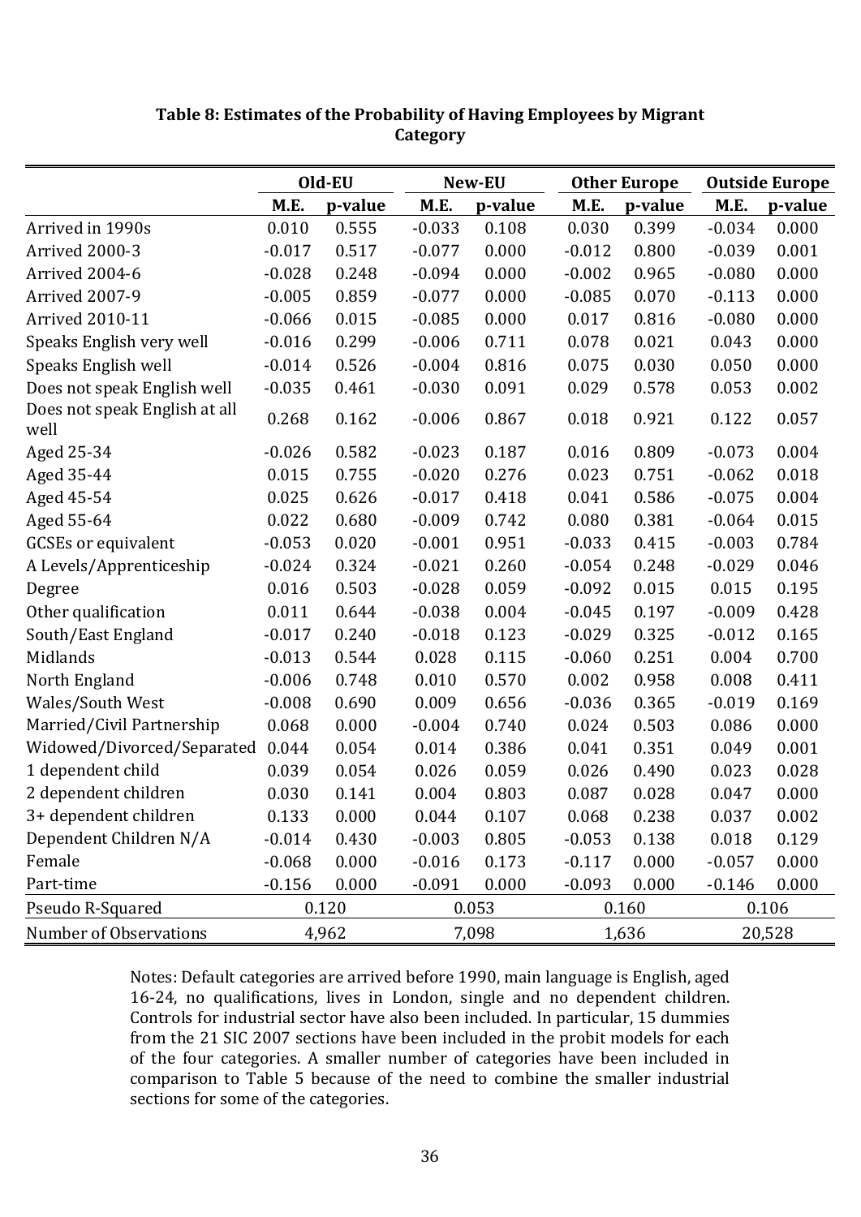**Table 8: Estimates of the Probability of Having Employees by Migrant Category**

| | Old-EU | | New-EU | | Other Europe | | Outside Europe | |
|---|---|---|---|---|---|---|---|---|
| | M.E. | p-value | M.E. | p-value | M.E. | p-value | M.E. | p-value |
| Arrived in 1990s | 0.010 | 0.555 | -0.033 | 0.108 | 0.030 | 0.399 | -0.034 | 0.000 |
| Arrived 2000-3 | -0.017 | 0.517 | -0.077 | 0.000 | -0.012 | 0.800 | -0.039 | 0.001 |
| Arrived 2004-6 | -0.028 | 0.248 | -0.094 | 0.000 | -0.002 | 0.965 | -0.080 | 0.000 |
| Arrived 2007-9 | -0.005 | 0.859 | -0.077 | 0.000 | -0.085 | 0.070 | -0.113 | 0.000 |
| Arrived 2010-11 | -0.066 | 0.015 | -0.085 | 0.000 | 0.017 | 0.816 | -0.080 | 0.000 |
| Speaks English very well | -0.016 | 0.299 | -0.006 | 0.711 | 0.078 | 0.021 | 0.043 | 0.000 |
| Speaks English well | -0.014 | 0.526 | -0.004 | 0.816 | 0.075 | 0.030 | 0.050 | 0.000 |
| Does not speak English well | -0.035 | 0.461 | -0.030 | 0.091 | 0.029 | 0.578 | 0.053 | 0.002 |
| Does not speak English at all well | 0.268 | 0.162 | -0.006 | 0.867 | 0.018 | 0.921 | 0.122 | 0.057 |
| Aged 25-34 | -0.026 | 0.582 | -0.023 | 0.187 | 0.016 | 0.809 | -0.073 | 0.004 |
| Aged 35-44 | 0.015 | 0.755 | -0.020 | 0.276 | 0.023 | 0.751 | -0.062 | 0.018 |
| Aged 45-54 | 0.025 | 0.626 | -0.017 | 0.418 | 0.041 | 0.586 | -0.075 | 0.004 |
| Aged 55-64 | 0.022 | 0.680 | -0.009 | 0.742 | 0.080 | 0.381 | -0.064 | 0.015 |
| GCSEs or equivalent | -0.053 | 0.020 | -0.001 | 0.951 | -0.033 | 0.415 | -0.003 | 0.784 |
| A Levels/Apprenticeship | -0.024 | 0.324 | -0.021 | 0.260 | -0.054 | 0.248 | -0.029 | 0.046 |
| Degree | 0.016 | 0.503 | -0.028 | 0.059 | -0.092 | 0.015 | 0.015 | 0.195 |
| Other qualification | 0.011 | 0.644 | -0.038 | 0.004 | -0.045 | 0.197 | -0.009 | 0.428 |
| South/East England | -0.017 | 0.240 | -0.018 | 0.123 | -0.029 | 0.325 | -0.012 | 0.165 |
| Midlands | -0.013 | 0.544 | 0.028 | 0.115 | -0.060 | 0.251 | 0.004 | 0.700 |
| North England | -0.006 | 0.748 | 0.010 | 0.570 | 0.002 | 0.958 | 0.008 | 0.411 |
| Wales/South West | -0.008 | 0.690 | 0.009 | 0.656 | -0.036 | 0.365 | -0.019 | 0.169 |
| Married/Civil Partnership | 0.068 | 0.000 | -0.004 | 0.740 | 0.024 | 0.503 | 0.086 | 0.000 |
| Widowed/Divorced/Separated | 0.044 | 0.054 | 0.014 | 0.386 | 0.041 | 0.351 | 0.049 | 0.001 |
| 1 dependent child | 0.039 | 0.054 | 0.026 | 0.059 | 0.026 | 0.490 | 0.023 | 0.028 |
| 2 dependent children | 0.030 | 0.141 | 0.004 | 0.803 | 0.087 | 0.028 | 0.047 | 0.000 |
| 3+ dependent children | 0.133 | 0.000 | 0.044 | 0.107 | 0.068 | 0.238 | 0.037 | 0.002 |
| Dependent Children N/A | -0.014 | 0.430 | -0.003 | 0.805 | -0.053 | 0.138 | 0.018 | 0.129 |
| Female | -0.068 | 0.000 | -0.016 | 0.173 | -0.117 | 0.000 | -0.057 | 0.000 |
| Part-time | -0.156 | 0.000 | -0.091 | 0.000 | -0.093 | 0.000 | -0.146 | 0.000 |
| Pseudo R-Squared | 0.120 | | 0.053 | | 0.160 | | 0.106 | |
| Number of Observations | 4,962 | | 7,098 | | 1,636 | | 20,528 | |

Notes: Default categories are arrived before 1990, main language is English, aged 16-24, no qualifications, lives in London, single and no dependent children. Controls for industrial sector have also been included. In particular, 15 dummies from the 21 SIC 2007 sections have been included in the probit models for each of the four categories. A smaller number of categories have been included in comparison to Table 5 because of the need to combine the smaller industrial sections for some of the categories.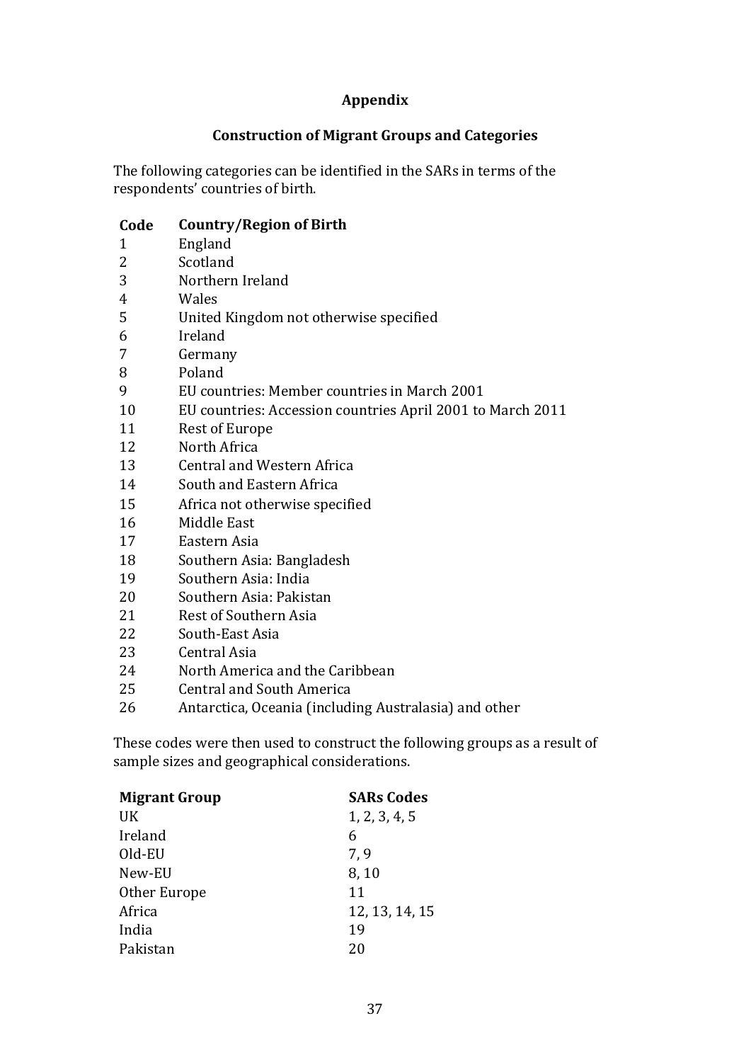## Appendix

### Construction of Migrant Groups and Categories

The following categories can be identified in the SARs in terms of the respondents' countries of birth.

| Code | Country/Region of Birth |
|---|---|
| 1 | England |
| 2 | Scotland |
| 3 | Northern Ireland |
| 4 | Wales |
| 5 | United Kingdom not otherwise specified |
| 6 | Ireland |
| 7 | Germany |
| 8 | Poland |
| 9 | EU countries: Member countries in March 2001 |
| 10 | EU countries: Accession countries April 2001 to March 2011 |
| 11 | Rest of Europe |
| 12 | North Africa |
| 13 | Central and Western Africa |
| 14 | South and Eastern Africa |
| 15 | Africa not otherwise specified |
| 16 | Middle East |
| 17 | Eastern Asia |
| 18 | Southern Asia: Bangladesh |
| 19 | Southern Asia: India |
| 20 | Southern Asia: Pakistan |
| 21 | Rest of Southern Asia |
| 22 | South-East Asia |
| 23 | Central Asia |
| 24 | North America and the Caribbean |
| 25 | Central and South America |
| 26 | Antarctica, Oceania (including Australasia) and other |

These codes were then used to construct the following groups as a result of sample sizes and geographical considerations.

| Migrant Group | SARs Codes |
|---|---|
| UK | 1, 2, 3, 4, 5 |
| Ireland | 6 |
| Old-EU | 7, 9 |
| New-EU | 8, 10 |
| Other Europe | 11 |
| Africa | 12, 13, 14, 15 |
| India | 19 |
| Pakistan | 20 |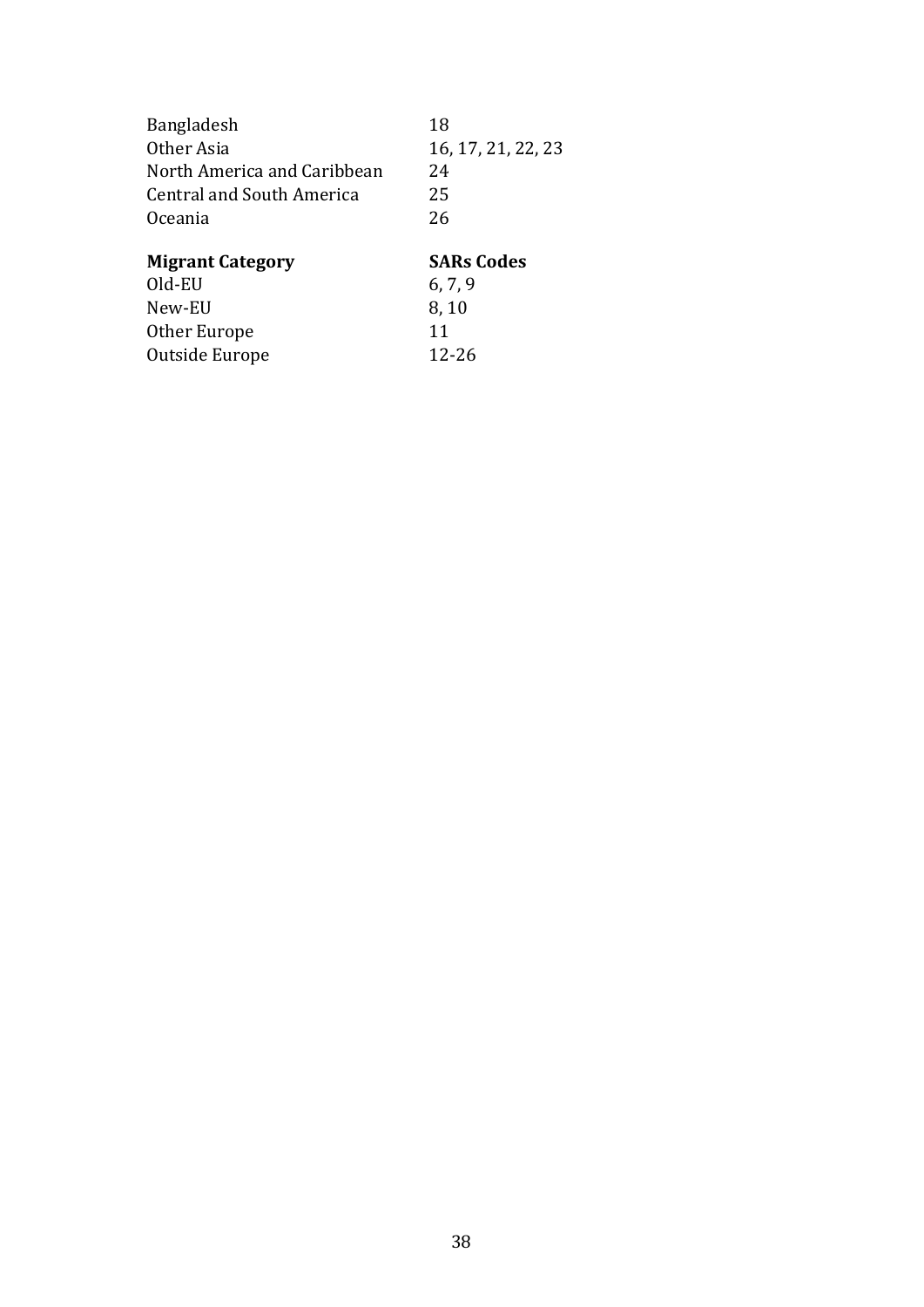| | |
|---|---|
| Bangladesh | 18 |
| Other Asia | 16, 17, 21, 22, 23 |
| North America and Caribbean | 24 |
| Central and South America | 25 |
| Oceania | 26 |

| **Migrant Category** | **SARs Codes** |
|---|---|
| Old-EU | 6, 7, 9 |
| New-EU | 8, 10 |
| Other Europe | 11 |
| Outside Europe | 12-26 |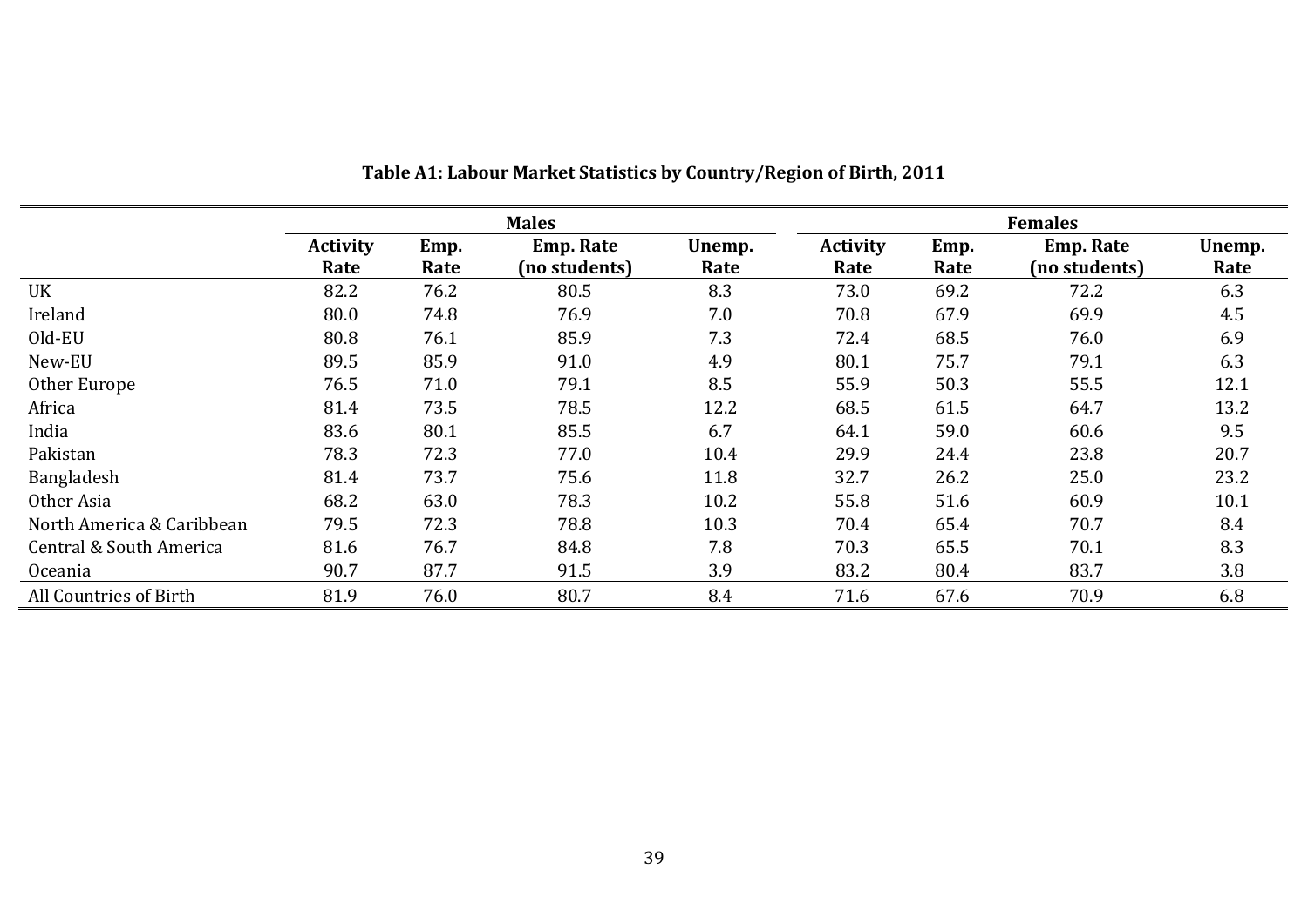**Table A1: Labour Market Statistics by Country/Region of Birth, 2011**

| | Males | | | | Females | | | |
|---|---|---|---|---|---|---|---|---|
| | Activity Rate | Emp. Rate | Emp. Rate (no students) | Unemp. Rate | Activity Rate | Emp. Rate | Emp. Rate (no students) | Unemp. Rate |
| UK | 82.2 | 76.2 | 80.5 | 8.3 | 73.0 | 69.2 | 72.2 | 6.3 |
| Ireland | 80.0 | 74.8 | 76.9 | 7.0 | 70.8 | 67.9 | 69.9 | 4.5 |
| Old-EU | 80.8 | 76.1 | 85.9 | 7.3 | 72.4 | 68.5 | 76.0 | 6.9 |
| New-EU | 89.5 | 85.9 | 91.0 | 4.9 | 80.1 | 75.7 | 79.1 | 6.3 |
| Other Europe | 76.5 | 71.0 | 79.1 | 8.5 | 55.9 | 50.3 | 55.5 | 12.1 |
| Africa | 81.4 | 73.5 | 78.5 | 12.2 | 68.5 | 61.5 | 64.7 | 13.2 |
| India | 83.6 | 80.1 | 85.5 | 6.7 | 64.1 | 59.0 | 60.6 | 9.5 |
| Pakistan | 78.3 | 72.3 | 77.0 | 10.4 | 29.9 | 24.4 | 23.8 | 20.7 |
| Bangladesh | 81.4 | 73.7 | 75.6 | 11.8 | 32.7 | 26.2 | 25.0 | 23.2 |
| Other Asia | 68.2 | 63.0 | 78.3 | 10.2 | 55.8 | 51.6 | 60.9 | 10.1 |
| North America & Caribbean | 79.5 | 72.3 | 78.8 | 10.3 | 70.4 | 65.4 | 70.7 | 8.4 |
| Central & South America | 81.6 | 76.7 | 84.8 | 7.8 | 70.3 | 65.5 | 70.1 | 8.3 |
| Oceania | 90.7 | 87.7 | 91.5 | 3.9 | 83.2 | 80.4 | 83.7 | 3.8 |
| All Countries of Birth | 81.9 | 76.0 | 80.7 | 8.4 | 71.6 | 67.6 | 70.9 | 6.8 |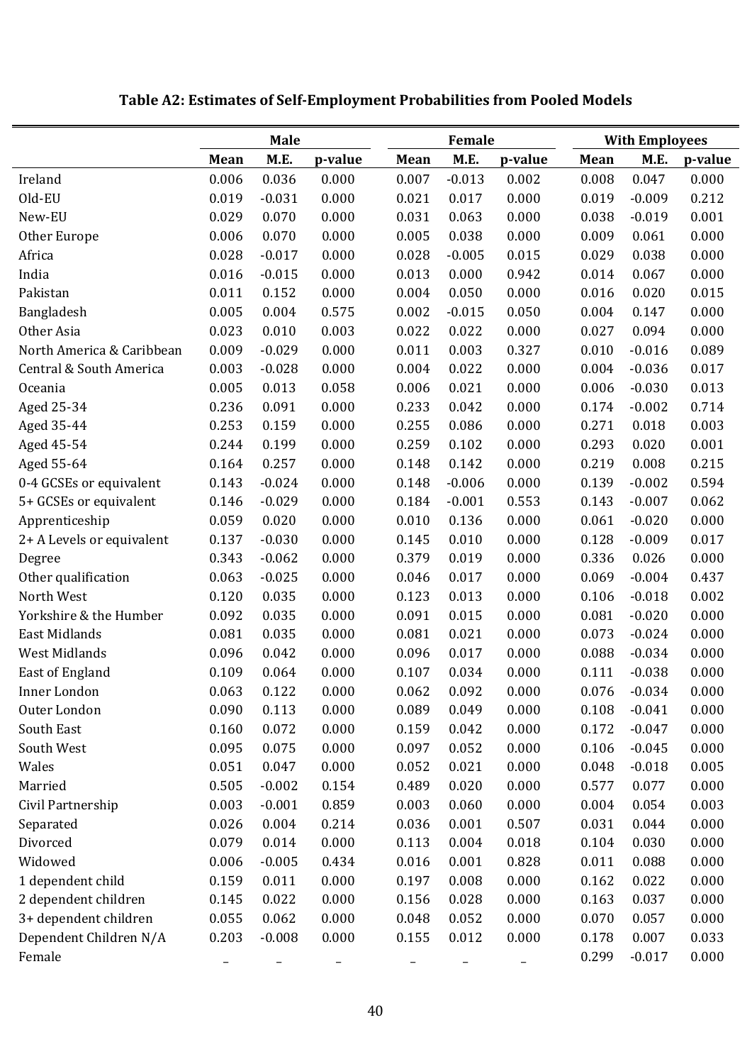**Table A2: Estimates of Self-Employment Probabilities from Pooled Models**

| | Male | | | Female | | | With Employees | | |
|---|---|---|---|---|---|---|---|---|---|
| | Mean | M.E. | p-value | Mean | M.E. | p-value | Mean | M.E. | p-value |
| Ireland | 0.006 | 0.036 | 0.000 | 0.007 | -0.013 | 0.002 | 0.008 | 0.047 | 0.000 |
| Old-EU | 0.019 | -0.031 | 0.000 | 0.021 | 0.017 | 0.000 | 0.019 | -0.009 | 0.212 |
| New-EU | 0.029 | 0.070 | 0.000 | 0.031 | 0.063 | 0.000 | 0.038 | -0.019 | 0.001 |
| Other Europe | 0.006 | 0.070 | 0.000 | 0.005 | 0.038 | 0.000 | 0.009 | 0.061 | 0.000 |
| Africa | 0.028 | -0.017 | 0.000 | 0.028 | -0.005 | 0.015 | 0.029 | 0.038 | 0.000 |
| India | 0.016 | -0.015 | 0.000 | 0.013 | 0.000 | 0.942 | 0.014 | 0.067 | 0.000 |
| Pakistan | 0.011 | 0.152 | 0.000 | 0.004 | 0.050 | 0.000 | 0.016 | 0.020 | 0.015 |
| Bangladesh | 0.005 | 0.004 | 0.575 | 0.002 | -0.015 | 0.050 | 0.004 | 0.147 | 0.000 |
| Other Asia | 0.023 | 0.010 | 0.003 | 0.022 | 0.022 | 0.000 | 0.027 | 0.094 | 0.000 |
| North America & Caribbean | 0.009 | -0.029 | 0.000 | 0.011 | 0.003 | 0.327 | 0.010 | -0.016 | 0.089 |
| Central & South America | 0.003 | -0.028 | 0.000 | 0.004 | 0.022 | 0.000 | 0.004 | -0.036 | 0.017 |
| Oceania | 0.005 | 0.013 | 0.058 | 0.006 | 0.021 | 0.000 | 0.006 | -0.030 | 0.013 |
| Aged 25-34 | 0.236 | 0.091 | 0.000 | 0.233 | 0.042 | 0.000 | 0.174 | -0.002 | 0.714 |
| Aged 35-44 | 0.253 | 0.159 | 0.000 | 0.255 | 0.086 | 0.000 | 0.271 | 0.018 | 0.003 |
| Aged 45-54 | 0.244 | 0.199 | 0.000 | 0.259 | 0.102 | 0.000 | 0.293 | 0.020 | 0.001 |
| Aged 55-64 | 0.164 | 0.257 | 0.000 | 0.148 | 0.142 | 0.000 | 0.219 | 0.008 | 0.215 |
| 0-4 GCSEs or equivalent | 0.143 | -0.024 | 0.000 | 0.148 | -0.006 | 0.000 | 0.139 | -0.002 | 0.594 |
| 5+ GCSEs or equivalent | 0.146 | -0.029 | 0.000 | 0.184 | -0.001 | 0.553 | 0.143 | -0.007 | 0.062 |
| Apprenticeship | 0.059 | 0.020 | 0.000 | 0.010 | 0.136 | 0.000 | 0.061 | -0.020 | 0.000 |
| 2+ A Levels or equivalent | 0.137 | -0.030 | 0.000 | 0.145 | 0.010 | 0.000 | 0.128 | -0.009 | 0.017 |
| Degree | 0.343 | -0.062 | 0.000 | 0.379 | 0.019 | 0.000 | 0.336 | 0.026 | 0.000 |
| Other qualification | 0.063 | -0.025 | 0.000 | 0.046 | 0.017 | 0.000 | 0.069 | -0.004 | 0.437 |
| North West | 0.120 | 0.035 | 0.000 | 0.123 | 0.013 | 0.000 | 0.106 | -0.018 | 0.002 |
| Yorkshire & the Humber | 0.092 | 0.035 | 0.000 | 0.091 | 0.015 | 0.000 | 0.081 | -0.020 | 0.000 |
| East Midlands | 0.081 | 0.035 | 0.000 | 0.081 | 0.021 | 0.000 | 0.073 | -0.024 | 0.000 |
| West Midlands | 0.096 | 0.042 | 0.000 | 0.096 | 0.017 | 0.000 | 0.088 | -0.034 | 0.000 |
| East of England | 0.109 | 0.064 | 0.000 | 0.107 | 0.034 | 0.000 | 0.111 | -0.038 | 0.000 |
| Inner London | 0.063 | 0.122 | 0.000 | 0.062 | 0.092 | 0.000 | 0.076 | -0.034 | 0.000 |
| Outer London | 0.090 | 0.113 | 0.000 | 0.089 | 0.049 | 0.000 | 0.108 | -0.041 | 0.000 |
| South East | 0.160 | 0.072 | 0.000 | 0.159 | 0.042 | 0.000 | 0.172 | -0.047 | 0.000 |
| South West | 0.095 | 0.075 | 0.000 | 0.097 | 0.052 | 0.000 | 0.106 | -0.045 | 0.000 |
| Wales | 0.051 | 0.047 | 0.000 | 0.052 | 0.021 | 0.000 | 0.048 | -0.018 | 0.005 |
| Married | 0.505 | -0.002 | 0.154 | 0.489 | 0.020 | 0.000 | 0.577 | 0.077 | 0.000 |
| Civil Partnership | 0.003 | -0.001 | 0.859 | 0.003 | 0.060 | 0.000 | 0.004 | 0.054 | 0.003 |
| Separated | 0.026 | 0.004 | 0.214 | 0.036 | 0.001 | 0.507 | 0.031 | 0.044 | 0.000 |
| Divorced | 0.079 | 0.014 | 0.000 | 0.113 | 0.004 | 0.018 | 0.104 | 0.030 | 0.000 |
| Widowed | 0.006 | -0.005 | 0.434 | 0.016 | 0.001 | 0.828 | 0.011 | 0.088 | 0.000 |
| 1 dependent child | 0.159 | 0.011 | 0.000 | 0.197 | 0.008 | 0.000 | 0.162 | 0.022 | 0.000 |
| 2 dependent children | 0.145 | 0.022 | 0.000 | 0.156 | 0.028 | 0.000 | 0.163 | 0.037 | 0.000 |
| 3+ dependent children | 0.055 | 0.062 | 0.000 | 0.048 | 0.052 | 0.000 | 0.070 | 0.057 | 0.000 |
| Dependent Children N/A | 0.203 | -0.008 | 0.000 | 0.155 | 0.012 | 0.000 | 0.178 | 0.007 | 0.033 |
| Female | _ | _ | _ | _ | _ | _ | 0.299 | -0.017 | 0.000 |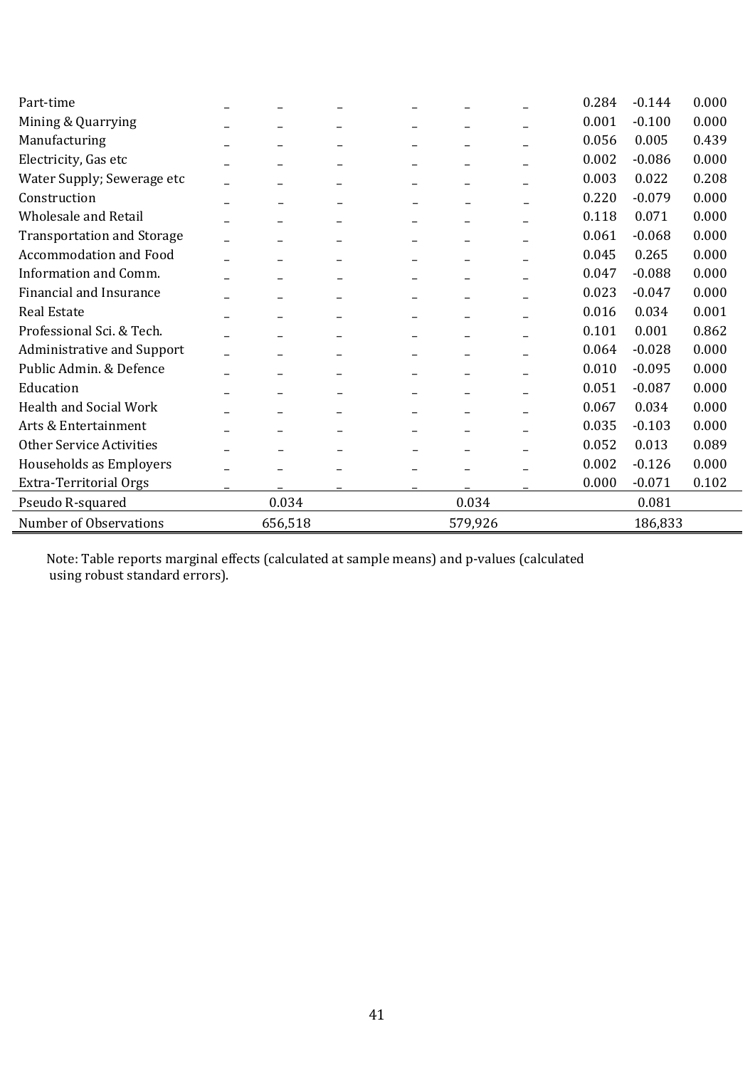| Part-time | _ | _ | _ | _ | _ | _ | 0.284 | -0.144 | 0.000 |
|---|---|---|---|---|---|---|---|---|---|
| Mining & Quarrying | _ | _ | _ | _ | _ | _ | 0.001 | -0.100 | 0.000 |
| Manufacturing | _ | _ | _ | _ | _ | _ | 0.056 | 0.005 | 0.439 |
| Electricity, Gas etc | _ | _ | _ | _ | _ | _ | 0.002 | -0.086 | 0.000 |
| Water Supply; Sewerage etc | _ | _ | _ | _ | _ | _ | 0.003 | 0.022 | 0.208 |
| Construction | _ | _ | _ | _ | _ | _ | 0.220 | -0.079 | 0.000 |
| Wholesale and Retail | _ | _ | _ | _ | _ | _ | 0.118 | 0.071 | 0.000 |
| Transportation and Storage | _ | _ | _ | _ | _ | _ | 0.061 | -0.068 | 0.000 |
| Accommodation and Food | _ | _ | _ | _ | _ | _ | 0.045 | 0.265 | 0.000 |
| Information and Comm. | _ | _ | _ | _ | _ | _ | 0.047 | -0.088 | 0.000 |
| Financial and Insurance | _ | _ | _ | _ | _ | _ | 0.023 | -0.047 | 0.000 |
| Real Estate | _ | _ | _ | _ | _ | _ | 0.016 | 0.034 | 0.001 |
| Professional Sci. & Tech. | _ | _ | _ | _ | _ | _ | 0.101 | 0.001 | 0.862 |
| Administrative and Support | _ | _ | _ | _ | _ | _ | 0.064 | -0.028 | 0.000 |
| Public Admin. & Defence | _ | _ | _ | _ | _ | _ | 0.010 | -0.095 | 0.000 |
| Education | _ | _ | _ | _ | _ | _ | 0.051 | -0.087 | 0.000 |
| Health and Social Work | _ | _ | _ | _ | _ | _ | 0.067 | 0.034 | 0.000 |
| Arts & Entertainment | _ | _ | _ | _ | _ | _ | 0.035 | -0.103 | 0.000 |
| Other Service Activities | _ | _ | _ | _ | _ | _ | 0.052 | 0.013 | 0.089 |
| Households as Employers | _ | _ | _ | _ | _ | _ | 0.002 | -0.126 | 0.000 |
| Extra-Territorial Orgs | _ | _ | _ | _ | _ | _ | 0.000 | -0.071 | 0.102 |
| Pseudo R-squared | | 0.034 | | | 0.034 | | | 0.081 | |
| Number of Observations | | 656,518 | | | 579,926 | | | 186,833 | |

Note: Table reports marginal effects (calculated at sample means) and p-values (calculated using robust standard errors).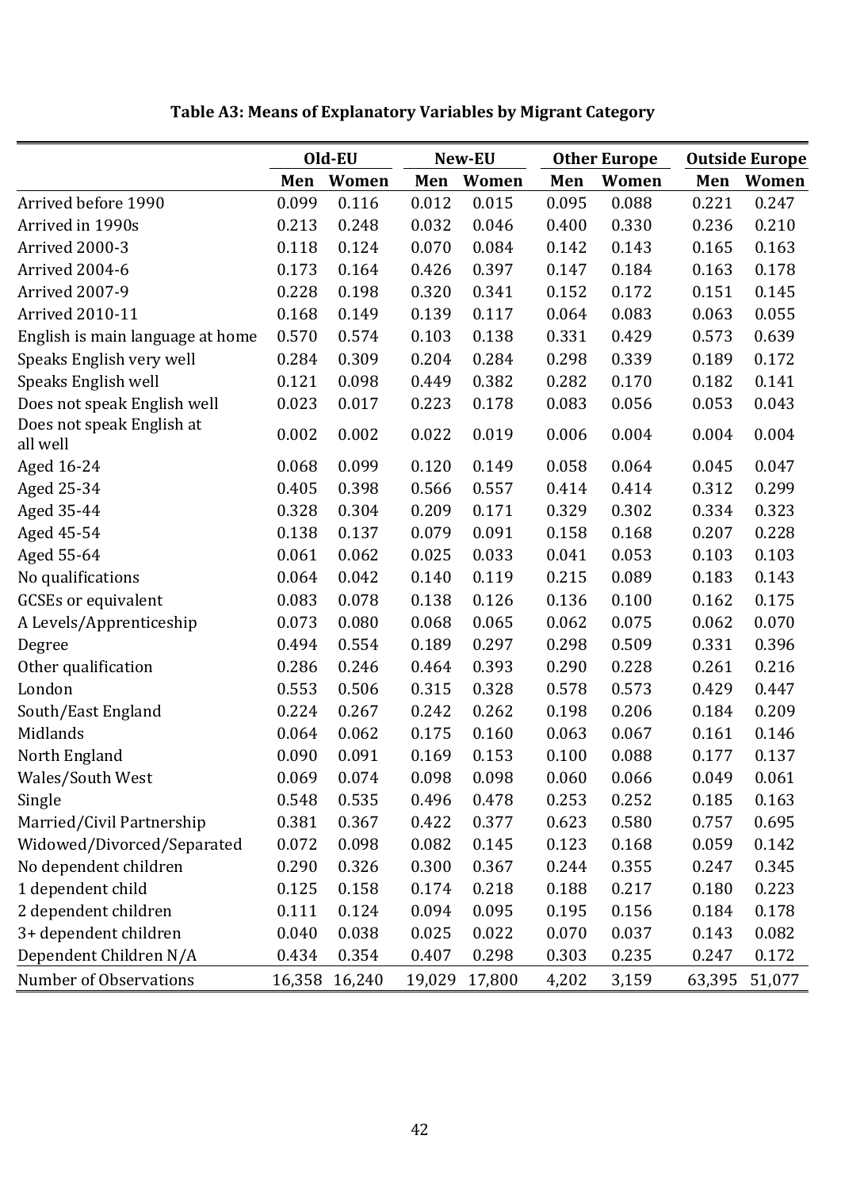**Table A3: Means of Explanatory Variables by Migrant Category**

| | Old-EU | | New-EU | | Other Europe | | Outside Europe | |
|---|---|---|---|---|---|---|---|---|
| | Men | Women | Men | Women | Men | Women | Men | Women |
| Arrived before 1990 | 0.099 | 0.116 | 0.012 | 0.015 | 0.095 | 0.088 | 0.221 | 0.247 |
| Arrived in 1990s | 0.213 | 0.248 | 0.032 | 0.046 | 0.400 | 0.330 | 0.236 | 0.210 |
| Arrived 2000-3 | 0.118 | 0.124 | 0.070 | 0.084 | 0.142 | 0.143 | 0.165 | 0.163 |
| Arrived 2004-6 | 0.173 | 0.164 | 0.426 | 0.397 | 0.147 | 0.184 | 0.163 | 0.178 |
| Arrived 2007-9 | 0.228 | 0.198 | 0.320 | 0.341 | 0.152 | 0.172 | 0.151 | 0.145 |
| Arrived 2010-11 | 0.168 | 0.149 | 0.139 | 0.117 | 0.064 | 0.083 | 0.063 | 0.055 |
| English is main language at home | 0.570 | 0.574 | 0.103 | 0.138 | 0.331 | 0.429 | 0.573 | 0.639 |
| Speaks English very well | 0.284 | 0.309 | 0.204 | 0.284 | 0.298 | 0.339 | 0.189 | 0.172 |
| Speaks English well | 0.121 | 0.098 | 0.449 | 0.382 | 0.282 | 0.170 | 0.182 | 0.141 |
| Does not speak English well | 0.023 | 0.017 | 0.223 | 0.178 | 0.083 | 0.056 | 0.053 | 0.043 |
| Does not speak English at all well | 0.002 | 0.002 | 0.022 | 0.019 | 0.006 | 0.004 | 0.004 | 0.004 |
| Aged 16-24 | 0.068 | 0.099 | 0.120 | 0.149 | 0.058 | 0.064 | 0.045 | 0.047 |
| Aged 25-34 | 0.405 | 0.398 | 0.566 | 0.557 | 0.414 | 0.414 | 0.312 | 0.299 |
| Aged 35-44 | 0.328 | 0.304 | 0.209 | 0.171 | 0.329 | 0.302 | 0.334 | 0.323 |
| Aged 45-54 | 0.138 | 0.137 | 0.079 | 0.091 | 0.158 | 0.168 | 0.207 | 0.228 |
| Aged 55-64 | 0.061 | 0.062 | 0.025 | 0.033 | 0.041 | 0.053 | 0.103 | 0.103 |
| No qualifications | 0.064 | 0.042 | 0.140 | 0.119 | 0.215 | 0.089 | 0.183 | 0.143 |
| GCSEs or equivalent | 0.083 | 0.078 | 0.138 | 0.126 | 0.136 | 0.100 | 0.162 | 0.175 |
| A Levels/Apprenticeship | 0.073 | 0.080 | 0.068 | 0.065 | 0.062 | 0.075 | 0.062 | 0.070 |
| Degree | 0.494 | 0.554 | 0.189 | 0.297 | 0.298 | 0.509 | 0.331 | 0.396 |
| Other qualification | 0.286 | 0.246 | 0.464 | 0.393 | 0.290 | 0.228 | 0.261 | 0.216 |
| London | 0.553 | 0.506 | 0.315 | 0.328 | 0.578 | 0.573 | 0.429 | 0.447 |
| South/East England | 0.224 | 0.267 | 0.242 | 0.262 | 0.198 | 0.206 | 0.184 | 0.209 |
| Midlands | 0.064 | 0.062 | 0.175 | 0.160 | 0.063 | 0.067 | 0.161 | 0.146 |
| North England | 0.090 | 0.091 | 0.169 | 0.153 | 0.100 | 0.088 | 0.177 | 0.137 |
| Wales/South West | 0.069 | 0.074 | 0.098 | 0.098 | 0.060 | 0.066 | 0.049 | 0.061 |
| Single | 0.548 | 0.535 | 0.496 | 0.478 | 0.253 | 0.252 | 0.185 | 0.163 |
| Married/Civil Partnership | 0.381 | 0.367 | 0.422 | 0.377 | 0.623 | 0.580 | 0.757 | 0.695 |
| Widowed/Divorced/Separated | 0.072 | 0.098 | 0.082 | 0.145 | 0.123 | 0.168 | 0.059 | 0.142 |
| No dependent children | 0.290 | 0.326 | 0.300 | 0.367 | 0.244 | 0.355 | 0.247 | 0.345 |
| 1 dependent child | 0.125 | 0.158 | 0.174 | 0.218 | 0.188 | 0.217 | 0.180 | 0.223 |
| 2 dependent children | 0.111 | 0.124 | 0.094 | 0.095 | 0.195 | 0.156 | 0.184 | 0.178 |
| 3+ dependent children | 0.040 | 0.038 | 0.025 | 0.022 | 0.070 | 0.037 | 0.143 | 0.082 |
| Dependent Children N/A | 0.434 | 0.354 | 0.407 | 0.298 | 0.303 | 0.235 | 0.247 | 0.172 |
| Number of Observations | 16,358 | 16,240 | 19,029 | 17,800 | 4,202 | 3,159 | 63,395 | 51,077 |